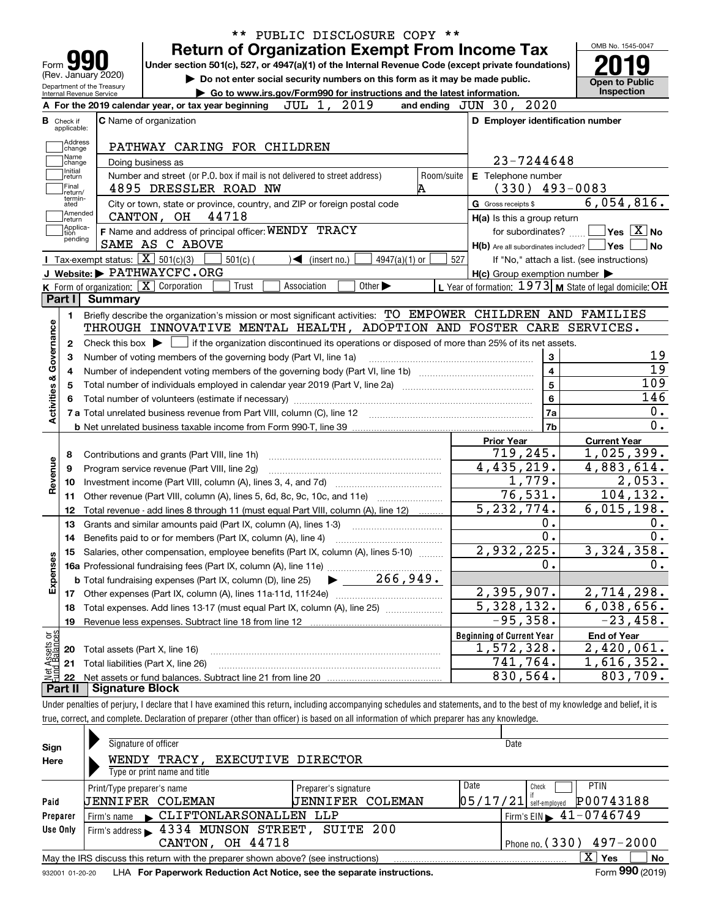\*\* PUBLIC DISCLOSURE COPY \*\*

# Form 990 — Return of Organization Exempt From Income Tax

OMB No. 1545-0047

**2019**

**Open to Public Inspection**

Form 990 (Rev. January 2020)
Department of the Treasury
Internal Revenue Service

Under section 501(c), 527, or 4947(a)(1) of the Internal Revenue Code (except private foundations)

▶ Do not enter social security numbers on this form as it may be made public.

▶ Go to www.irs.gov/Form990 for instructions and the latest information.

**A** For the 2019 calendar year, or tax year beginning JUL 1, 2019 and ending JUN 30, 2020

**B** Check if applicable: Address change, Name change, Initial return, Final return/terminated, Amended return, Application pending

**C** Name of organization: PATHWAY CARING FOR CHILDREN

Doing business as

Number and street (or P.O. box if mail is not delivered to street address): 4895 DRESSLER ROAD NW — Room/suite: A

City or town, state or province, country, and ZIP or foreign postal code: CANTON, OH 44718

**D** Employer identification number: 23-7244648

**E** Telephone number: (330) 493-0083

**G** Gross receipts $ 6,054,816.

**F** Name and address of principal officer: WENDY TRACY, SAME AS C ABOVE

**H(a)** Is this a group return for subordinates? ☐ Yes ☒ No

**H(b)** Are all subordinates included? ☐ Yes ☐ No — If "No," attach a list. (see instructions)

**H(c)** Group exemption number ▶

**I** Tax-exempt status: ☒ 501(c)(3) ☐ 501(c) ( ) ◀ (insert no.) ☐ 4947(a)(1) or ☐ 527

**J** Website: ▶ PATHWAYCFC.ORG

**K** Form of organization: ☒ Corporation ☐ Trust ☐ Association ☐ Other ▶

**L** Year of formation: 1973 **M** State of legal domicile: OH

## Part I Summary

### Activities & Governance

1. Briefly describe the organization's mission or most significant activities: TO EMPOWER CHILDREN AND FAMILIES THROUGH INNOVATIVE MENTAL HEALTH, ADOPTION AND FOSTER CARE SERVICES.
2. Check this box ▶ ☐ if the organization discontinued its operations or disposed of more than 25% of its net assets.

| | | | |
|---|---|---|---|
| 3 | Number of voting members of the governing body (Part VI, line 1a) | 3 | 19 |
| 4 | Number of independent voting members of the governing body (Part VI, line 1b) | 4 | 19 |
| 5 | Total number of individuals employed in calendar year 2019 (Part V, line 2a) | 5 | 109 |
| 6 | Total number of volunteers (estimate if necessary) | 6 | 146 |
| 7a | Total unrelated business revenue from Part VIII, column (C), line 12 | 7a | 0. |
| b | Net unrelated business taxable income from Form 990-T, line 39 | 7b | 0. |

### Revenue / Expenses

| | | Prior Year | Current Year |
|---|---|---|---|
| 8 | Contributions and grants (Part VIII, line 1h) | 719,245. | 1,025,399. |
| 9 | Program service revenue (Part VIII, line 2g) | 4,435,219. | 4,883,614. |
| 10 | Investment income (Part VIII, column (A), lines 3, 4, and 7d) | 1,779. | 2,053. |
| 11 | Other revenue (Part VIII, column (A), lines 5, 6d, 8c, 9c, 10c, and 11e) | 76,531. | 104,132. |
| 12 | Total revenue - add lines 8 through 11 (must equal Part VIII, column (A), line 12) | 5,232,774. | 6,015,198. |
| 13 | Grants and similar amounts paid (Part IX, column (A), lines 1-3) | 0. | 0. |
| 14 | Benefits paid to or for members (Part IX, column (A), line 4) | 0. | 0. |
| 15 | Salaries, other compensation, employee benefits (Part IX, column (A), lines 5-10) | 2,932,225. | 3,324,358. |
| 16a | Professional fundraising fees (Part IX, column (A), line 11e) | 0. | 0. |
| b | Total fundraising expenses (Part IX, column (D), line 25) ▶ 266,949. | | |
| 17 | Other expenses (Part IX, column (A), lines 11a-11d, 11f-24e) | 2,395,907. | 2,714,298. |
| 18 | Total expenses. Add lines 13-17 (must equal Part IX, column (A), line 25) | 5,328,132. | 6,038,656. |
| 19 | Revenue less expenses. Subtract line 18 from line 12 | -95,358. | -23,458. |

### Net Assets or Fund Balances

| | | Beginning of Current Year | End of Year |
|---|---|---|---|
| 20 | Total assets (Part X, line 16) | 1,572,328. | 2,420,061. |
| 21 | Total liabilities (Part X, line 26) | 741,764. | 1,616,352. |
| 22 | Net assets or fund balances. Subtract line 21 from line 20 | 830,564. | 803,709. |

## Part II Signature Block

Under penalties of perjury, I declare that I have examined this return, including accompanying schedules and statements, and to the best of my knowledge and belief, it is true, correct, and complete. Declaration of preparer (other than officer) is based on all information of which preparer has any knowledge.

**Sign Here**

Signature of officer — Date

WENDY TRACY, EXECUTIVE DIRECTOR
Type or print name and title

**Paid Preparer Use Only**

| Print/Type preparer's name | Preparer's signature | Date | Check if self-employed | PTIN |
|---|---|---|---|---|
| JENNIFER COLEMAN | JENNIFER COLEMAN | 05/17/21 | ☐ | P00743188 |

Firm's name ▶ CLIFTONLARSONALLEN LLP — Firm's EIN ▶ 41-0746749

Firm's address ▶ 4334 MUNSON STREET, SUITE 200, CANTON, OH 44718 — Phone no. (330) 497-2000

May the IRS discuss this return with the preparer shown above? (see instructions) ☒ Yes ☐ No

932001 01-20-20 LHA For Paperwork Reduction Act Notice, see the separate instructions. Form 990 (2019)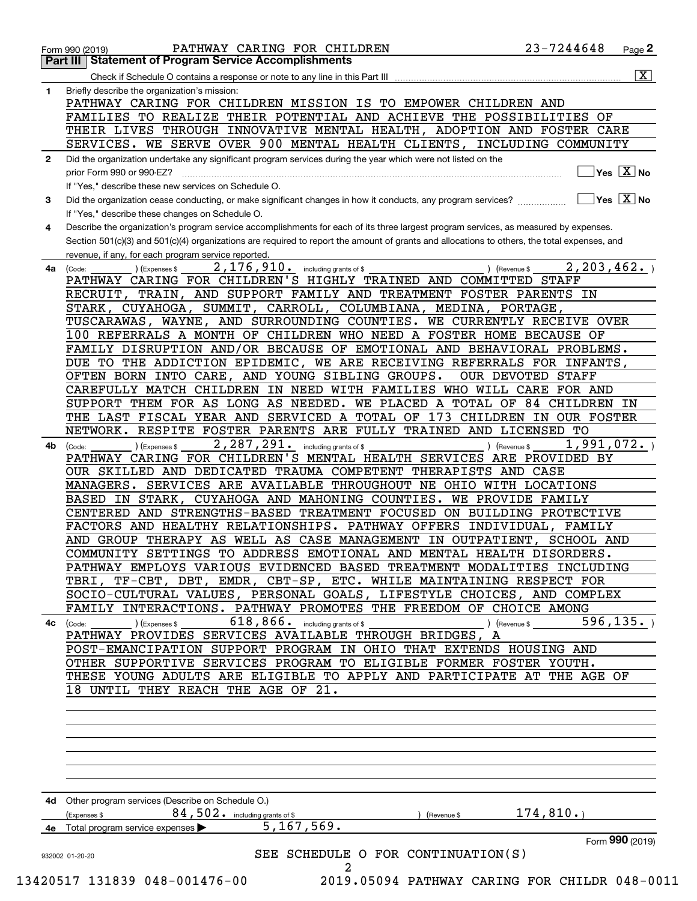Form 990 (2019) PATHWAY CARING FOR CHILDREN 23-7244648

## Part III Statement of Program Service Accomplishments

Check if Schedule O contains a response or note to any line in this Part III [X]

**1** Briefly describe the organization's mission:

PATHWAY CARING FOR CHILDREN MISSION IS TO EMPOWER CHILDREN AND FAMILIES TO REALIZE THEIR POTENTIAL AND ACHIEVE THE POSSIBILITIES OF THEIR LIVES THROUGH INNOVATIVE MENTAL HEALTH, ADOPTION AND FOSTER CARE SERVICES. WE SERVE OVER 900 MENTAL HEALTH CLIENTS, INCLUDING COMMUNITY

**2** Did the organization undertake any significant program services during the year which were not listed on the prior Form 990 or 990-EZ? [ ] Yes [X] No

If "Yes," describe these new services on Schedule O.

**3** Did the organization cease conducting, or make significant changes in how it conducts, any program services? [ ] Yes [X] No

If "Yes," describe these changes on Schedule O.

**4** Describe the organization's program service accomplishments for each of its three largest program services, as measured by expenses. Section 501(c)(3) and 501(c)(4) organizations are required to report the amount of grants and allocations to others, the total expenses, and revenue, if any, for each program service reported.

**4a** (Code: ) (Expenses $ 2,176,910. including grants of $ ) (Revenue $ 2,203,462. )

PATHWAY CARING FOR CHILDREN'S HIGHLY TRAINED AND COMMITTED STAFF RECRUIT, TRAIN, AND SUPPORT FAMILY AND TREATMENT FOSTER PARENTS IN STARK, CUYAHOGA, SUMMIT, CARROLL, COLUMBIANA, MEDINA, PORTAGE, TUSCARAWAS, WAYNE, AND SURROUNDING COUNTIES. WE CURRENTLY RECEIVE OVER 100 REFERRALS A MONTH OF CHILDREN WHO NEED A FOSTER HOME BECAUSE OF FAMILY DISRUPTION AND/OR BECAUSE OF EMOTIONAL AND BEHAVIORAL PROBLEMS. DUE TO THE ADDICTION EPIDEMIC, WE ARE RECEIVING REFERRALS FOR INFANTS, OFTEN BORN INTO CARE, AND YOUNG SIBLING GROUPS. OUR DEVOTED STAFF CAREFULLY MATCH CHILDREN IN NEED WITH FAMILIES WHO WILL CARE FOR AND SUPPORT THEM FOR AS LONG AS NEEDED. WE PLACED A TOTAL OF 84 CHILDREN IN THE LAST FISCAL YEAR AND SERVICED A TOTAL OF 173 CHILDREN IN OUR FOSTER NETWORK. RESPITE FOSTER PARENTS ARE FULLY TRAINED AND LICENSED TO

**4b** (Code: ) (Expenses $ 2,287,291. including grants of $ ) (Revenue $ 1,991,072. )

PATHWAY CARING FOR CHILDREN'S MENTAL HEALTH SERVICES ARE PROVIDED BY OUR SKILLED AND DEDICATED TRAUMA COMPETENT THERAPISTS AND CASE MANAGERS. SERVICES ARE AVAILABLE THROUGHOUT NE OHIO WITH LOCATIONS BASED IN STARK, CUYAHOGA AND MAHONING COUNTIES. WE PROVIDE FAMILY CENTERED AND STRENGTHS-BASED TREATMENT FOCUSED ON BUILDING PROTECTIVE FACTORS AND HEALTHY RELATIONSHIPS. PATHWAY OFFERS INDIVIDUAL, FAMILY AND GROUP THERAPY AS WELL AS CASE MANAGEMENT IN OUTPATIENT, SCHOOL AND COMMUNITY SETTINGS TO ADDRESS EMOTIONAL AND MENTAL HEALTH DISORDERS. PATHWAY EMPLOYS VARIOUS EVIDENCED BASED TREATMENT MODALITIES INCLUDING TBRI, TF-CBT, DBT, EMDR, CBT-SP, ETC. WHILE MAINTAINING RESPECT FOR SOCIO-CULTURAL VALUES, PERSONAL GOALS, LIFESTYLE CHOICES, AND COMPLEX FAMILY INTERACTIONS. PATHWAY PROMOTES THE FREEDOM OF CHOICE AMONG

**4c** (Code: ) (Expenses $ 618,866. including grants of $ ) (Revenue $ 596,135. )

PATHWAY PROVIDES SERVICES AVAILABLE THROUGH BRIDGES, A POST-EMANCIPATION SUPPORT PROGRAM IN OHIO THAT EXTENDS HOUSING AND OTHER SUPPORTIVE SERVICES PROGRAM TO ELIGIBLE FORMER FOSTER YOUTH. THESE YOUNG ADULTS ARE ELIGIBLE TO APPLY AND PARTICIPATE AT THE AGE OF 18 UNTIL THEY REACH THE AGE OF 21.

**4d** Other program services (Describe on Schedule O.)

(Expenses $ 84,502. including grants of $ ) (Revenue $ 174,810.)

**4e** Total program service expenses ▶ 5,167,569.

Form **990** (2019)

932002 01-20-20

SEE SCHEDULE O FOR CONTINUATION(S)

13420517 131839 048-001476-00 2019.05094 PATHWAY CARING FOR CHILDR 048-0011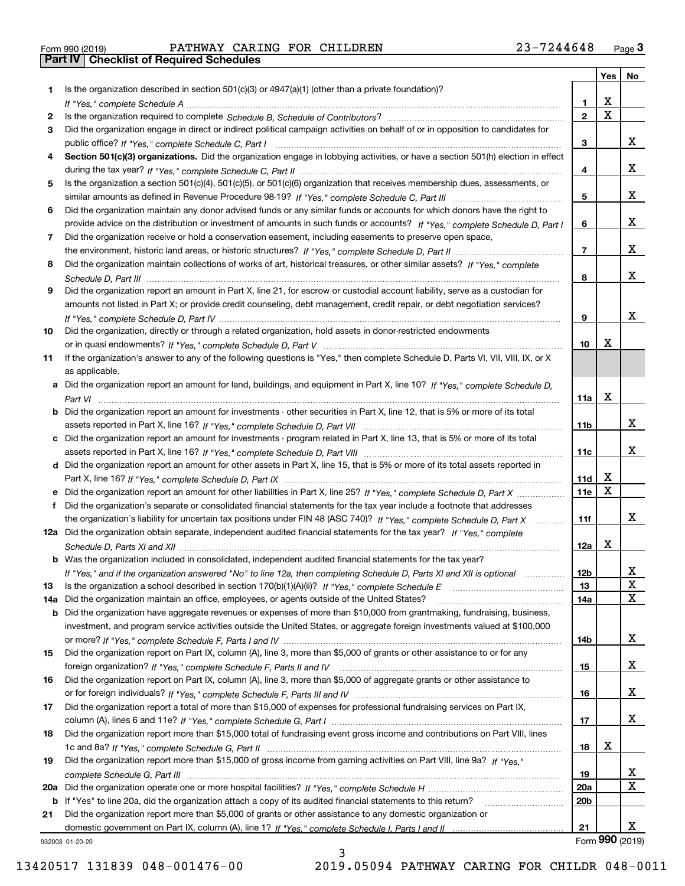Form 990 (2019) PATHWAY CARING FOR CHILDREN 23-7244648

## Part IV Checklist of Required Schedules

| | | | Yes | No |
|---|---|---|---|---|
| 1 | Is the organization described in section 501(c)(3) or 4947(a)(1) (other than a private foundation)? *If "Yes," complete Schedule A* | 1 | X | |
| 2 | Is the organization required to complete *Schedule B, Schedule of Contributors*? | 2 | X | |
| 3 | Did the organization engage in direct or indirect political campaign activities on behalf of or in opposition to candidates for public office? *If "Yes," complete Schedule C, Part I* | 3 | | X |
| 4 | **Section 501(c)(3) organizations.** Did the organization engage in lobbying activities, or have a section 501(h) election in effect during the tax year? *If "Yes," complete Schedule C, Part II* | 4 | | X |
| 5 | Is the organization a section 501(c)(4), 501(c)(5), or 501(c)(6) organization that receives membership dues, assessments, or similar amounts as defined in Revenue Procedure 98-19? *If "Yes," complete Schedule C, Part III* | 5 | | X |
| 6 | Did the organization maintain any donor advised funds or any similar funds or accounts for which donors have the right to provide advice on the distribution or investment of amounts in such funds or accounts? *If "Yes," complete Schedule D, Part I* | 6 | | X |
| 7 | Did the organization receive or hold a conservation easement, including easements to preserve open space, the environment, historic land areas, or historic structures? *If "Yes," complete Schedule D, Part II* | 7 | | X |
| 8 | Did the organization maintain collections of works of art, historical treasures, or other similar assets? *If "Yes," complete Schedule D, Part III* | 8 | | X |
| 9 | Did the organization report an amount in Part X, line 21, for escrow or custodial account liability, serve as a custodian for amounts not listed in Part X; or provide credit counseling, debt management, credit repair, or debt negotiation services? *If "Yes," complete Schedule D, Part IV* | 9 | | X |
| 10 | Did the organization, directly or through a related organization, hold assets in donor-restricted endowments or in quasi endowments? *If "Yes," complete Schedule D, Part V* | 10 | X | |
| 11 | If the organization's answer to any of the following questions is "Yes," then complete Schedule D, Parts VI, VII, VIII, IX, or X as applicable. | | | |
| a | Did the organization report an amount for land, buildings, and equipment in Part X, line 10? *If "Yes," complete Schedule D, Part VI* | 11a | X | |
| b | Did the organization report an amount for investments - other securities in Part X, line 12, that is 5% or more of its total assets reported in Part X, line 16? *If "Yes," complete Schedule D, Part VII* | 11b | | X |
| c | Did the organization report an amount for investments - program related in Part X, line 13, that is 5% or more of its total assets reported in Part X, line 16? *If "Yes," complete Schedule D, Part VIII* | 11c | | X |
| d | Did the organization report an amount for other assets in Part X, line 15, that is 5% or more of its total assets reported in Part X, line 16? *If "Yes," complete Schedule D, Part IX* | 11d | X | |
| e | Did the organization report an amount for other liabilities in Part X, line 25? *If "Yes," complete Schedule D, Part X* | 11e | X | |
| f | Did the organization's separate or consolidated financial statements for the tax year include a footnote that addresses the organization's liability for uncertain tax positions under FIN 48 (ASC 740)? *If "Yes," complete Schedule D, Part X* | 11f | | X |
| 12a | Did the organization obtain separate, independent audited financial statements for the tax year? *If "Yes," complete Schedule D, Parts XI and XII* | 12a | X | |
| b | Was the organization included in consolidated, independent audited financial statements for the tax year? *If "Yes," and if the organization answered "No" to line 12a, then completing Schedule D, Parts XI and XII is optional* | 12b | | X |
| 13 | Is the organization a school described in section 170(b)(1)(A)(ii)? *If "Yes," complete Schedule E* | 13 | | X |
| 14a | Did the organization maintain an office, employees, or agents outside of the United States? | 14a | | X |
| b | Did the organization have aggregate revenues or expenses of more than $10,000 from grantmaking, fundraising, business, investment, and program service activities outside the United States, or aggregate foreign investments valued at $100,000 or more? *If "Yes," complete Schedule F, Parts I and IV* | 14b | | X |
| 15 | Did the organization report on Part IX, column (A), line 3, more than $5,000 of grants or other assistance to or for any foreign organization? *If "Yes," complete Schedule F, Parts II and IV* | 15 | | X |
| 16 | Did the organization report on Part IX, column (A), line 3, more than $5,000 of aggregate grants or other assistance to or for foreign individuals? *If "Yes," complete Schedule F, Parts III and IV* | 16 | | X |
| 17 | Did the organization report a total of more than $15,000 of expenses for professional fundraising services on Part IX, column (A), lines 6 and 11e? *If "Yes," complete Schedule G, Part I* | 17 | | X |
| 18 | Did the organization report more than $15,000 total of fundraising event gross income and contributions on Part VIII, lines 1c and 8a? *If "Yes," complete Schedule G, Part II* | 18 | X | |
| 19 | Did the organization report more than $15,000 of gross income from gaming activities on Part VIII, line 9a? *If "Yes," complete Schedule G, Part III* | 19 | | X |
| 20a | Did the organization operate one or more hospital facilities? *If "Yes," complete Schedule H* | 20a | | X |
| b | If "Yes" to line 20a, did the organization attach a copy of its audited financial statements to this return? | 20b | | |
| 21 | Did the organization report more than $5,000 of grants or other assistance to any domestic organization or domestic government on Part IX, column (A), line 1? *If "Yes," complete Schedule I, Parts I and II* | 21 | | X |

932003 01-20-20 Form 990 (2019)

13420517 131839 048-001476-00 2019.05094 PATHWAY CARING FOR CHILDR 048-0011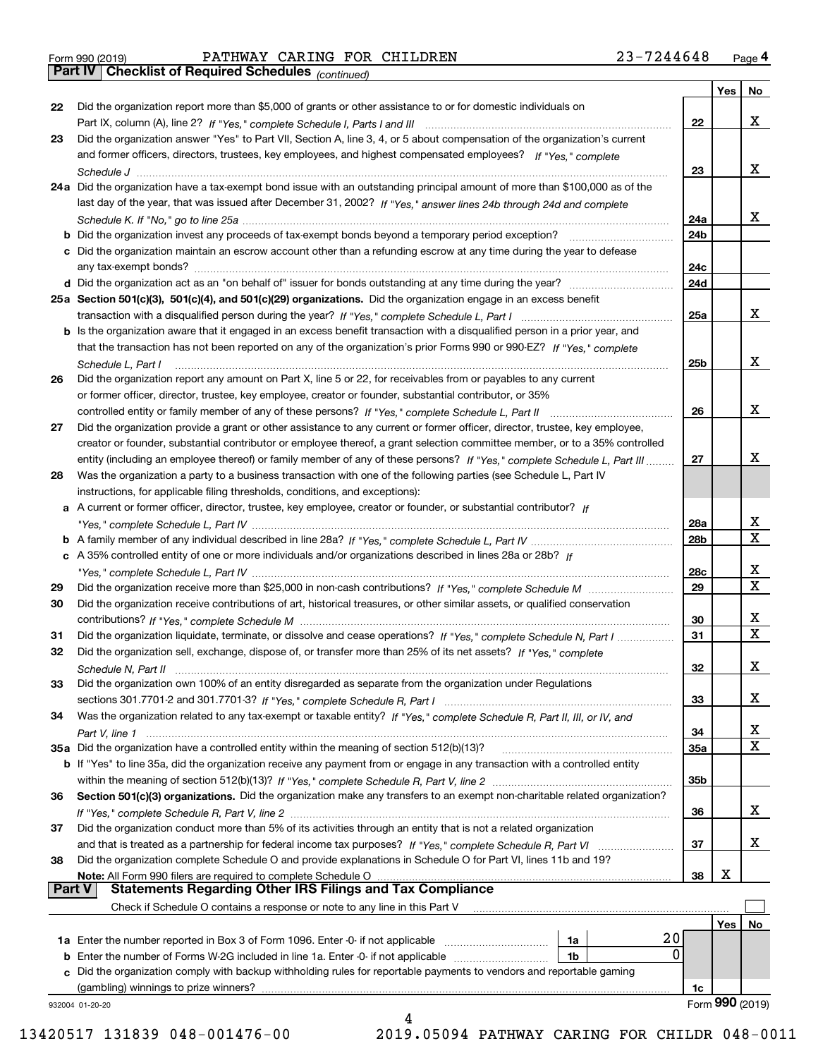Form 990 (2019) PATHWAY CARING FOR CHILDREN 23-7244648 Page 4

## Part IV Checklist of Required Schedules *(continued)*

| | | | Yes | No |
|---|---|---|---|---|
| 22 | Did the organization report more than $5,000 of grants or other assistance to or for domestic individuals on Part IX, column (A), line 2? *If "Yes," complete Schedule I, Parts I and III* | 22 | | X |
| 23 | Did the organization answer "Yes" to Part VII, Section A, line 3, 4, or 5 about compensation of the organization's current and former officers, directors, trustees, key employees, and highest compensated employees? *If "Yes," complete Schedule J* | 23 | | X |
| 24a | Did the organization have a tax-exempt bond issue with an outstanding principal amount of more than $100,000 as of the last day of the year, that was issued after December 31, 2002? *If "Yes," answer lines 24b through 24d and complete Schedule K. If "No," go to line 25a* | 24a | | X |
| b | Did the organization invest any proceeds of tax-exempt bonds beyond a temporary period exception? | 24b | | |
| c | Did the organization maintain an escrow account other than a refunding escrow at any time during the year to defease any tax-exempt bonds? | 24c | | |
| d | Did the organization act as an "on behalf of" issuer for bonds outstanding at any time during the year? | 24d | | |
| 25a | **Section 501(c)(3), 501(c)(4), and 501(c)(29) organizations.** Did the organization engage in an excess benefit transaction with a disqualified person during the year? *If "Yes," complete Schedule L, Part I* | 25a | | X |
| b | Is the organization aware that it engaged in an excess benefit transaction with a disqualified person in a prior year, and that the transaction has not been reported on any of the organization's prior Forms 990 or 990-EZ? *If "Yes," complete Schedule L, Part I* | 25b | | X |
| 26 | Did the organization report any amount on Part X, line 5 or 22, for receivables from or payables to any current or former officer, director, trustee, key employee, creator or founder, substantial contributor, or 35% controlled entity or family member of any of these persons? *If "Yes," complete Schedule L, Part II* | 26 | | X |
| 27 | Did the organization provide a grant or other assistance to any current or former officer, director, trustee, key employee, creator or founder, substantial contributor or employee thereof, a grant selection committee member, or to a 35% controlled entity (including an employee thereof) or family member of any of these persons? *If "Yes," complete Schedule L, Part III* | 27 | | X |
| 28 | Was the organization a party to a business transaction with one of the following parties (see Schedule L, Part IV instructions, for applicable filing thresholds, conditions, and exceptions): | | | |
| a | A current or former officer, director, trustee, key employee, creator or founder, or substantial contributor? *If "Yes," complete Schedule L, Part IV* | 28a | | X |
| b | A family member of any individual described in line 28a? *If "Yes," complete Schedule L, Part IV* | 28b | | X |
| c | A 35% controlled entity of one or more individuals and/or organizations described in lines 28a or 28b? *If "Yes," complete Schedule L, Part IV* | 28c | | X |
| 29 | Did the organization receive more than $25,000 in non-cash contributions? *If "Yes," complete Schedule M* | 29 | | X |
| 30 | Did the organization receive contributions of art, historical treasures, or other similar assets, or qualified conservation contributions? *If "Yes," complete Schedule M* | 30 | | X |
| 31 | Did the organization liquidate, terminate, or dissolve and cease operations? *If "Yes," complete Schedule N, Part I* | 31 | | X |
| 32 | Did the organization sell, exchange, dispose of, or transfer more than 25% of its net assets? *If "Yes," complete Schedule N, Part II* | 32 | | X |
| 33 | Did the organization own 100% of an entity disregarded as separate from the organization under Regulations sections 301.7701-2 and 301.7701-3? *If "Yes," complete Schedule R, Part I* | 33 | | X |
| 34 | Was the organization related to any tax-exempt or taxable entity? *If "Yes," complete Schedule R, Part II, III, or IV, and Part V, line 1* | 34 | | X |
| 35a | Did the organization have a controlled entity within the meaning of section 512(b)(13)? | 35a | | X |
| b | If "Yes" to line 35a, did the organization receive any payment from or engage in any transaction with a controlled entity within the meaning of section 512(b)(13)? *If "Yes," complete Schedule R, Part V, line 2* | 35b | | |
| 36 | **Section 501(c)(3) organizations.** Did the organization make any transfers to an exempt non-charitable related organization? *If "Yes," complete Schedule R, Part V, line 2* | 36 | | X |
| 37 | Did the organization conduct more than 5% of its activities through an entity that is not a related organization and that is treated as a partnership for federal income tax purposes? *If "Yes," complete Schedule R, Part VI* | 37 | | X |
| 38 | Did the organization complete Schedule O and provide explanations in Schedule O for Part VI, lines 11b and 19? **Note:** All Form 990 filers are required to complete Schedule O | 38 | X | |

## Part V Statements Regarding Other IRS Filings and Tax Compliance

Check if Schedule O contains a response or note to any line in this Part V ☐

| | | | | | Yes | No |
|---|---|---|---|---|---|---|
| 1a | Enter the number reported in Box 3 of Form 1096. Enter -0- if not applicable | 1a | 20 | | | |
| b | Enter the number of Forms W-2G included in line 1a. Enter -0- if not applicable | 1b | 0 | | | |
| c | Did the organization comply with backup withholding rules for reportable payments to vendors and reportable gaming (gambling) winnings to prize winners? | | | 1c | | |

932004 01-20-20 Form **990** (2019)

13420517 131839 048-001476-00 2019.05094 PATHWAY CARING FOR CHILDR 048-0011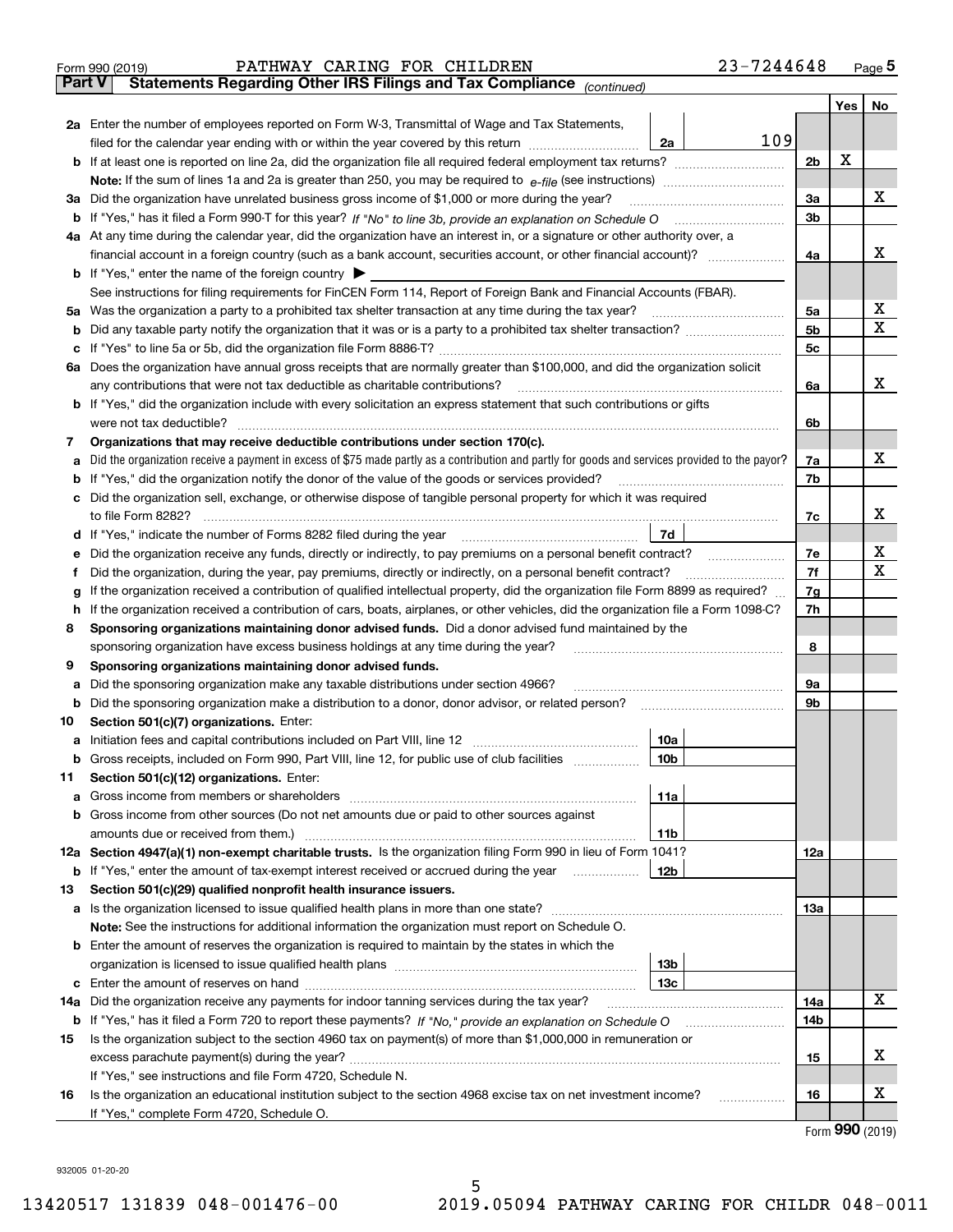Form 990 (2019) PATHWAY CARING FOR CHILDREN 23-7244648 Page 5

## Part V Statements Regarding Other IRS Filings and Tax Compliance *(continued)*

| | | | | | Yes | No |
|---|---|---|---|---|---|---|
| **2a** | Enter the number of employees reported on Form W-3, Transmittal of Wage and Tax Statements, filed for the calendar year ending with or within the year covered by this return | 2a | 109 | | | |
| **b** | If at least one is reported on line 2a, did the organization file all required federal employment tax returns? | | | 2b | X | |
| | **Note:** If the sum of lines 1a and 2a is greater than 250, you may be required to *e-file* (see instructions) | | | | | |
| **3a** | Did the organization have unrelated business gross income of $1,000 or more during the year? | | | 3a | | X |
| **b** | If "Yes," has it filed a Form 990-T for this year? *If "No" to line 3b, provide an explanation on Schedule O* | | | 3b | | |
| **4a** | At any time during the calendar year, did the organization have an interest in, or a signature or other authority over, a financial account in a foreign country (such as a bank account, securities account, or other financial account)? | | | 4a | | X |
| **b** | If "Yes," enter the name of the foreign country ▶ | | | | | |
| | See instructions for filing requirements for FinCEN Form 114, Report of Foreign Bank and Financial Accounts (FBAR). | | | | | |
| **5a** | Was the organization a party to a prohibited tax shelter transaction at any time during the tax year? | | | 5a | | X |
| **b** | Did any taxable party notify the organization that it was or is a party to a prohibited tax shelter transaction? | | | 5b | | X |
| **c** | If "Yes" to line 5a or 5b, did the organization file Form 8886-T? | | | 5c | | |
| **6a** | Does the organization have annual gross receipts that are normally greater than $100,000, and did the organization solicit any contributions that were not tax deductible as charitable contributions? | | | 6a | | X |
| **b** | If "Yes," did the organization include with every solicitation an express statement that such contributions or gifts were not tax deductible? | | | 6b | | |
| **7** | **Organizations that may receive deductible contributions under section 170(c).** | | | | | |
| **a** | Did the organization receive a payment in excess of $75 made partly as a contribution and partly for goods and services provided to the payor? | | | 7a | | X |
| **b** | If "Yes," did the organization notify the donor of the value of the goods or services provided? | | | 7b | | |
| **c** | Did the organization sell, exchange, or otherwise dispose of tangible personal property for which it was required to file Form 8282? | | | 7c | | X |
| **d** | If "Yes," indicate the number of Forms 8282 filed during the year | 7d | | | | |
| **e** | Did the organization receive any funds, directly or indirectly, to pay premiums on a personal benefit contract? | | | 7e | | X |
| **f** | Did the organization, during the year, pay premiums, directly or indirectly, on a personal benefit contract? | | | 7f | | X |
| **g** | If the organization received a contribution of qualified intellectual property, did the organization file Form 8899 as required? | | | 7g | | |
| **h** | If the organization received a contribution of cars, boats, airplanes, or other vehicles, did the organization file a Form 1098-C? | | | 7h | | |
| **8** | **Sponsoring organizations maintaining donor advised funds.** Did a donor advised fund maintained by the sponsoring organization have excess business holdings at any time during the year? | | | 8 | | |
| **9** | **Sponsoring organizations maintaining donor advised funds.** | | | | | |
| **a** | Did the sponsoring organization make any taxable distributions under section 4966? | | | 9a | | |
| **b** | Did the sponsoring organization make a distribution to a donor, donor advisor, or related person? | | | 9b | | |
| **10** | **Section 501(c)(7) organizations.** Enter: | | | | | |
| **a** | Initiation fees and capital contributions included on Part VIII, line 12 | 10a | | | | |
| **b** | Gross receipts, included on Form 990, Part VIII, line 12, for public use of club facilities | 10b | | | | |
| **11** | **Section 501(c)(12) organizations.** Enter: | | | | | |
| **a** | Gross income from members or shareholders | 11a | | | | |
| **b** | Gross income from other sources (Do not net amounts due or paid to other sources against amounts due or received from them.) | 11b | | | | |
| **12a** | **Section 4947(a)(1) non-exempt charitable trusts.** Is the organization filing Form 990 in lieu of Form 1041? | | | 12a | | |
| **b** | If "Yes," enter the amount of tax-exempt interest received or accrued during the year | 12b | | | | |
| **13** | **Section 501(c)(29) qualified nonprofit health insurance issuers.** | | | | | |
| **a** | Is the organization licensed to issue qualified health plans in more than one state? | | | 13a | | |
| | **Note:** See the instructions for additional information the organization must report on Schedule O. | | | | | |
| **b** | Enter the amount of reserves the organization is required to maintain by the states in which the organization is licensed to issue qualified health plans | 13b | | | | |
| **c** | Enter the amount of reserves on hand | 13c | | | | |
| **14a** | Did the organization receive any payments for indoor tanning services during the tax year? | | | 14a | | X |
| **b** | If "Yes," has it filed a Form 720 to report these payments? *If "No," provide an explanation on Schedule O* | | | 14b | | |
| **15** | Is the organization subject to the section 4960 tax on payment(s) of more than $1,000,000 in remuneration or excess parachute payment(s) during the year? | | | 15 | | X |
| | If "Yes," see instructions and file Form 4720, Schedule N. | | | | | |
| **16** | Is the organization an educational institution subject to the section 4968 excise tax on net investment income? | | | 16 | | X |
| | If "Yes," complete Form 4720, Schedule O. | | | | | |

Form **990** (2019)

932005 01-20-20

13420517 131839 048-001476-00 2019.05094 PATHWAY CARING FOR CHILDR 048-0011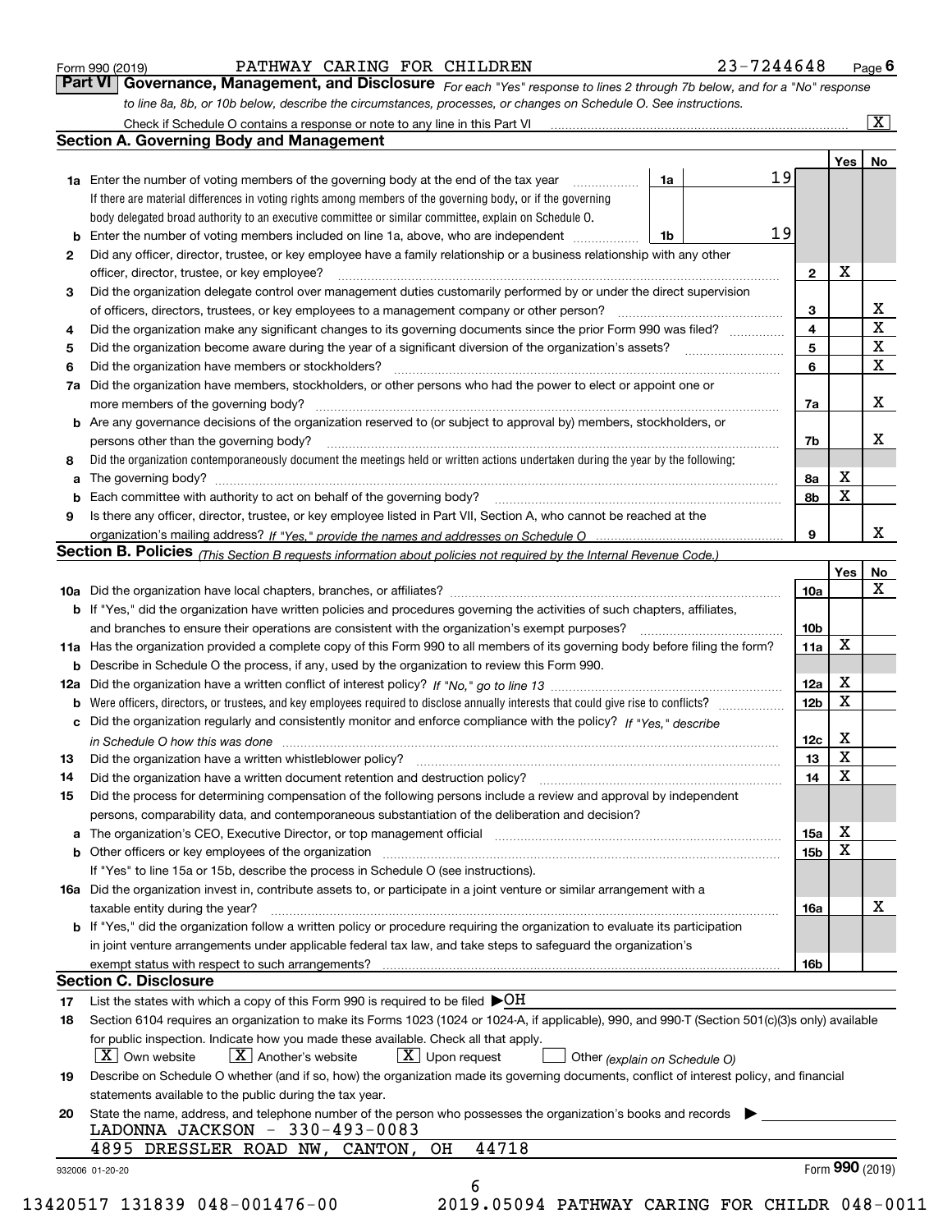Form 990 (2019) PATHWAY CARING FOR CHILDREN 23-7244648 Page **6**

## Part VI Governance, Management, and Disclosure

*For each "Yes" response to lines 2 through 7b below, and for a "No" response to line 8a, 8b, or 10b below, describe the circumstances, processes, or changes on Schedule O. See instructions.*

Check if Schedule O contains a response or note to any line in this Part VI ... [X]

### Section A. Governing Body and Management

| | | | | | Yes | No |
|---|---|---|---|---|---|---|
| **1a** | Enter the number of voting members of the governing body at the end of the tax year. If there are material differences in voting rights among members of the governing body, or if the governing body delegated broad authority to an executive committee or similar committee, explain on Schedule O. | 1a | 19 | | | |
| **b** | Enter the number of voting members included on line 1a, above, who are independent | 1b | 19 | | | |
| **2** | Did any officer, director, trustee, or key employee have a family relationship or a business relationship with any other officer, director, trustee, or key employee? | | | 2 | X | |
| **3** | Did the organization delegate control over management duties customarily performed by or under the direct supervision of officers, directors, trustees, or key employees to a management company or other person? | | | 3 | | X |
| **4** | Did the organization make any significant changes to its governing documents since the prior Form 990 was filed? | | | 4 | | X |
| **5** | Did the organization become aware during the year of a significant diversion of the organization's assets? | | | 5 | | X |
| **6** | Did the organization have members or stockholders? | | | 6 | | X |
| **7a** | Did the organization have members, stockholders, or other persons who had the power to elect or appoint one or more members of the governing body? | | | 7a | | X |
| **b** | Are any governance decisions of the organization reserved to (or subject to approval by) members, stockholders, or persons other than the governing body? | | | 7b | | X |
| **8** | Did the organization contemporaneously document the meetings held or written actions undertaken during the year by the following: | | | | | |
| **a** | The governing body? | | | 8a | X | |
| **b** | Each committee with authority to act on behalf of the governing body? | | | 8b | X | |
| **9** | Is there any officer, director, trustee, or key employee listed in Part VII, Section A, who cannot be reached at the organization's mailing address? *If "Yes," provide the names and addresses on Schedule O* | | | 9 | | X |

### Section B. Policies *(This Section B requests information about policies not required by the Internal Revenue Code.)*

| | | | Yes | No |
|---|---|---|---|---|
| **10a** | Did the organization have local chapters, branches, or affiliates? | 10a | | X |
| **b** | If "Yes," did the organization have written policies and procedures governing the activities of such chapters, affiliates, and branches to ensure their operations are consistent with the organization's exempt purposes? | 10b | | |
| **11a** | Has the organization provided a complete copy of this Form 990 to all members of its governing body before filing the form? | 11a | X | |
| **b** | Describe in Schedule O the process, if any, used by the organization to review this Form 990. | | | |
| **12a** | Did the organization have a written conflict of interest policy? *If "No," go to line 13* | 12a | X | |
| **b** | Were officers, directors, or trustees, and key employees required to disclose annually interests that could give rise to conflicts? | 12b | X | |
| **c** | Did the organization regularly and consistently monitor and enforce compliance with the policy? *If "Yes," describe in Schedule O how this was done* | 12c | X | |
| **13** | Did the organization have a written whistleblower policy? | 13 | X | |
| **14** | Did the organization have a written document retention and destruction policy? | 14 | X | |
| **15** | Did the process for determining compensation of the following persons include a review and approval by independent persons, comparability data, and contemporaneous substantiation of the deliberation and decision? | | | |
| **a** | The organization's CEO, Executive Director, or top management official | 15a | X | |
| **b** | Other officers or key employees of the organization | 15b | X | |
| | If "Yes" to line 15a or 15b, describe the process in Schedule O (see instructions). | | | |
| **16a** | Did the organization invest in, contribute assets to, or participate in a joint venture or similar arrangement with a taxable entity during the year? | 16a | | X |
| **b** | If "Yes," did the organization follow a written policy or procedure requiring the organization to evaluate its participation in joint venture arrangements under applicable federal tax law, and take steps to safeguard the organization's exempt status with respect to such arrangements? | 16b | | |

### Section C. Disclosure

**17** List the states with which a copy of this Form 990 is required to be filed ▶OH

**18** Section 6104 requires an organization to make its Forms 1023 (1024 or 1024-A, if applicable), 990, and 990-T (Section 501(c)(3)s only) available for public inspection. Indicate how you made these available. Check all that apply.

[X] Own website [X] Another's website [X] Upon request [ ] Other *(explain on Schedule O)*

**19** Describe on Schedule O whether (and if so, how) the organization made its governing documents, conflict of interest policy, and financial statements available to the public during the tax year.

**20** State the name, address, and telephone number of the person who possesses the organization's books and records ▶

LADONNA JACKSON - 330-493-0083
4895 DRESSLER ROAD NW, CANTON, OH 44718

932006 01-20-20 Form **990** (2019)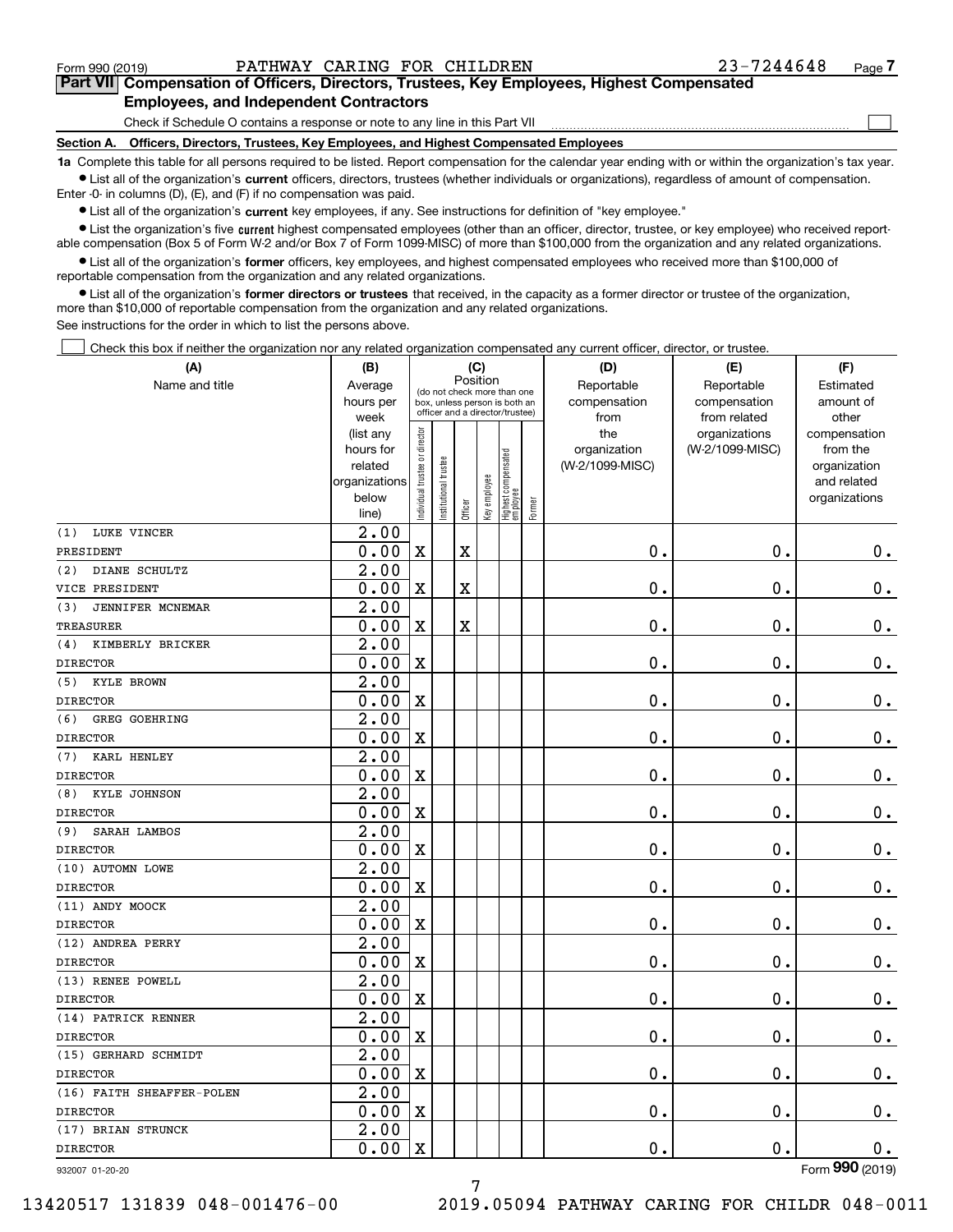Form 990 (2019) PATHWAY CARING FOR CHILDREN 23-7244648 Page 7

**Part VII Compensation of Officers, Directors, Trustees, Key Employees, Highest Compensated Employees, and Independent Contractors**

Check if Schedule O contains a response or note to any line in this Part VII ☐

**Section A. Officers, Directors, Trustees, Key Employees, and Highest Compensated Employees**

**1a** Complete this table for all persons required to be listed. Report compensation for the calendar year ending with or within the organization's tax year.

- List all of the organization's **current** officers, directors, trustees (whether individuals or organizations), regardless of amount of compensation. Enter -0- in columns (D), (E), and (F) if no compensation was paid.
- List all of the organization's **current** key employees, if any. See instructions for definition of "key employee."
- List the organization's five **current** highest compensated employees (other than an officer, director, trustee, or key employee) who received reportable compensation (Box 5 of Form W-2 and/or Box 7 of Form 1099-MISC) of more than $100,000 from the organization and any related organizations.
- List all of the organization's **former** officers, key employees, and highest compensated employees who received more than $100,000 of reportable compensation from the organization and any related organizations.
- List all of the organization's **former directors or trustees** that received, in the capacity as a former director or trustee of the organization, more than $10,000 of reportable compensation from the organization and any related organizations.

See instructions for the order in which to list the persons above.

☐ Check this box if neither the organization nor any related organization compensated any current officer, director, or trustee.

| (A) Name and title | (B) Average hours per week (list any hours for related organizations below line) | (C) Individual trustee or director | Institutional trustee | Officer | Key employee | Highest compensated employee | Former | (D) Reportable compensation from the organization (W-2/1099-MISC) | (E) Reportable compensation from related organizations (W-2/1099-MISC) | (F) Estimated amount of other compensation from the organization and related organizations |
|---|---|---|---|---|---|---|---|---|---|---|
| (1) LUKE VINCER<br>PRESIDENT | 2.00<br>0.00 | X | | X | | | | 0. | 0. | 0. |
| (2) DIANE SCHULTZ<br>VICE PRESIDENT | 2.00<br>0.00 | X | | X | | | | 0. | 0. | 0. |
| (3) JENNIFER MCNEMAR<br>TREASURER | 2.00<br>0.00 | X | | X | | | | 0. | 0. | 0. |
| (4) KIMBERLY BRICKER<br>DIRECTOR | 2.00<br>0.00 | X | | | | | | 0. | 0. | 0. |
| (5) KYLE BROWN<br>DIRECTOR | 2.00<br>0.00 | X | | | | | | 0. | 0. | 0. |
| (6) GREG GOEHRING<br>DIRECTOR | 2.00<br>0.00 | X | | | | | | 0. | 0. | 0. |
| (7) KARL HENLEY<br>DIRECTOR | 2.00<br>0.00 | X | | | | | | 0. | 0. | 0. |
| (8) KYLE JOHNSON<br>DIRECTOR | 2.00<br>0.00 | X | | | | | | 0. | 0. | 0. |
| (9) SARAH LAMBOS<br>DIRECTOR | 2.00<br>0.00 | X | | | | | | 0. | 0. | 0. |
| (10) AUTOMN LOWE<br>DIRECTOR | 2.00<br>0.00 | X | | | | | | 0. | 0. | 0. |
| (11) ANDY MOOCK<br>DIRECTOR | 2.00<br>0.00 | X | | | | | | 0. | 0. | 0. |
| (12) ANDREA PERRY<br>DIRECTOR | 2.00<br>0.00 | X | | | | | | 0. | 0. | 0. |
| (13) RENEE POWELL<br>DIRECTOR | 2.00<br>0.00 | X | | | | | | 0. | 0. | 0. |
| (14) PATRICK RENNER<br>DIRECTOR | 2.00<br>0.00 | X | | | | | | 0. | 0. | 0. |
| (15) GERHARD SCHMIDT<br>DIRECTOR | 2.00<br>0.00 | X | | | | | | 0. | 0. | 0. |
| (16) FAITH SHEAFFER-POLEN<br>DIRECTOR | 2.00<br>0.00 | X | | | | | | 0. | 0. | 0. |
| (17) BRIAN STRUNCK<br>DIRECTOR | 2.00<br>0.00 | X | | | | | | 0. | 0. | 0. |

932007 01-20-20 Form 990 (2019)

13420517 131839 048-001476-00 2019.05094 PATHWAY CARING FOR CHILDR 048-0011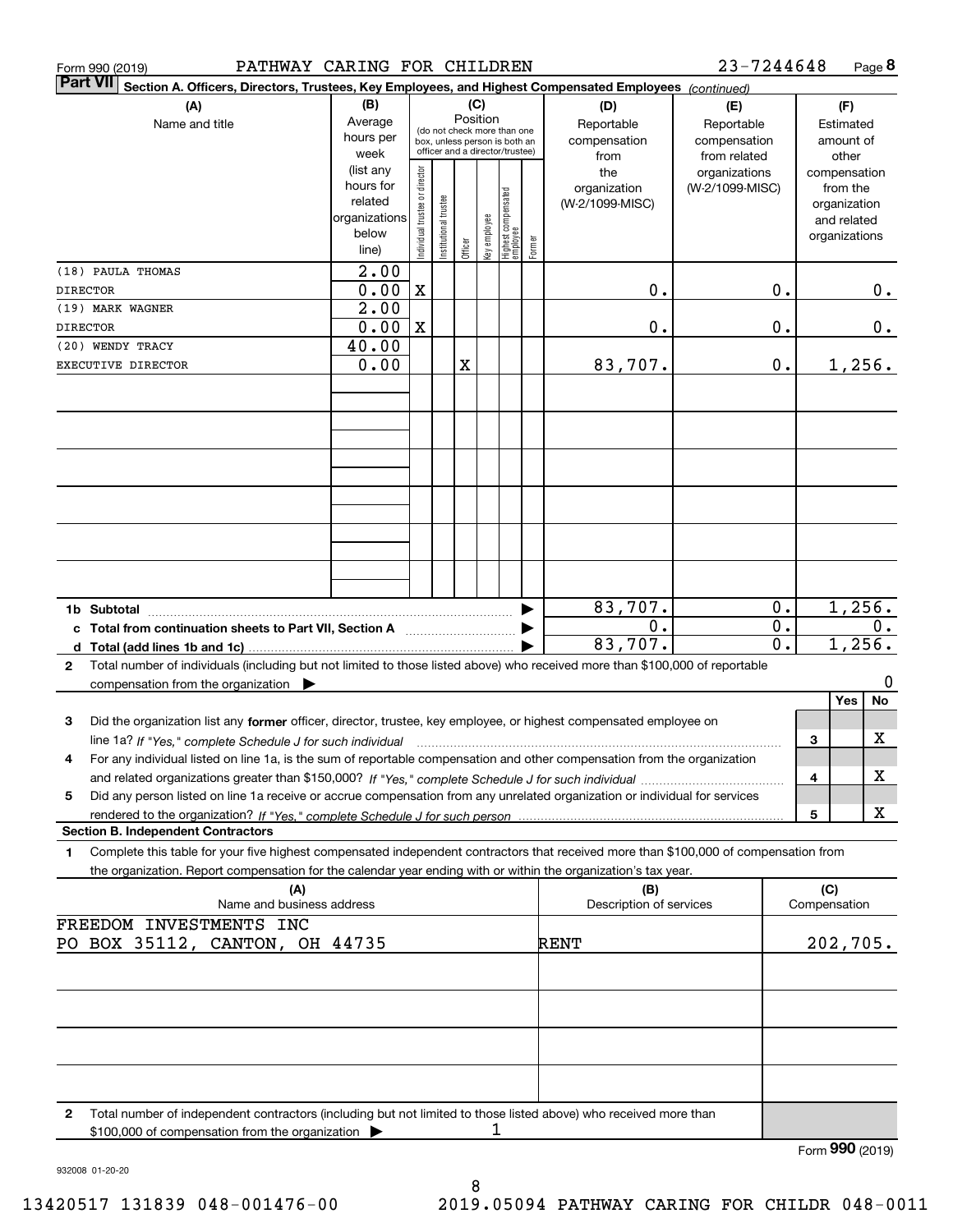Form 990 (2019) PATHWAY CARING FOR CHILDREN 23-7244648

**Part VII** **Section A. Officers, Directors, Trustees, Key Employees, and Highest Compensated Employees** *(continued)*

| (A) Name and title | (B) Average hours per week (list any hours for related organizations below line) | (C) Position: Individual trustee or director | Institutional trustee | Officer | Key employee | Highest compensated employee | Former | (D) Reportable compensation from the organization (W-2/1099-MISC) | (E) Reportable compensation from related organizations (W-2/1099-MISC) | (F) Estimated amount of other compensation from the organization and related organizations |
|---|---|---|---|---|---|---|---|---|---|---|
| (18) PAULA THOMAS<br>DIRECTOR | 2.00<br>0.00 | X | | | | | | 0. | 0. | 0. |
| (19) MARK WAGNER<br>DIRECTOR | 2.00<br>0.00 | X | | | | | | 0. | 0. | 0. |
| (20) WENDY TRACY<br>EXECUTIVE DIRECTOR | 40.00<br>0.00 | | | X | | | | 83,707. | 0. | 1,256. |
| 1b Subtotal | | | | | | | | 83,707. | 0. | 1,256. |
| c Total from continuation sheets to Part VII, Section A | | | | | | | | 0. | 0. | 0. |
| d Total (add lines 1b and 1c) | | | | | | | | 83,707. | 0. | 1,256. |

2 Total number of individuals (including but not limited to those listed above) who received more than $100,000 of reportable compensation from the organization ▶ 0

| | | Yes | No |
|---|---|---|---|
| 3 Did the organization list any **former** officer, director, trustee, key employee, or highest compensated employee on line 1a? *If "Yes," complete Schedule J for such individual* | 3 | | X |
| 4 For any individual listed on line 1a, is the sum of reportable compensation and other compensation from the organization and related organizations greater than $150,000? *If "Yes," complete Schedule J for such individual* | 4 | | X |
| 5 Did any person listed on line 1a receive or accrue compensation from any unrelated organization or individual for services rendered to the organization? *If "Yes," complete Schedule J for such person* | 5 | | X |

**Section B. Independent Contractors**

1 Complete this table for your five highest compensated independent contractors that received more than $100,000 of compensation from the organization. Report compensation for the calendar year ending with or within the organization's tax year.

| (A) Name and business address | (B) Description of services | (C) Compensation |
|---|---|---|
| FREEDOM INVESTMENTS INC<br>PO BOX 35112, CANTON, OH 44735 | RENT | 202,705. |

2 Total number of independent contractors (including but not limited to those listed above) who received more than $100,000 of compensation from the organization ▶ 1

Form **990** (2019)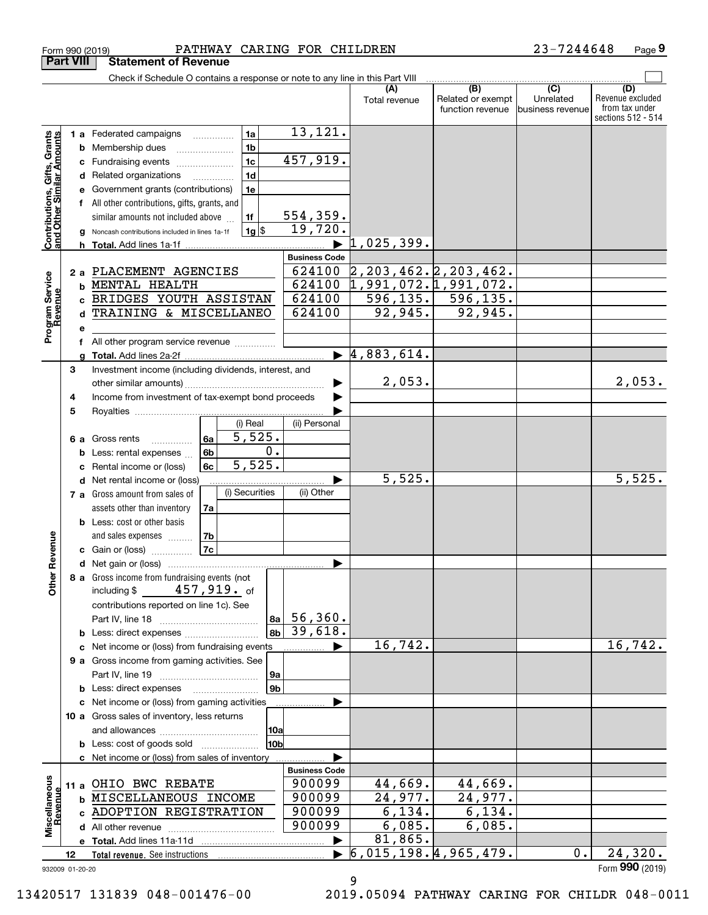Form 990 (2019) PATHWAY CARING FOR CHILDREN 23-7244648

## Part VIII Statement of Revenue

Check if Schedule O contains a response or note to any line in this Part VIII

| | | | | (A) Total revenue | (B) Related or exempt function revenue | (C) Unrelated business revenue | (D) Revenue excluded from tax under sections 512 - 514 |
|---|---|---|---|---|---|---|---|
| **Contributions, Gifts, Grants and Other Similar Amounts** | 1 a Federated campaigns | 1a | 13,121. | | | | |
| | b Membership dues | 1b | | | | | |
| | c Fundraising events | 1c | 457,919. | | | | |
| | d Related organizations | 1d | | | | | |
| | e Government grants (contributions) | 1e | | | | | |
| | f All other contributions, gifts, grants, and similar amounts not included above | 1f | 554,359. | | | | |
| | g Noncash contributions included in lines 1a-1f | 1g $ | 19,720. | | | | |
| | h Total. Add lines 1a-1f | | | 1,025,399. | | | |
| **Program Service Revenue** | | | Business Code | | | | |
| | 2 a PLACEMENT AGENCIES | | 624100 | 2,203,462. | 2,203,462. | | |
| | b MENTAL HEALTH | | 624100 | 1,991,072. | 1,991,072. | | |
| | c BRIDGES YOUTH ASSISTAN | | 624100 | 596,135. | 596,135. | | |
| | d TRAINING & MISCELLANEO | | 624100 | 92,945. | 92,945. | | |
| | e | | | | | | |
| | f All other program service revenue | | | | | | |
| | g Total. Add lines 2a-2f | | | 4,883,614. | | | |
| **Other Revenue** | 3 Investment income (including dividends, interest, and other similar amounts) | | | 2,053. | | | 2,053. |
| | 4 Income from investment of tax-exempt bond proceeds | | | | | | |
| | 5 Royalties | | | | | | |
| | | (i) Real | (ii) Personal | | | | |
| | 6 a Gross rents (6a) | 5,525. | | | | | |
| | b Less: rental expenses (6b) | 0. | | | | | |
| | c Rental income or (loss) (6c) | 5,525. | | | | | |
| | d Net rental income or (loss) | | | 5,525. | | | 5,525. |
| | | (i) Securities | (ii) Other | | | | |
| | 7 a Gross amount from sales of assets other than inventory (7a) | | | | | | |
| | b Less: cost or other basis and sales expenses (7b) | | | | | | |
| | c Gain or (loss) (7c) | | | | | | |
| | d Net gain or (loss) | | | | | | |
| | 8 a Gross income from fundraising events (not including $ 457,919. of contributions reported on line 1c). See Part IV, line 18 | 8a | 56,360. | | | | |
| | b Less: direct expenses | 8b | 39,618. | | | | |
| | c Net income or (loss) from fundraising events | | | 16,742. | | | 16,742. |
| | 9 a Gross income from gaming activities. See Part IV, line 19 | 9a | | | | | |
| | b Less: direct expenses | 9b | | | | | |
| | c Net income or (loss) from gaming activities | | | | | | |
| | 10 a Gross sales of inventory, less returns and allowances | 10a | | | | | |
| | b Less: cost of goods sold | 10b | | | | | |
| | c Net income or (loss) from sales of inventory | | | | | | |
| **Miscellaneous Revenue** | | | Business Code | | | | |
| | 11 a OHIO BWC REBATE | | 900099 | 44,669. | 44,669. | | |
| | b MISCELLANEOUS INCOME | | 900099 | 24,977. | 24,977. | | |
| | c ADOPTION REGISTRATION | | 900099 | 6,134. | 6,134. | | |
| | d All other revenue | | 900099 | 6,085. | 6,085. | | |
| | e Total. Add lines 11a-11d | | | 81,865. | | | |
| | 12 Total revenue. See instructions | | | 6,015,198. | 4,965,479. | 0. | 24,320. |

932009 01-20-20 Form **990** (2019)

13420517 131839 048-001476-00 2019.05094 PATHWAY CARING FOR CHILDR 048-0011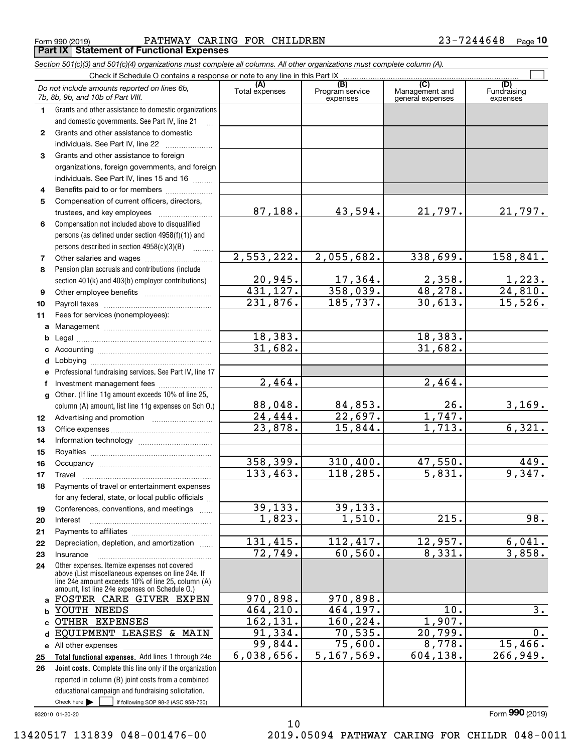Form 990 (2019) PATHWAY CARING FOR CHILDREN 23-7244648

**Part IX Statement of Functional Expenses**

*Section 501(c)(3) and 501(c)(4) organizations must complete all columns. All other organizations must complete column (A).*

Check if Schedule O contains a response or note to any line in this Part IX

| | *Do not include amounts reported on lines 6b, 7b, 8b, 9b, and 10b of Part VIII.* | (A) Total expenses | (B) Program service expenses | (C) Management and general expenses | (D) Fundraising expenses |
|---|---|---|---|---|---|
| 1 | Grants and other assistance to domestic organizations and domestic governments. See Part IV, line 21 | | | | |
| 2 | Grants and other assistance to domestic individuals. See Part IV, line 22 | | | | |
| 3 | Grants and other assistance to foreign organizations, foreign governments, and foreign individuals. See Part IV, lines 15 and 16 | | | | |
| 4 | Benefits paid to or for members | | | | |
| 5 | Compensation of current officers, directors, trustees, and key employees | 87,188. | 43,594. | 21,797. | 21,797. |
| 6 | Compensation not included above to disqualified persons (as defined under section 4958(f)(1)) and persons described in section 4958(c)(3)(B) | | | | |
| 7 | Other salaries and wages | 2,553,222. | 2,055,682. | 338,699. | 158,841. |
| 8 | Pension plan accruals and contributions (include section 401(k) and 403(b) employer contributions) | 20,945. | 17,364. | 2,358. | 1,223. |
| 9 | Other employee benefits | 431,127. | 358,039. | 48,278. | 24,810. |
| 10 | Payroll taxes | 231,876. | 185,737. | 30,613. | 15,526. |
| 11 | Fees for services (nonemployees): | | | | |
| a | Management | | | | |
| b | Legal | 18,383. | | 18,383. | |
| c | Accounting | 31,682. | | 31,682. | |
| d | Lobbying | | | | |
| e | Professional fundraising services. See Part IV, line 17 | | | | |
| f | Investment management fees | 2,464. | | 2,464. | |
| g | Other. (If line 11g amount exceeds 10% of line 25, column (A) amount, list line 11g expenses on Sch O.) | 88,048. | 84,853. | 26. | 3,169. |
| 12 | Advertising and promotion | 24,444. | 22,697. | 1,747. | |
| 13 | Office expenses | 23,878. | 15,844. | 1,713. | 6,321. |
| 14 | Information technology | | | | |
| 15 | Royalties | | | | |
| 16 | Occupancy | 358,399. | 310,400. | 47,550. | 449. |
| 17 | Travel | 133,463. | 118,285. | 5,831. | 9,347. |
| 18 | Payments of travel or entertainment expenses for any federal, state, or local public officials | | | | |
| 19 | Conferences, conventions, and meetings | 39,133. | 39,133. | | |
| 20 | Interest | 1,823. | 1,510. | 215. | 98. |
| 21 | Payments to affiliates | | | | |
| 22 | Depreciation, depletion, and amortization | 131,415. | 112,417. | 12,957. | 6,041. |
| 23 | Insurance | 72,749. | 60,560. | 8,331. | 3,858. |
| 24 | Other expenses. Itemize expenses not covered above (List miscellaneous expenses on line 24e. If line 24e amount exceeds 10% of line 25, column (A) amount, list line 24e expenses on Schedule O.) | | | | |
| a | FOSTER CARE GIVER EXPEN | 970,898. | 970,898. | | |
| b | YOUTH NEEDS | 464,210. | 464,197. | 10. | 3. |
| c | OTHER EXPENSES | 162,131. | 160,224. | 1,907. | |
| d | EQUIPMENT LEASES & MAIN | 91,334. | 70,535. | 20,799. | 0. |
| e | All other expenses | 99,844. | 75,600. | 8,778. | 15,466. |
| 25 | **Total functional expenses.** Add lines 1 through 24e | 6,038,656. | 5,167,569. | 604,138. | 266,949. |
| 26 | **Joint costs.** Complete this line only if the organization reported in column (B) joint costs from a combined educational campaign and fundraising solicitation. Check here ☐ if following SOP 98-2 (ASC 958-720) | | | | |

932010 01-20-20

Form **990** (2019)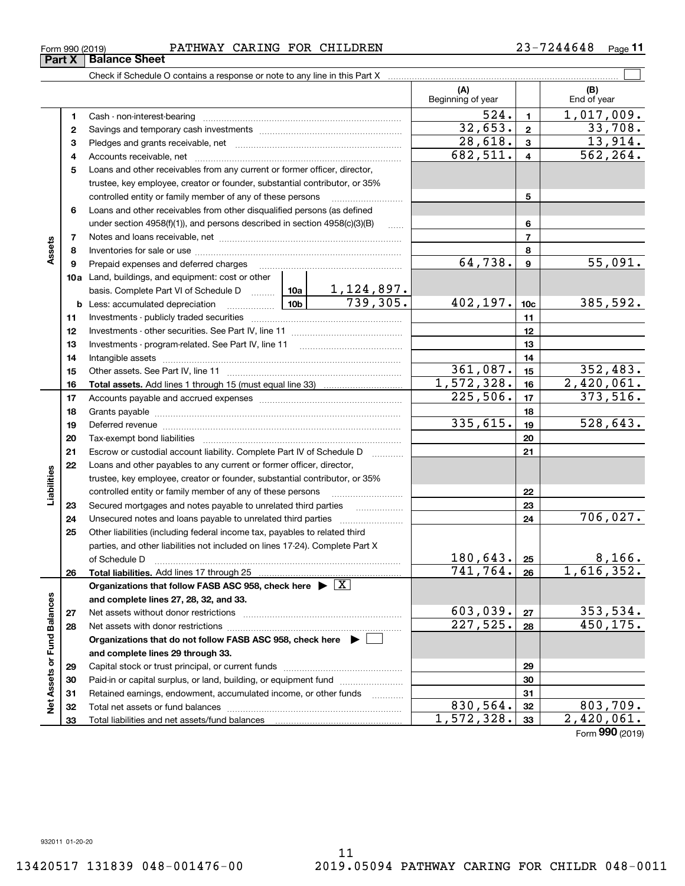Form 990 (2019) PATHWAY CARING FOR CHILDREN 23-7244648

## Part X Balance Sheet

Check if Schedule O contains a response or note to any line in this Part X

| | | | | (A) Beginning of year | | (B) End of year |
|---|---|---|---|---|---|---|
| **Assets** | 1 | Cash - non-interest-bearing | | 524. | 1 | 1,017,009. |
| | 2 | Savings and temporary cash investments | | 32,653. | 2 | 33,708. |
| | 3 | Pledges and grants receivable, net | | 28,618. | 3 | 13,914. |
| | 4 | Accounts receivable, net | | 682,511. | 4 | 562,264. |
| | 5 | Loans and other receivables from any current or former officer, director, trustee, key employee, creator or founder, substantial contributor, or 35% controlled entity or family member of any of these persons | | | 5 | |
| | 6 | Loans and other receivables from other disqualified persons (as defined under section 4958(f)(1)), and persons described in section 4958(c)(3)(B) | | | 6 | |
| | 7 | Notes and loans receivable, net | | | 7 | |
| | 8 | Inventories for sale or use | | | 8 | |
| | 9 | Prepaid expenses and deferred charges | | 64,738. | 9 | 55,091. |
| | 10a | Land, buildings, and equipment: cost or other basis. Complete Part VI of Schedule D | 10a 1,124,897. | | | |
| | b | Less: accumulated depreciation | 10b 739,305. | 402,197. | 10c | 385,592. |
| | 11 | Investments - publicly traded securities | | | 11 | |
| | 12 | Investments - other securities. See Part IV, line 11 | | | 12 | |
| | 13 | Investments - program-related. See Part IV, line 11 | | | 13 | |
| | 14 | Intangible assets | | | 14 | |
| | 15 | Other assets. See Part IV, line 11 | | 361,087. | 15 | 352,483. |
| | 16 | **Total assets.** Add lines 1 through 15 (must equal line 33) | | 1,572,328. | 16 | 2,420,061. |
| **Liabilities** | 17 | Accounts payable and accrued expenses | | 225,506. | 17 | 373,516. |
| | 18 | Grants payable | | | 18 | |
| | 19 | Deferred revenue | | 335,615. | 19 | 528,643. |
| | 20 | Tax-exempt bond liabilities | | | 20 | |
| | 21 | Escrow or custodial account liability. Complete Part IV of Schedule D | | | 21 | |
| | 22 | Loans and other payables to any current or former officer, director, trustee, key employee, creator or founder, substantial contributor, or 35% controlled entity or family member of any of these persons | | | 22 | |
| | 23 | Secured mortgages and notes payable to unrelated third parties | | | 23 | |
| | 24 | Unsecured notes and loans payable to unrelated third parties | | | 24 | 706,027. |
| | 25 | Other liabilities (including federal income tax, payables to related third parties, and other liabilities not included on lines 17-24). Complete Part X of Schedule D | | 180,643. | 25 | 8,166. |
| | 26 | **Total liabilities.** Add lines 17 through 25 | | 741,764. | 26 | 1,616,352. |
| **Net Assets or Fund Balances** | | **Organizations that follow FASB ASC 958, check here ▶ [X] and complete lines 27, 28, 32, and 33.** | | | | |
| | 27 | Net assets without donor restrictions | | 603,039. | 27 | 353,534. |
| | 28 | Net assets with donor restrictions | | 227,525. | 28 | 450,175. |
| | | **Organizations that do not follow FASB ASC 958, check here ▶ [ ] and complete lines 29 through 33.** | | | | |
| | 29 | Capital stock or trust principal, or current funds | | | 29 | |
| | 30 | Paid-in or capital surplus, or land, building, or equipment fund | | | 30 | |
| | 31 | Retained earnings, endowment, accumulated income, or other funds | | | 31 | |
| | 32 | Total net assets or fund balances | | 830,564. | 32 | 803,709. |
| | 33 | Total liabilities and net assets/fund balances | | 1,572,328. | 33 | 2,420,061. |

Form **990** (2019)

932011 01-20-20

13420517 131839 048-001476-00 2019.05094 PATHWAY CARING FOR CHILDR 048-0011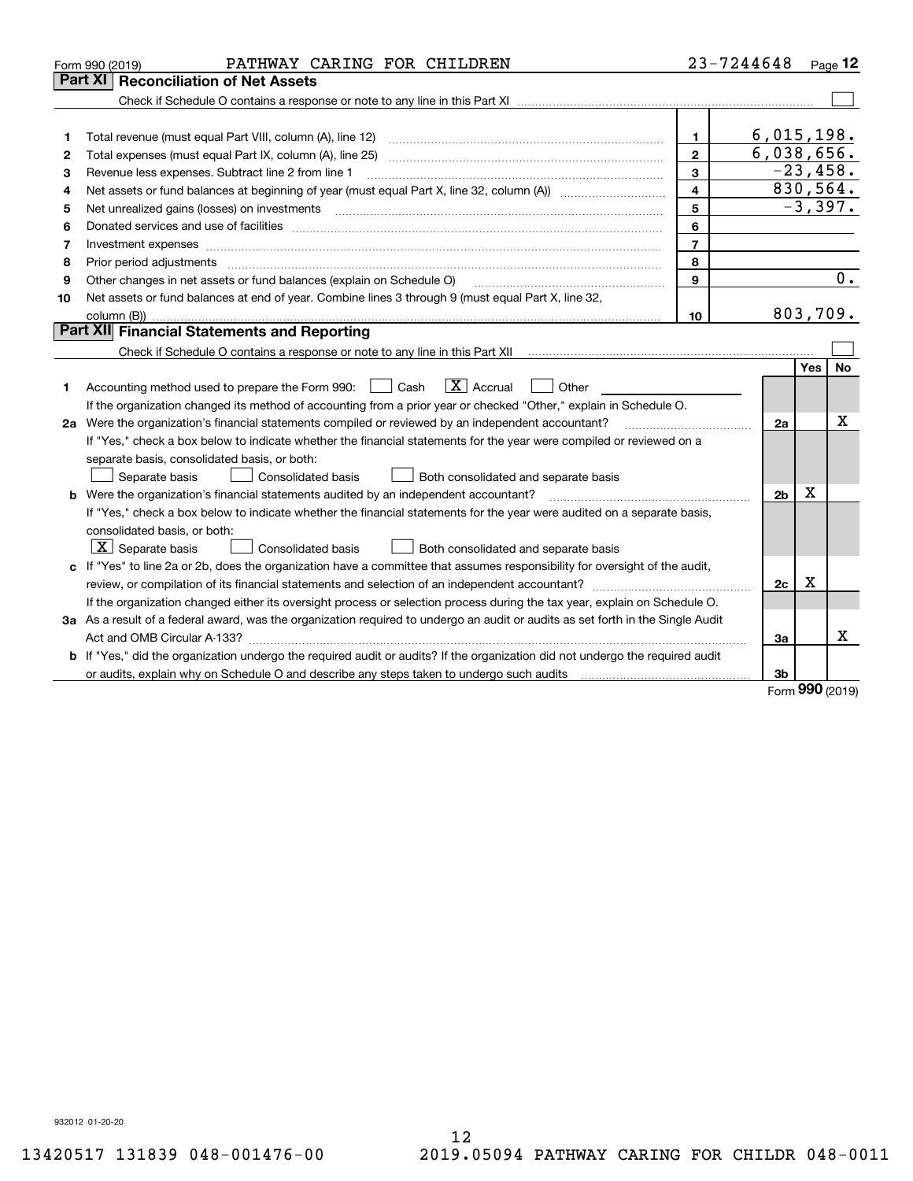Form 990 (2019) PATHWAY CARING FOR CHILDREN 23-7244648

## Part XI Reconciliation of Net Assets

Check if Schedule O contains a response or note to any line in this Part XI ☐

| | | | |
|---|---|---|---|
| 1 | Total revenue (must equal Part VIII, column (A), line 12) | 1 | 6,015,198. |
| 2 | Total expenses (must equal Part IX, column (A), line 25) | 2 | 6,038,656. |
| 3 | Revenue less expenses. Subtract line 2 from line 1 | 3 | -23,458. |
| 4 | Net assets or fund balances at beginning of year (must equal Part X, line 32, column (A)) | 4 | 830,564. |
| 5 | Net unrealized gains (losses) on investments | 5 | -3,397. |
| 6 | Donated services and use of facilities | 6 | |
| 7 | Investment expenses | 7 | |
| 8 | Prior period adjustments | 8 | |
| 9 | Other changes in net assets or fund balances (explain on Schedule O) | 9 | 0. |
| 10 | Net assets or fund balances at end of year. Combine lines 3 through 9 (must equal Part X, line 32, column (B)) | 10 | 803,709. |

## Part XII Financial Statements and Reporting

Check if Schedule O contains a response or note to any line in this Part XII ☐

| | | | Yes | No |
|---|---|---|---|---|
| 1 | Accounting method used to prepare the Form 990: ☐ Cash ☒ Accrual ☐ Other<br>If the organization changed its method of accounting from a prior year or checked "Other," explain in Schedule O. | | | |
| 2a | Were the organization's financial statements compiled or reviewed by an independent accountant?<br>If "Yes," check a box below to indicate whether the financial statements for the year were compiled or reviewed on a separate basis, consolidated basis, or both:<br>☐ Separate basis ☐ Consolidated basis ☐ Both consolidated and separate basis | 2a | | X |
| b | Were the organization's financial statements audited by an independent accountant?<br>If "Yes," check a box below to indicate whether the financial statements for the year were audited on a separate basis, consolidated basis, or both:<br>☒ Separate basis ☐ Consolidated basis ☐ Both consolidated and separate basis | 2b | X | |
| c | If "Yes" to line 2a or 2b, does the organization have a committee that assumes responsibility for oversight of the audit, review, or compilation of its financial statements and selection of an independent accountant?<br>If the organization changed either its oversight process or selection process during the tax year, explain on Schedule O. | 2c | X | |
| 3a | As a result of a federal award, was the organization required to undergo an audit or audits as set forth in the Single Audit Act and OMB Circular A-133? | 3a | | X |
| b | If "Yes," did the organization undergo the required audit or audits? If the organization did not undergo the required audit or audits, explain why on Schedule O and describe any steps taken to undergo such audits | 3b | | |

Form **990** (2019)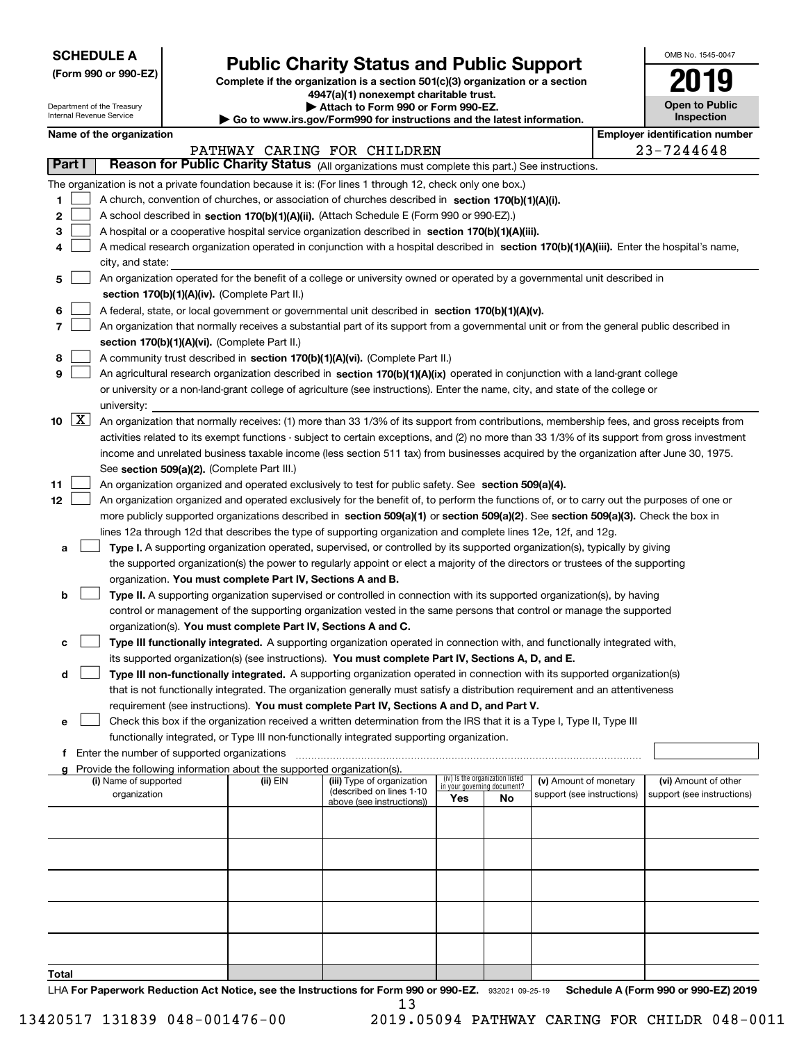**SCHEDULE A**
**(Form 990 or 990-EZ)**

Department of the Treasury
Internal Revenue Service

# Public Charity Status and Public Support

**Complete if the organization is a section 501(c)(3) organization or a section 4947(a)(1) nonexempt charitable trust.**
**▶ Attach to Form 990 or Form 990-EZ.**
**▶ Go to www.irs.gov/Form990 for instructions and the latest information.**

OMB No. 1545-0047
**2019**
**Open to Public Inspection**

**Name of the organization:** PATHWAY CARING FOR CHILDREN
**Employer identification number:** 23-7244648

## Part I Reason for Public Charity Status (All organizations must complete this part.) See instructions.

The organization is not a private foundation because it is: (For lines 1 through 12, check only one box.)

1. [ ] A church, convention of churches, or association of churches described in **section 170(b)(1)(A)(i).**
2. [ ] A school described in **section 170(b)(1)(A)(ii).** (Attach Schedule E (Form 990 or 990-EZ).)
3. [ ] A hospital or a cooperative hospital service organization described in **section 170(b)(1)(A)(iii).**
4. [ ] A medical research organization operated in conjunction with a hospital described in **section 170(b)(1)(A)(iii).** Enter the hospital's name, city, and state:
5. [ ] An organization operated for the benefit of a college or university owned or operated by a governmental unit described in **section 170(b)(1)(A)(iv).** (Complete Part II.)
6. [ ] A federal, state, or local government or governmental unit described in **section 170(b)(1)(A)(v).**
7. [ ] An organization that normally receives a substantial part of its support from a governmental unit or from the general public described in **section 170(b)(1)(A)(vi).** (Complete Part II.)
8. [ ] A community trust described in **section 170(b)(1)(A)(vi).** (Complete Part II.)
9. [ ] An agricultural research organization described in **section 170(b)(1)(A)(ix)** operated in conjunction with a land-grant college or university or a non-land-grant college of agriculture (see instructions). Enter the name, city, and state of the college or university:
10. [X] An organization that normally receives: (1) more than 33 1/3% of its support from contributions, membership fees, and gross receipts from activities related to its exempt functions - subject to certain exceptions, and (2) no more than 33 1/3% of its support from gross investment income and unrelated business taxable income (less section 511 tax) from businesses acquired by the organization after June 30, 1975. See **section 509(a)(2).** (Complete Part III.)
11. [ ] An organization organized and operated exclusively to test for public safety. See **section 509(a)(4).**
12. [ ] An organization organized and operated exclusively for the benefit of, to perform the functions of, or to carry out the purposes of one or more publicly supported organizations described in **section 509(a)(1)** or **section 509(a)(2)**. See **section 509(a)(3).** Check the box in lines 12a through 12d that describes the type of supporting organization and complete lines 12e, 12f, and 12g.
   - **a** [ ] **Type I.** A supporting organization operated, supervised, or controlled by its supported organization(s), typically by giving the supported organization(s) the power to regularly appoint or elect a majority of the directors or trustees of the supporting organization. **You must complete Part IV, Sections A and B.**
   - **b** [ ] **Type II.** A supporting organization supervised or controlled in connection with its supported organization(s), by having control or management of the supporting organization vested in the same persons that control or manage the supported organization(s). **You must complete Part IV, Sections A and C.**
   - **c** [ ] **Type III functionally integrated.** A supporting organization operated in connection with, and functionally integrated with, its supported organization(s) (see instructions). **You must complete Part IV, Sections A, D, and E.**
   - **d** [ ] **Type III non-functionally integrated.** A supporting organization operated in connection with its supported organization(s) that is not functionally integrated. The organization generally must satisfy a distribution requirement and an attentiveness requirement (see instructions). **You must complete Part IV, Sections A and D, and Part V.**
   - **e** [ ] Check this box if the organization received a written determination from the IRS that it is a Type I, Type II, Type III functionally integrated, or Type III non-functionally integrated supporting organization.
   - **f** Enter the number of supported organizations
   - **g** Provide the following information about the supported organization(s).

| (i) Name of supported organization | (ii) EIN | (iii) Type of organization (described on lines 1-10 above (see instructions)) | (iv) Is the organization listed in your governing document? Yes | No | (v) Amount of monetary support (see instructions) | (vi) Amount of other support (see instructions) |
|---|---|---|---|---|---|---|
| | | | | | | |
| | | | | | | |
| | | | | | | |
| | | | | | | |
| | | | | | | |
| **Total** | | | | | | |

LHA **For Paperwork Reduction Act Notice, see the Instructions for Form 990 or 990-EZ.** 932021 09-25-19 **Schedule A (Form 990 or 990-EZ) 2019**

13420517 131839 048-001476-00 2019.05094 PATHWAY CARING FOR CHILDR 048-0011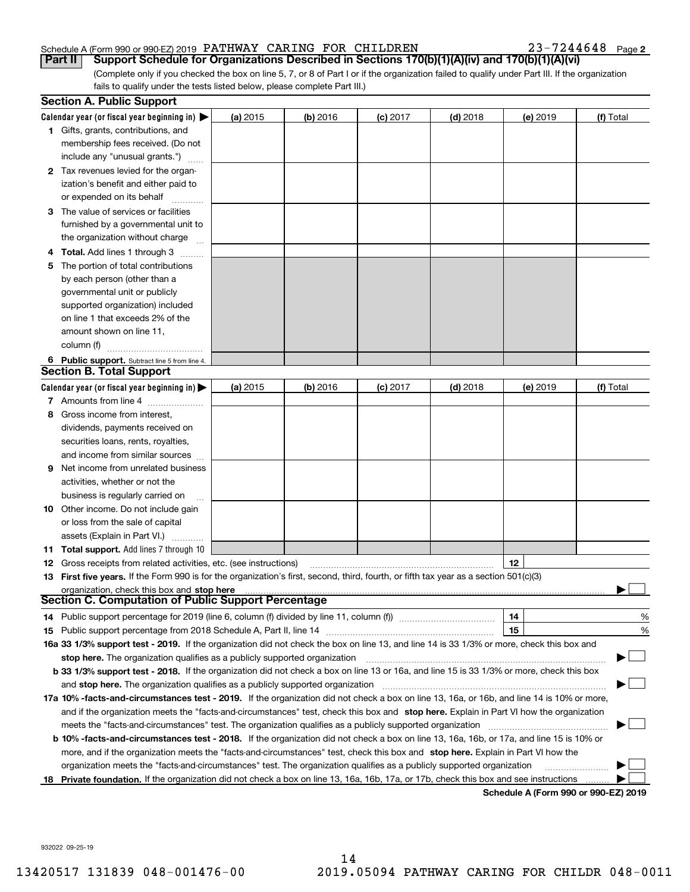Schedule A (Form 990 or 990-EZ) 2019 PATHWAY CARING FOR CHILDREN 23-7244648 Page **2**

## Part II Support Schedule for Organizations Described in Sections 170(b)(1)(A)(iv) and 170(b)(1)(A)(vi)

(Complete only if you checked the box on line 5, 7, or 8 of Part I or if the organization failed to qualify under Part III. If the organization fails to qualify under the tests listed below, please complete Part III.)

### Section A. Public Support

| Calendar year (or fiscal year beginning in) ▶ | (a) 2015 | (b) 2016 | (c) 2017 | (d) 2018 | (e) 2019 | (f) Total |
|---|---|---|---|---|---|---|
| **1** Gifts, grants, contributions, and membership fees received. (Do not include any "unusual grants.") | | | | | | |
| **2** Tax revenues levied for the organization's benefit and either paid to or expended on its behalf | | | | | | |
| **3** The value of services or facilities furnished by a governmental unit to the organization without charge | | | | | | |
| **4 Total.** Add lines 1 through 3 | | | | | | |
| **5** The portion of total contributions by each person (other than a governmental unit or publicly supported organization) included on line 1 that exceeds 2% of the amount shown on line 11, column (f) | | | | | | |
| **6 Public support.** Subtract line 5 from line 4. | | | | | | |

### Section B. Total Support

| Calendar year (or fiscal year beginning in) ▶ | (a) 2015 | (b) 2016 | (c) 2017 | (d) 2018 | (e) 2019 | (f) Total |
|---|---|---|---|---|---|---|
| **7** Amounts from line 4 | | | | | | |
| **8** Gross income from interest, dividends, payments received on securities loans, rents, royalties, and income from similar sources | | | | | | |
| **9** Net income from unrelated business activities, whether or not the business is regularly carried on | | | | | | |
| **10** Other income. Do not include gain or loss from the sale of capital assets (Explain in Part VI.) | | | | | | |
| **11 Total support.** Add lines 7 through 10 | | | | | | |

**12** Gross receipts from related activities, etc. (see instructions) **12**

**13 First five years.** If the Form 990 is for the organization's first, second, third, fourth, or fifth tax year as a section 501(c)(3) organization, check this box and **stop here** ▶ ☐

### Section C. Computation of Public Support Percentage

**14** Public support percentage for 2019 (line 6, column (f) divided by line 11, column (f)) **14** %

**15** Public support percentage from 2018 Schedule A, Part II, line 14 **15** %

**16a 33 1/3% support test - 2019.** If the organization did not check the box on line 13, and line 14 is 33 1/3% or more, check this box and **stop here.** The organization qualifies as a publicly supported organization ▶ ☐

**b 33 1/3% support test - 2018.** If the organization did not check a box on line 13 or 16a, and line 15 is 33 1/3% or more, check this box and **stop here.** The organization qualifies as a publicly supported organization ▶ ☐

**17a 10% -facts-and-circumstances test - 2019.** If the organization did not check a box on line 13, 16a, or 16b, and line 14 is 10% or more, and if the organization meets the "facts-and-circumstances" test, check this box and **stop here.** Explain in Part VI how the organization meets the "facts-and-circumstances" test. The organization qualifies as a publicly supported organization ▶ ☐

**b 10% -facts-and-circumstances test - 2018.** If the organization did not check a box on line 13, 16a, 16b, or 17a, and line 15 is 10% or more, and if the organization meets the "facts-and-circumstances" test, check this box and **stop here.** Explain in Part VI how the organization meets the "facts-and-circumstances" test. The organization qualifies as a publicly supported organization ▶ ☐

**18 Private foundation.** If the organization did not check a box on line 13, 16a, 16b, 17a, or 17b, check this box and see instructions ▶ ☐

**Schedule A (Form 990 or 990-EZ) 2019**

932022 09-25-19

13420517 131839 048-001476-00 2019.05094 PATHWAY CARING FOR CHILDR 048-0011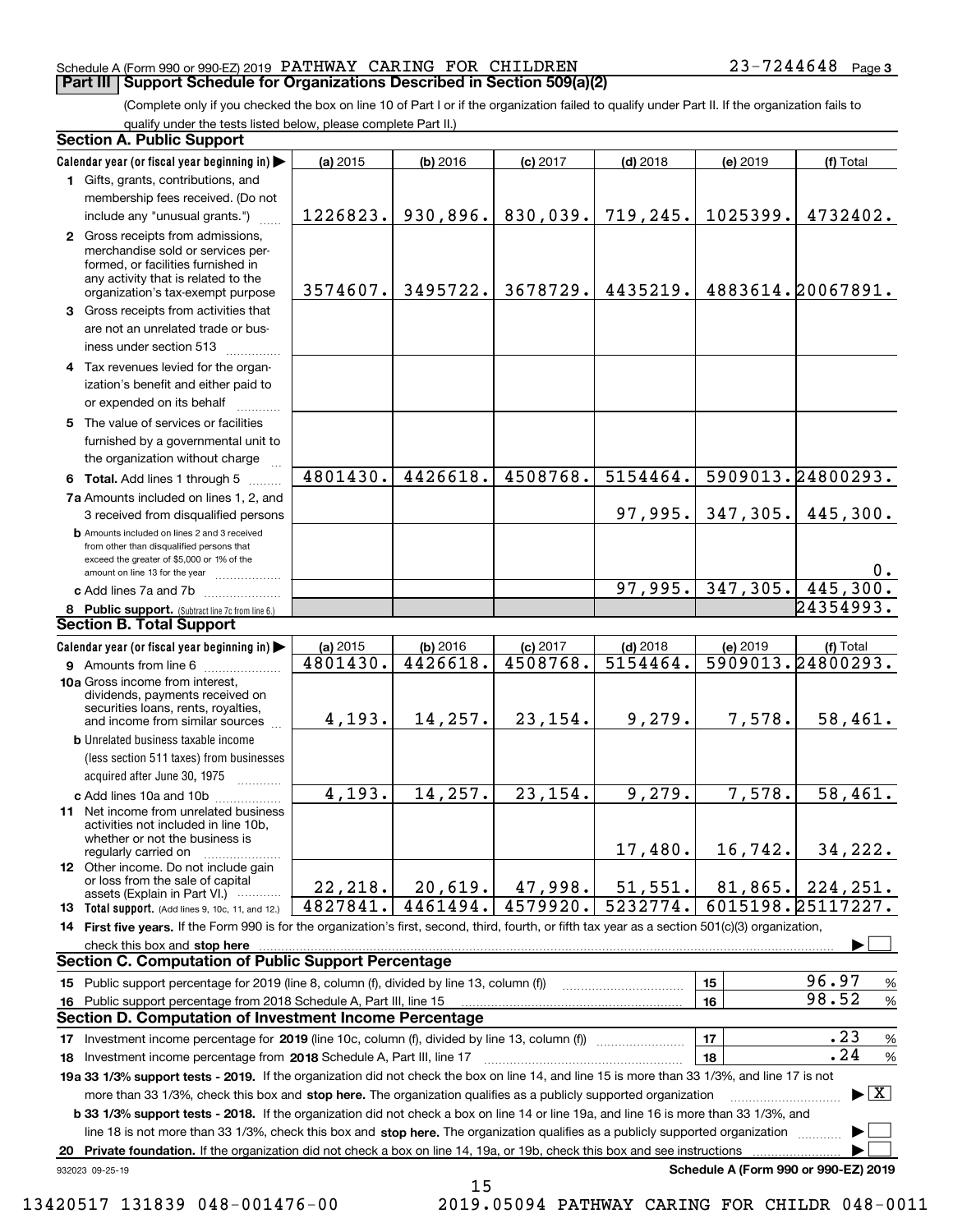Schedule A (Form 990 or 990-EZ) 2019 PATHWAY CARING FOR CHILDREN 23-7244648 Page 3

## Part III Support Schedule for Organizations Described in Section 509(a)(2)

(Complete only if you checked the box on line 10 of Part I or if the organization failed to qualify under Part II. If the organization fails to qualify under the tests listed below, please complete Part II.)

### Section A. Public Support

| Calendar year (or fiscal year beginning in) ▶ | (a) 2015 | (b) 2016 | (c) 2017 | (d) 2018 | (e) 2019 | (f) Total |
|---|---|---|---|---|---|---|
| 1 Gifts, grants, contributions, and membership fees received. (Do not include any "unusual grants.") | 1226823. | 930,896. | 830,039. | 719,245. | 1025399. | 4732402. |
| 2 Gross receipts from admissions, merchandise sold or services performed, or facilities furnished in any activity that is related to the organization's tax-exempt purpose | 3574607. | 3495722. | 3678729. | 4435219. | 4883614. | 20067891. |
| 3 Gross receipts from activities that are not an unrelated trade or business under section 513 | | | | | | |
| 4 Tax revenues levied for the organization's benefit and either paid to or expended on its behalf | | | | | | |
| 5 The value of services or facilities furnished by a governmental unit to the organization without charge | | | | | | |
| 6 **Total.** Add lines 1 through 5 | 4801430. | 4426618. | 4508768. | 5154464. | 5909013. | 24800293. |
| 7a Amounts included on lines 1, 2, and 3 received from disqualified persons | | | | 97,995. | 347,305. | 445,300. |
| b Amounts included on lines 2 and 3 received from other than disqualified persons that exceed the greater of $5,000 or 1% of the amount on line 13 for the year | | | | | | 0. |
| c Add lines 7a and 7b | | | | 97,995. | 347,305. | 445,300. |
| 8 **Public support.** (Subtract line 7c from line 6.) | | | | | | 24354993. |

### Section B. Total Support

| Calendar year (or fiscal year beginning in) ▶ | (a) 2015 | (b) 2016 | (c) 2017 | (d) 2018 | (e) 2019 | (f) Total |
|---|---|---|---|---|---|---|
| 9 Amounts from line 6 | 4801430. | 4426618. | 4508768. | 5154464. | 5909013. | 24800293. |
| 10a Gross income from interest, dividends, payments received on securities loans, rents, royalties, and income from similar sources | 4,193. | 14,257. | 23,154. | 9,279. | 7,578. | 58,461. |
| b Unrelated business taxable income (less section 511 taxes) from businesses acquired after June 30, 1975 | | | | | | |
| c Add lines 10a and 10b | 4,193. | 14,257. | 23,154. | 9,279. | 7,578. | 58,461. |
| 11 Net income from unrelated business activities not included in line 10b, whether or not the business is regularly carried on | | | | 17,480. | 16,742. | 34,222. |
| 12 Other income. Do not include gain or loss from the sale of capital assets (Explain in Part VI.) | 22,218. | 20,619. | 47,998. | 51,551. | 81,865. | 224,251. |
| 13 **Total support.** (Add lines 9, 10c, 11, and 12.) | 4827841. | 4461494. | 4579920. | 5232774. | 6015198. | 25117227. |

14 **First five years.** If the Form 990 is for the organization's first, second, third, fourth, or fifth tax year as a section 501(c)(3) organization, check this box and **stop here** ▶ ☐

### Section C. Computation of Public Support Percentage

| | | |
|---|---|---|
| 15 Public support percentage for 2019 (line 8, column (f), divided by line 13, column (f)) | 15 | 96.97 % |
| 16 Public support percentage from 2018 Schedule A, Part III, line 15 | 16 | 98.52 % |

### Section D. Computation of Investment Income Percentage

| | | |
|---|---|---|
| 17 Investment income percentage for **2019** (line 10c, column (f), divided by line 13, column (f)) | 17 | .23 % |
| 18 Investment income percentage from **2018** Schedule A, Part III, line 17 | 18 | .24 % |

**19a 33 1/3% support tests - 2019.** If the organization did not check the box on line 14, and line 15 is more than 33 1/3%, and line 17 is not more than 33 1/3%, check this box and **stop here.** The organization qualifies as a publicly supported organization ▶ ☒

**b 33 1/3% support tests - 2018.** If the organization did not check a box on line 14 or line 19a, and line 16 is more than 33 1/3%, and line 18 is not more than 33 1/3%, check this box and **stop here.** The organization qualifies as a publicly supported organization ▶ ☐

**20 Private foundation.** If the organization did not check a box on line 14, 19a, or 19b, check this box and see instructions ▶ ☐

932023 09-25-19 **Schedule A (Form 990 or 990-EZ) 2019**

13420517 131839 048-001476-00 2019.05094 PATHWAY CARING FOR CHILDR 048-0011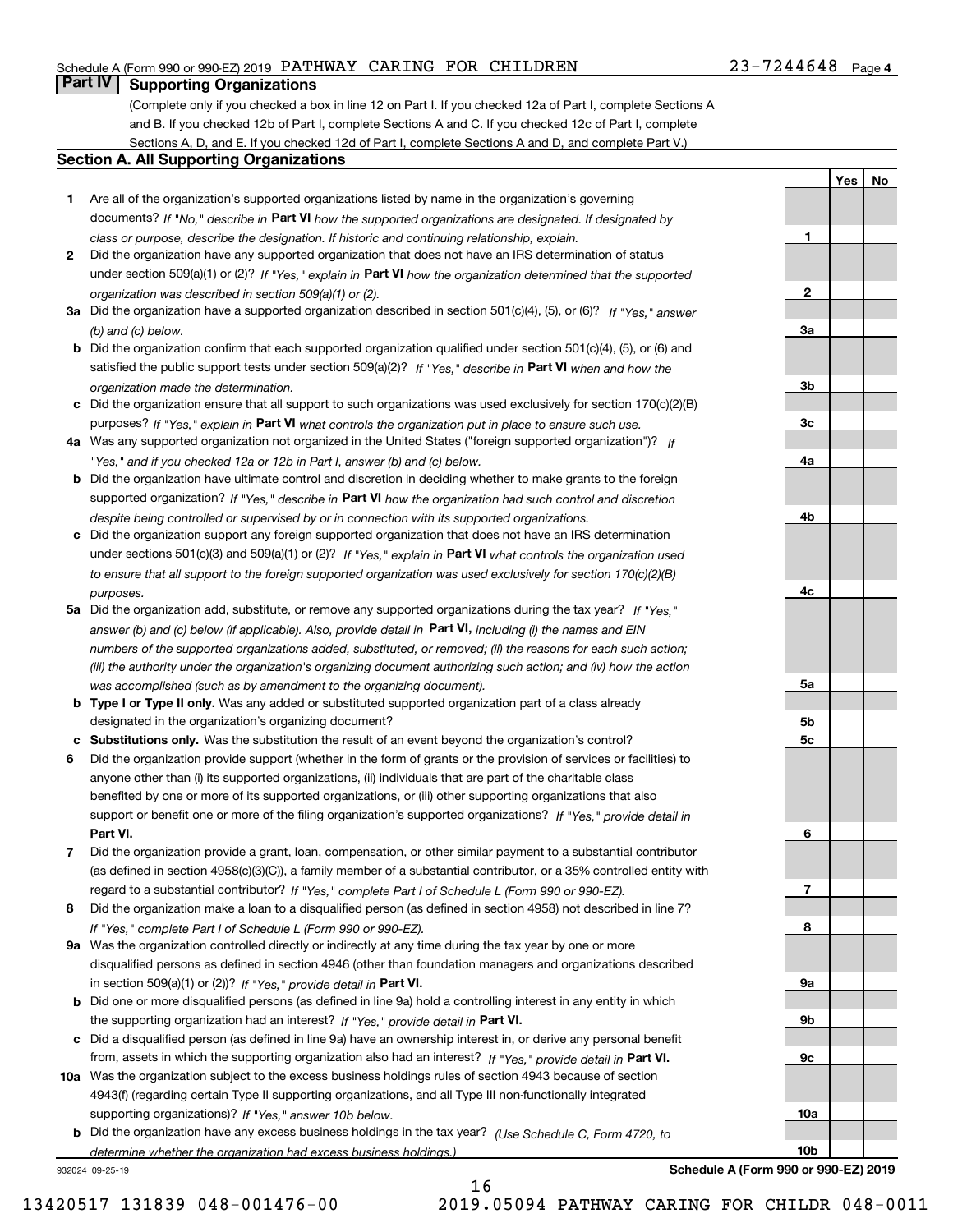Schedule A (Form 990 or 990-EZ) 2019 PATHWAY CARING FOR CHILDREN 23-7244648 Page 4

## Part IV Supporting Organizations

(Complete only if you checked a box in line 12 on Part I. If you checked 12a of Part I, complete Sections A and B. If you checked 12b of Part I, complete Sections A and C. If you checked 12c of Part I, complete Sections A, D, and E. If you checked 12d of Part I, complete Sections A and D, and complete Part V.)

### Section A. All Supporting Organizations

| | | | Yes | No |
|---|---|---|---|---|
| **1** | Are all of the organization's supported organizations listed by name in the organization's governing documents? *If "No," describe in* **Part VI** *how the supported organizations are designated. If designated by class or purpose, describe the designation. If historic and continuing relationship, explain.* | **1** | | |
| **2** | Did the organization have any supported organization that does not have an IRS determination of status under section 509(a)(1) or (2)? *If "Yes," explain in* **Part VI** *how the organization determined that the supported organization was described in section 509(a)(1) or (2).* | **2** | | |
| **3a** | Did the organization have a supported organization described in section 501(c)(4), (5), or (6)? *If "Yes," answer (b) and (c) below.* | **3a** | | |
| **b** | Did the organization confirm that each supported organization qualified under section 501(c)(4), (5), or (6) and satisfied the public support tests under section 509(a)(2)? *If "Yes," describe in* **Part VI** *when and how the organization made the determination.* | **3b** | | |
| **c** | Did the organization ensure that all support to such organizations was used exclusively for section 170(c)(2)(B) purposes? *If "Yes," explain in* **Part VI** *what controls the organization put in place to ensure such use.* | **3c** | | |
| **4a** | Was any supported organization not organized in the United States ("foreign supported organization")? *If "Yes," and if you checked 12a or 12b in Part I, answer (b) and (c) below.* | **4a** | | |
| **b** | Did the organization have ultimate control and discretion in deciding whether to make grants to the foreign supported organization? *If "Yes," describe in* **Part VI** *how the organization had such control and discretion despite being controlled or supervised by or in connection with its supported organizations.* | **4b** | | |
| **c** | Did the organization support any foreign supported organization that does not have an IRS determination under sections 501(c)(3) and 509(a)(1) or (2)? *If "Yes," explain in* **Part VI** *what controls the organization used to ensure that all support to the foreign supported organization was used exclusively for section 170(c)(2)(B) purposes.* | **4c** | | |
| **5a** | Did the organization add, substitute, or remove any supported organizations during the tax year? *If "Yes," answer (b) and (c) below (if applicable). Also, provide detail in* **Part VI,** *including (i) the names and EIN numbers of the supported organizations added, substituted, or removed; (ii) the reasons for each such action; (iii) the authority under the organization's organizing document authorizing such action; and (iv) how the action was accomplished (such as by amendment to the organizing document).* | **5a** | | |
| **b** | **Type I or Type II only.** Was any added or substituted supported organization part of a class already designated in the organization's organizing document? | **5b** | | |
| **c** | **Substitutions only.** Was the substitution the result of an event beyond the organization's control? | **5c** | | |
| **6** | Did the organization provide support (whether in the form of grants or the provision of services or facilities) to anyone other than (i) its supported organizations, (ii) individuals that are part of the charitable class benefited by one or more of its supported organizations, or (iii) other supporting organizations that also support or benefit one or more of the filing organization's supported organizations? *If "Yes," provide detail in* **Part VI.** | **6** | | |
| **7** | Did the organization provide a grant, loan, compensation, or other similar payment to a substantial contributor (as defined in section 4958(c)(3)(C)), a family member of a substantial contributor, or a 35% controlled entity with regard to a substantial contributor? *If "Yes," complete Part I of Schedule L (Form 990 or 990-EZ).* | **7** | | |
| **8** | Did the organization make a loan to a disqualified person (as defined in section 4958) not described in line 7? *If "Yes," complete Part I of Schedule L (Form 990 or 990-EZ).* | **8** | | |
| **9a** | Was the organization controlled directly or indirectly at any time during the tax year by one or more disqualified persons as defined in section 4946 (other than foundation managers and organizations described in section 509(a)(1) or (2))? *If "Yes," provide detail in* **Part VI.** | **9a** | | |
| **b** | Did one or more disqualified persons (as defined in line 9a) hold a controlling interest in any entity in which the supporting organization had an interest? *If "Yes," provide detail in* **Part VI.** | **9b** | | |
| **c** | Did a disqualified person (as defined in line 9a) have an ownership interest in, or derive any personal benefit from, assets in which the supporting organization also had an interest? *If "Yes," provide detail in* **Part VI.** | **9c** | | |
| **10a** | Was the organization subject to the excess business holdings rules of section 4943 because of section 4943(f) (regarding certain Type II supporting organizations, and all Type III non-functionally integrated supporting organizations)? *If "Yes," answer 10b below.* | **10a** | | |
| **b** | Did the organization have any excess business holdings in the tax year? *(Use Schedule C, Form 4720, to determine whether the organization had excess business holdings.)* | **10b** | | |

932024 09-25-19 **Schedule A (Form 990 or 990-EZ) 2019**

13420517 131839 048-001476-00 2019.05094 PATHWAY CARING FOR CHILDR 048-0011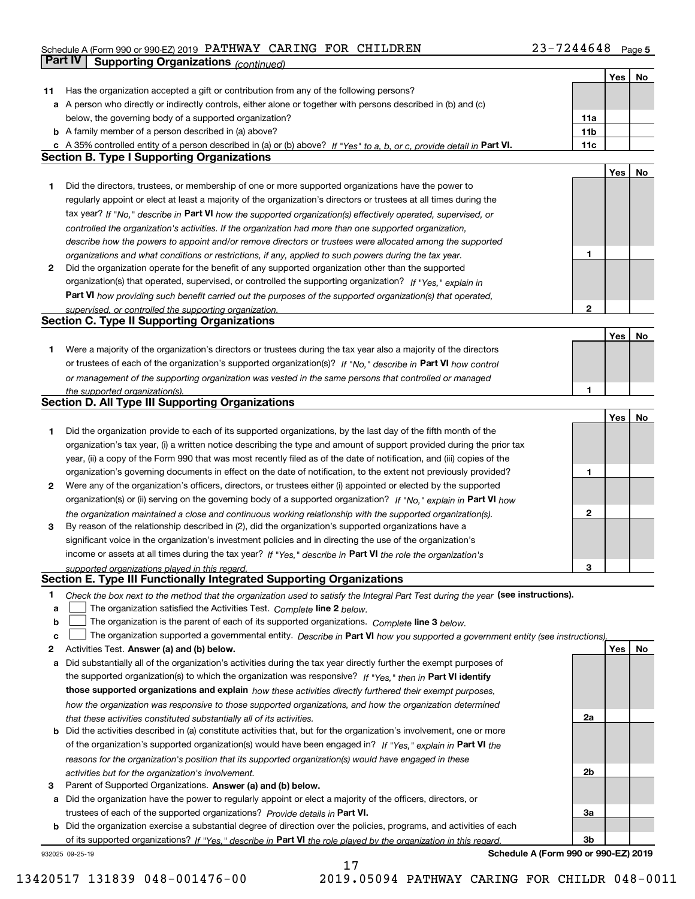Schedule A (Form 990 or 990-EZ) 2019 PATHWAY CARING FOR CHILDREN 23-7244648 Page 5

## Part IV Supporting Organizations *(continued)*

| | | | Yes | No |
|---|---|---|---|---|
| **11** | Has the organization accepted a gift or contribution from any of the following persons? | | | |
| **a** | A person who directly or indirectly controls, either alone or together with persons described in (b) and (c) below, the governing body of a supported organization? | **11a** | | |
| **b** | A family member of a person described in (a) above? | **11b** | | |
| **c** | A 35% controlled entity of a person described in (a) or (b) above? *If "Yes" to a, b, or c, provide detail in* **Part VI.** | **11c** | | |

### Section B. Type I Supporting Organizations

| | | | Yes | No |
|---|---|---|---|---|
| **1** | Did the directors, trustees, or membership of one or more supported organizations have the power to regularly appoint or elect at least a majority of the organization's directors or trustees at all times during the tax year? *If "No," describe in* **Part VI** *how the supported organization(s) effectively operated, supervised, or controlled the organization's activities. If the organization had more than one supported organization, describe how the powers to appoint and/or remove directors or trustees were allocated among the supported organizations and what conditions or restrictions, if any, applied to such powers during the tax year.* | **1** | | |
| **2** | Did the organization operate for the benefit of any supported organization other than the supported organization(s) that operated, supervised, or controlled the supporting organization? *If "Yes," explain in* **Part VI** *how providing such benefit carried out the purposes of the supported organization(s) that operated, supervised, or controlled the supporting organization.* | **2** | | |

### Section C. Type II Supporting Organizations

| | | | Yes | No |
|---|---|---|---|---|
| **1** | Were a majority of the organization's directors or trustees during the tax year also a majority of the directors or trustees of each of the organization's supported organization(s)? *If "No," describe in* **Part VI** *how control or management of the supporting organization was vested in the same persons that controlled or managed the supported organization(s).* | **1** | | |

### Section D. All Type III Supporting Organizations

| | | | Yes | No |
|---|---|---|---|---|
| **1** | Did the organization provide to each of its supported organizations, by the last day of the fifth month of the organization's tax year, (i) a written notice describing the type and amount of support provided during the prior tax year, (ii) a copy of the Form 990 that was most recently filed as of the date of notification, and (iii) copies of the organization's governing documents in effect on the date of notification, to the extent not previously provided? | **1** | | |
| **2** | Were any of the organization's officers, directors, or trustees either (i) appointed or elected by the supported organization(s) or (ii) serving on the governing body of a supported organization? *If "No," explain in* **Part VI** *how the organization maintained a close and continuous working relationship with the supported organization(s).* | **2** | | |
| **3** | By reason of the relationship described in (2), did the organization's supported organizations have a significant voice in the organization's investment policies and in directing the use of the organization's income or assets at all times during the tax year? *If "Yes," describe in* **Part VI** *the role the organization's supported organizations played in this regard.* | **3** | | |

### Section E. Type III Functionally Integrated Supporting Organizations

**1** *Check the box next to the method that the organization used to satisfy the Integral Part Test during the year* **(see instructions).**

- **a** ☐ The organization satisfied the Activities Test. *Complete* **line 2** *below.*
- **b** ☐ The organization is the parent of each of its supported organizations. *Complete* **line 3** *below.*
- **c** ☐ The organization supported a governmental entity. *Describe in* **Part VI** *how you supported a government entity (see instructions).*

| | | | Yes | No |
|---|---|---|---|---|
| **2** | Activities Test. **Answer (a) and (b) below.** | | | |
| **a** | Did substantially all of the organization's activities during the tax year directly further the exempt purposes of the supported organization(s) to which the organization was responsive? *If "Yes," then in* **Part VI identify those supported organizations and explain** *how these activities directly furthered their exempt purposes, how the organization was responsive to those supported organizations, and how the organization determined that these activities constituted substantially all of its activities.* | **2a** | | |
| **b** | Did the activities described in (a) constitute activities that, but for the organization's involvement, one or more of the organization's supported organization(s) would have been engaged in? *If "Yes," explain in* **Part VI** *the reasons for the organization's position that its supported organization(s) would have engaged in these activities but for the organization's involvement.* | **2b** | | |
| **3** | Parent of Supported Organizations. **Answer (a) and (b) below.** | | | |
| **a** | Did the organization have the power to regularly appoint or elect a majority of the officers, directors, or trustees of each of the supported organizations? *Provide details in* **Part VI.** | **3a** | | |
| **b** | Did the organization exercise a substantial degree of direction over the policies, programs, and activities of each of its supported organizations? *If "Yes," describe in* **Part VI** *the role played by the organization in this regard.* | **3b** | | |

932025 09-25-19 **Schedule A (Form 990 or 990-EZ) 2019**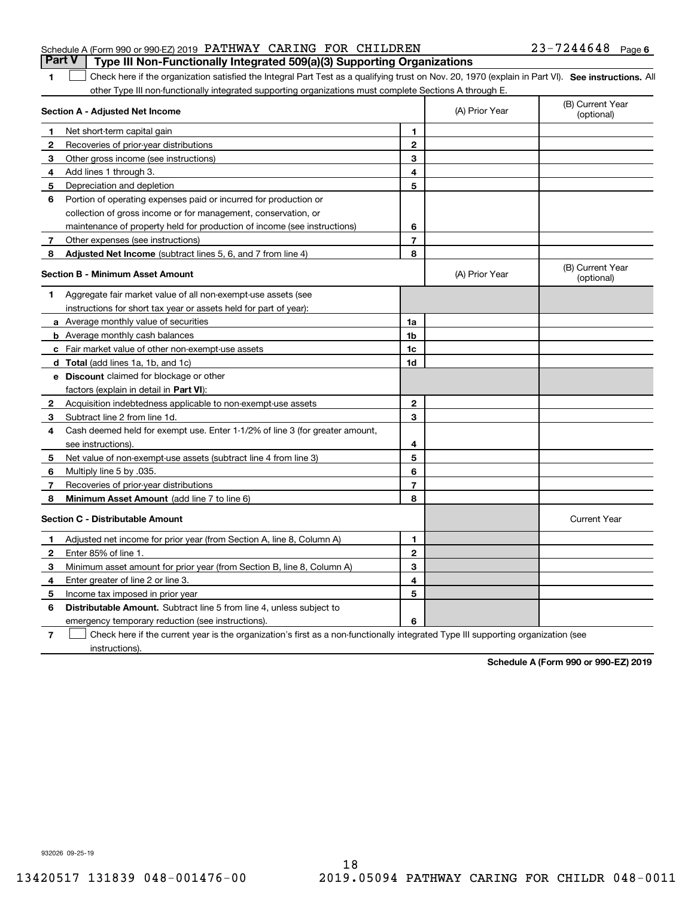Schedule A (Form 990 or 990-EZ) 2019 PATHWAY CARING FOR CHILDREN 23-7244648 Page 6

## Part V Type III Non-Functionally Integrated 509(a)(3) Supporting Organizations

**1** ☐ Check here if the organization satisfied the Integral Part Test as a qualifying trust on Nov. 20, 1970 (explain in Part VI). **See instructions.** All other Type III non-functionally integrated supporting organizations must complete Sections A through E.

| **Section A - Adjusted Net Income** | | | (A) Prior Year | (B) Current Year (optional) |
|---|---|---|---|---|
| 1 | Net short-term capital gain | 1 | | |
| 2 | Recoveries of prior-year distributions | 2 | | |
| 3 | Other gross income (see instructions) | 3 | | |
| 4 | Add lines 1 through 3. | 4 | | |
| 5 | Depreciation and depletion | 5 | | |
| 6 | Portion of operating expenses paid or incurred for production or collection of gross income or for management, conservation, or maintenance of property held for production of income (see instructions) | 6 | | |
| 7 | Other expenses (see instructions) | 7 | | |
| 8 | **Adjusted Net Income** (subtract lines 5, 6, and 7 from line 4) | 8 | | |

| **Section B - Minimum Asset Amount** | | | (A) Prior Year | (B) Current Year (optional) |
|---|---|---|---|---|
| 1 | Aggregate fair market value of all non-exempt-use assets (see instructions for short tax year or assets held for part of year): | | | |
| a | Average monthly value of securities | 1a | | |
| b | Average monthly cash balances | 1b | | |
| c | Fair market value of other non-exempt-use assets | 1c | | |
| d | **Total** (add lines 1a, 1b, and 1c) | 1d | | |
| e | **Discount** claimed for blockage or other factors (explain in detail in **Part VI**): | | | |
| 2 | Acquisition indebtedness applicable to non-exempt-use assets | 2 | | |
| 3 | Subtract line 2 from line 1d. | 3 | | |
| 4 | Cash deemed held for exempt use. Enter 1-1/2% of line 3 (for greater amount, see instructions). | 4 | | |
| 5 | Net value of non-exempt-use assets (subtract line 4 from line 3) | 5 | | |
| 6 | Multiply line 5 by .035. | 6 | | |
| 7 | Recoveries of prior-year distributions | 7 | | |
| 8 | **Minimum Asset Amount** (add line 7 to line 6) | 8 | | |

| **Section C - Distributable Amount** | | | | Current Year |
|---|---|---|---|---|
| 1 | Adjusted net income for prior year (from Section A, line 8, Column A) | 1 | | |
| 2 | Enter 85% of line 1. | 2 | | |
| 3 | Minimum asset amount for prior year (from Section B, line 8, Column A) | 3 | | |
| 4 | Enter greater of line 2 or line 3. | 4 | | |
| 5 | Income tax imposed in prior year | 5 | | |
| 6 | **Distributable Amount.** Subtract line 5 from line 4, unless subject to emergency temporary reduction (see instructions). | 6 | | |

**7** ☐ Check here if the current year is the organization's first as a non-functionally integrated Type III supporting organization (see instructions).

**Schedule A (Form 990 or 990-EZ) 2019**

932026 09-25-19

13420517 131839 048-001476-00 2019.05094 PATHWAY CARING FOR CHILDR 048-0011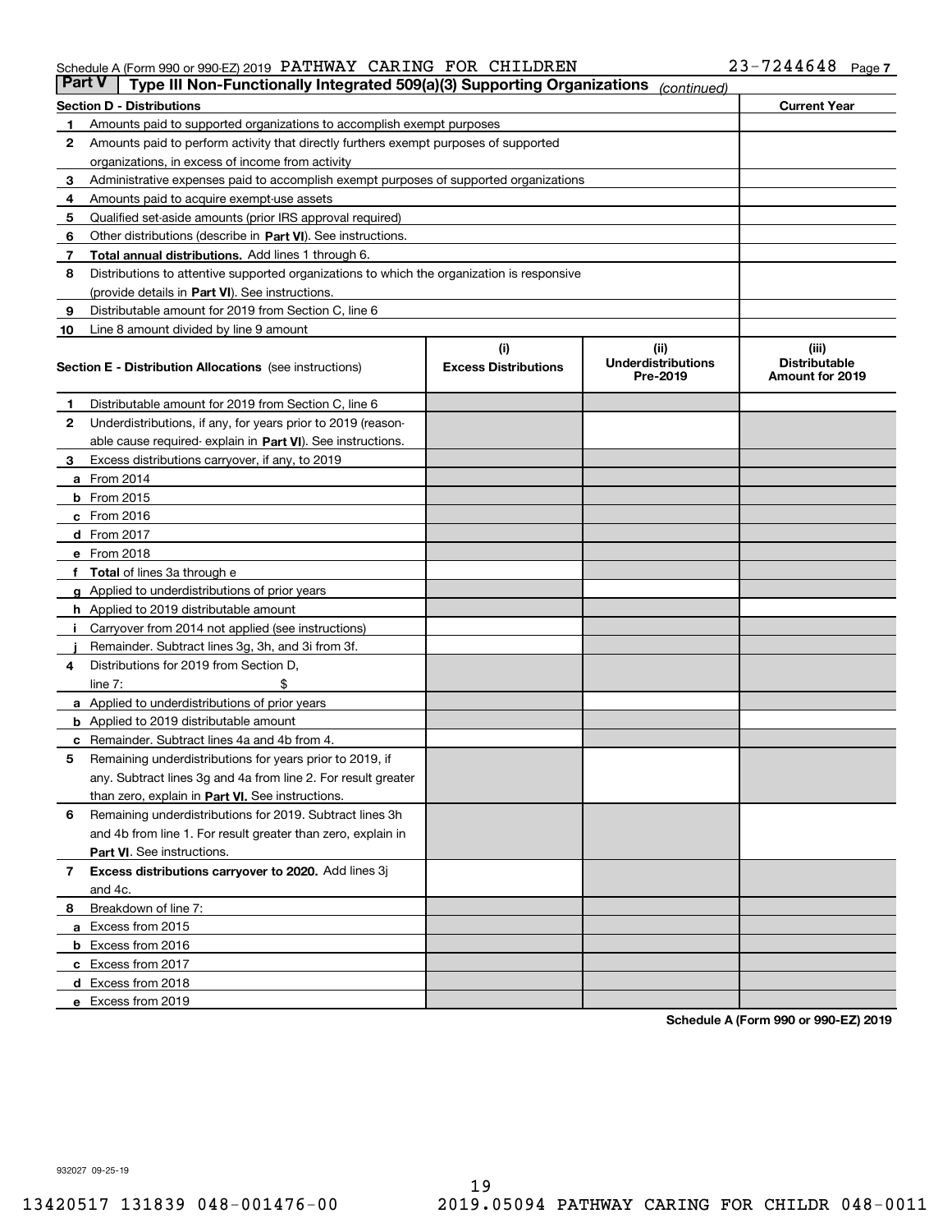Schedule A (Form 990 or 990-EZ) 2019 PATHWAY CARING FOR CHILDREN 23-7244648 Page 7

## Part V | Type III Non-Functionally Integrated 509(a)(3) Supporting Organizations *(continued)*

| Section D - Distributions | | Current Year |
|---|---|---|
| 1 | Amounts paid to supported organizations to accomplish exempt purposes | |
| 2 | Amounts paid to perform activity that directly furthers exempt purposes of supported organizations, in excess of income from activity | |
| 3 | Administrative expenses paid to accomplish exempt purposes of supported organizations | |
| 4 | Amounts paid to acquire exempt-use assets | |
| 5 | Qualified set-aside amounts (prior IRS approval required) | |
| 6 | Other distributions (describe in **Part VI**). See instructions. | |
| 7 | **Total annual distributions.** Add lines 1 through 6. | |
| 8 | Distributions to attentive supported organizations to which the organization is responsive (provide details in **Part VI**). See instructions. | |
| 9 | Distributable amount for 2019 from Section C, line 6 | |
| 10 | Line 8 amount divided by line 9 amount | |

| Section E - Distribution Allocations (see instructions) | | (i) Excess Distributions | (ii) Underdistributions Pre-2019 | (iii) Distributable Amount for 2019 |
|---|---|---|---|---|
| 1 | Distributable amount for 2019 from Section C, line 6 | | | |
| 2 | Underdistributions, if any, for years prior to 2019 (reasonable cause required- explain in **Part VI**). See instructions. | | | |
| 3 | Excess distributions carryover, if any, to 2019 | | | |
| a | From 2014 | | | |
| b | From 2015 | | | |
| c | From 2016 | | | |
| d | From 2017 | | | |
| e | From 2018 | | | |
| f | **Total** of lines 3a through e | | | |
| g | Applied to underdistributions of prior years | | | |
| h | Applied to 2019 distributable amount | | | |
| i | Carryover from 2014 not applied (see instructions) | | | |
| j | Remainder. Subtract lines 3g, 3h, and 3i from 3f. | | | |
| 4 | Distributions for 2019 from Section D, line 7: $ | | | |
| a | Applied to underdistributions of prior years | | | |
| b | Applied to 2019 distributable amount | | | |
| c | Remainder. Subtract lines 4a and 4b from 4. | | | |
| 5 | Remaining underdistributions for years prior to 2019, if any. Subtract lines 3g and 4a from line 2. For result greater than zero, explain in **Part VI.** See instructions. | | | |
| 6 | Remaining underdistributions for 2019. Subtract lines 3h and 4b from line 1. For result greater than zero, explain in **Part VI**. See instructions. | | | |
| 7 | **Excess distributions carryover to 2020.** Add lines 3j and 4c. | | | |
| 8 | Breakdown of line 7: | | | |
| a | Excess from 2015 | | | |
| b | Excess from 2016 | | | |
| c | Excess from 2017 | | | |
| d | Excess from 2018 | | | |
| e | Excess from 2019 | | | |

**Schedule A (Form 990 or 990-EZ) 2019**

932027 09-25-19

13420517 131839 048-001476-00 2019.05094 PATHWAY CARING FOR CHILDR 048-0011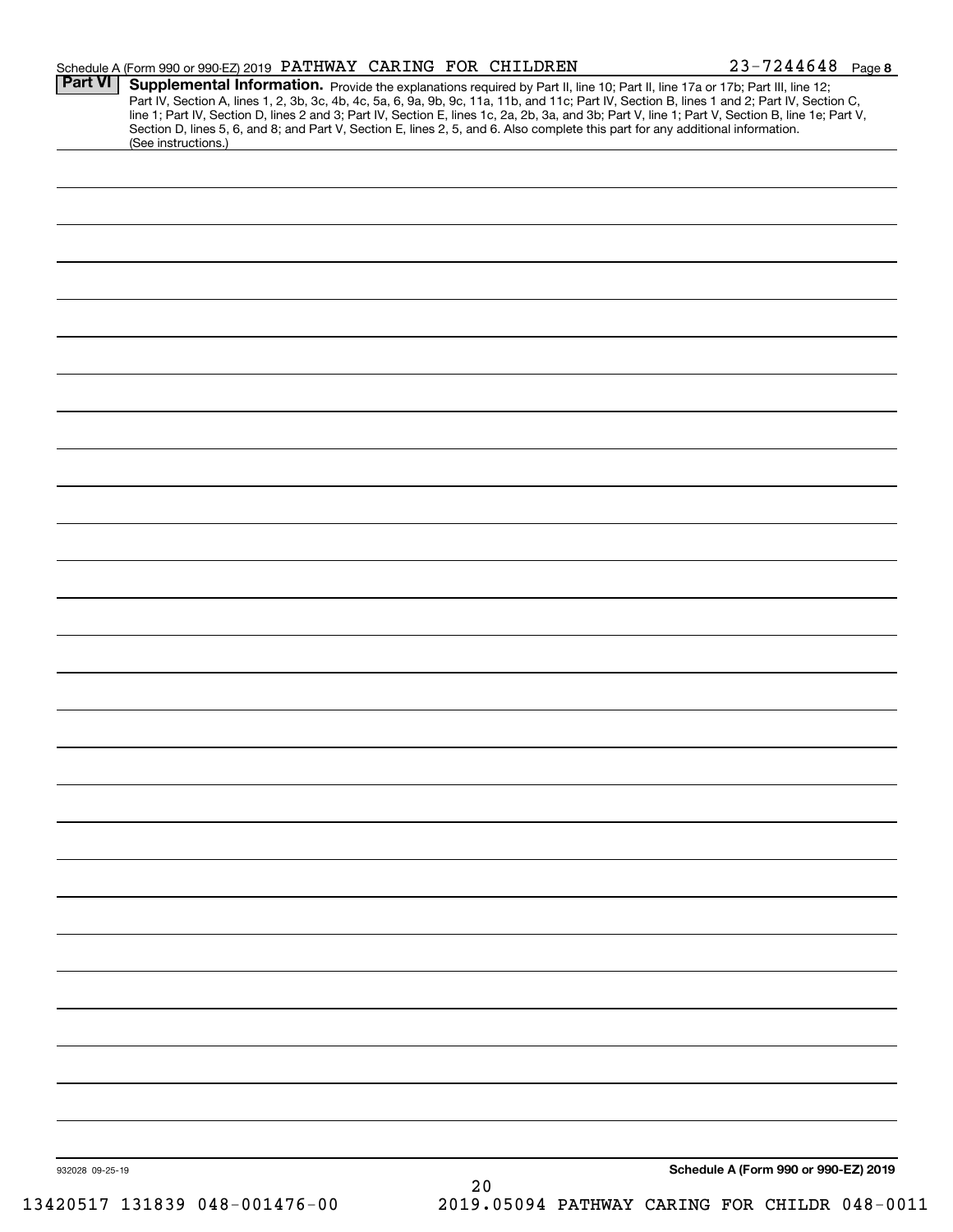Schedule A (Form 990 or 990-EZ) 2019 PATHWAY CARING FOR CHILDREN 23-7244648 Page 8

**Part VI** **Supplemental Information.** Provide the explanations required by Part II, line 10; Part II, line 17a or 17b; Part III, line 12; Part IV, Section A, lines 1, 2, 3b, 3c, 4b, 4c, 5a, 6, 9a, 9b, 9c, 11a, 11b, and 11c; Part IV, Section B, lines 1 and 2; Part IV, Section C, line 1; Part IV, Section D, lines 2 and 3; Part IV, Section E, lines 1c, 2a, 2b, 3a, and 3b; Part V, line 1; Part V, Section B, line 1e; Part V, Section D, lines 5, 6, and 8; and Part V, Section E, lines 2, 5, and 6. Also complete this part for any additional information. (See instructions.)

932028 09-25-19

**Schedule A (Form 990 or 990-EZ) 2019**

13420517 131839 048-001476-00 2019.05094 PATHWAY CARING FOR CHILDR 048-0011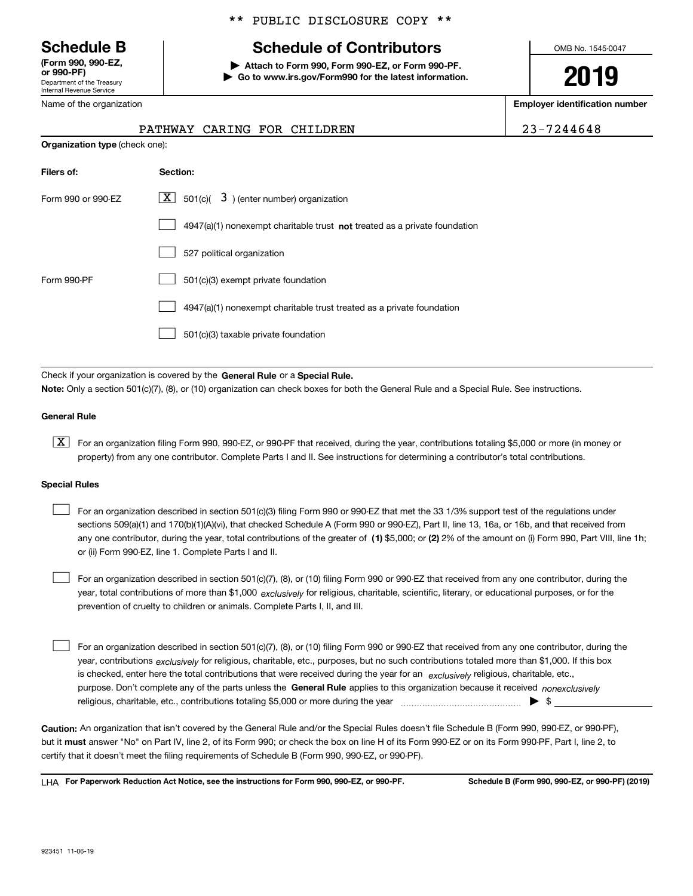** PUBLIC DISCLOSURE COPY **

**Schedule B**
**(Form 990, 990-EZ, or 990-PF)**
Department of the Treasury
Internal Revenue Service

# Schedule of Contributors

▶ **Attach to Form 990, Form 990-EZ, or Form 990-PF.**
▶ **Go to www.irs.gov/Form990 for the latest information.**

OMB No. 1545-0047

**2019**

| Name of the organization | Employer identification number |
|---|---|
| PATHWAY CARING FOR CHILDREN | 23-7244648 |

**Organization type** (check one):

| Filers of: | Section: |
|---|---|
| Form 990 or 990-EZ | [X] 501(c)( 3 ) (enter number) organization |
| | [ ] 4947(a)(1) nonexempt charitable trust **not** treated as a private foundation |
| | [ ] 527 political organization |
| Form 990-PF | [ ] 501(c)(3) exempt private foundation |
| | [ ] 4947(a)(1) nonexempt charitable trust treated as a private foundation |
| | [ ] 501(c)(3) taxable private foundation |

Check if your organization is covered by the **General Rule** or a **Special Rule.**

**Note:** Only a section 501(c)(7), (8), or (10) organization can check boxes for both the General Rule and a Special Rule. See instructions.

**General Rule**

[X] For an organization filing Form 990, 990-EZ, or 990-PF that received, during the year, contributions totaling $5,000 or more (in money or property) from any one contributor. Complete Parts I and II. See instructions for determining a contributor's total contributions.

**Special Rules**

[ ] For an organization described in section 501(c)(3) filing Form 990 or 990-EZ that met the 33 1/3% support test of the regulations under sections 509(a)(1) and 170(b)(1)(A)(vi), that checked Schedule A (Form 990 or 990-EZ), Part II, line 13, 16a, or 16b, and that received from any one contributor, during the year, total contributions of the greater of **(1)** $5,000; or **(2)** 2% of the amount on (i) Form 990, Part VIII, line 1h; or (ii) Form 990-EZ, line 1. Complete Parts I and II.

[ ] For an organization described in section 501(c)(7), (8), or (10) filing Form 990 or 990-EZ that received from any one contributor, during the year, total contributions of more than $1,000 *exclusively* for religious, charitable, scientific, literary, or educational purposes, or for the prevention of cruelty to children or animals. Complete Parts I, II, and III.

[ ] For an organization described in section 501(c)(7), (8), or (10) filing Form 990 or 990-EZ that received from any one contributor, during the year, contributions *exclusively* for religious, charitable, etc., purposes, but no such contributions totaled more than $1,000. If this box is checked, enter here the total contributions that were received during the year for an *exclusively* religious, charitable, etc., purpose. Don't complete any of the parts unless the **General Rule** applies to this organization because it received *nonexclusively* religious, charitable, etc., contributions totaling $5,000 or more during the year ▶ $ ____________

**Caution:** An organization that isn't covered by the General Rule and/or the Special Rules doesn't file Schedule B (Form 990, 990-EZ, or 990-PF), but it **must** answer "No" on Part IV, line 2, of its Form 990; or check the box on line H of its Form 990-EZ or on its Form 990-PF, Part I, line 2, to certify that it doesn't meet the filing requirements of Schedule B (Form 990, 990-EZ, or 990-PF).

LHA **For Paperwork Reduction Act Notice, see the instructions for Form 990, 990-EZ, or 990-PF.** **Schedule B (Form 990, 990-EZ, or 990-PF) (2019)**

923451 11-06-19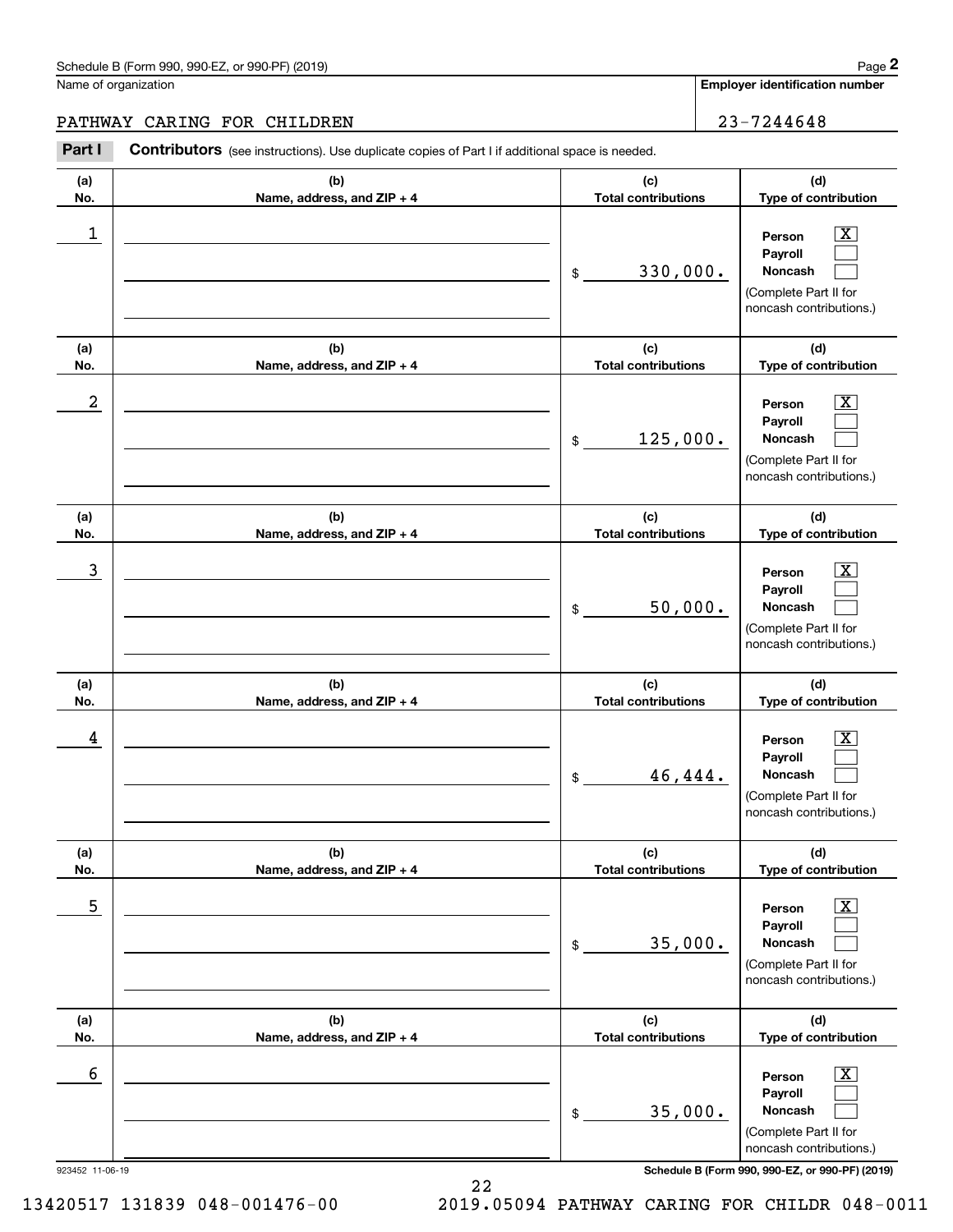Schedule B (Form 990, 990-EZ, or 990-PF) (2019)

Name of organization: PATHWAY CARING FOR CHILDREN

Employer identification number: 23-7244648

**Part I** **Contributors** (see instructions). Use duplicate copies of Part I if additional space is needed.

| (a) No. | (b) Name, address, and ZIP + 4 | (c) Total contributions | (d) Type of contribution |
|---|---|---|---|
| 1 | | $ 330,000. | Person [X] Payroll [ ] Noncash [ ] (Complete Part II for noncash contributions.) |
| 2 | | $ 125,000. | Person [X] Payroll [ ] Noncash [ ] (Complete Part II for noncash contributions.) |
| 3 | | $ 50,000. | Person [X] Payroll [ ] Noncash [ ] (Complete Part II for noncash contributions.) |
| 4 | | $ 46,444. | Person [X] Payroll [ ] Noncash [ ] (Complete Part II for noncash contributions.) |
| 5 | | $ 35,000. | Person [X] Payroll [ ] Noncash [ ] (Complete Part II for noncash contributions.) |
| 6 | | $ 35,000. | Person [X] Payroll [ ] Noncash [ ] (Complete Part II for noncash contributions.) |

923452 11-06-19

Schedule B (Form 990, 990-EZ, or 990-PF) (2019)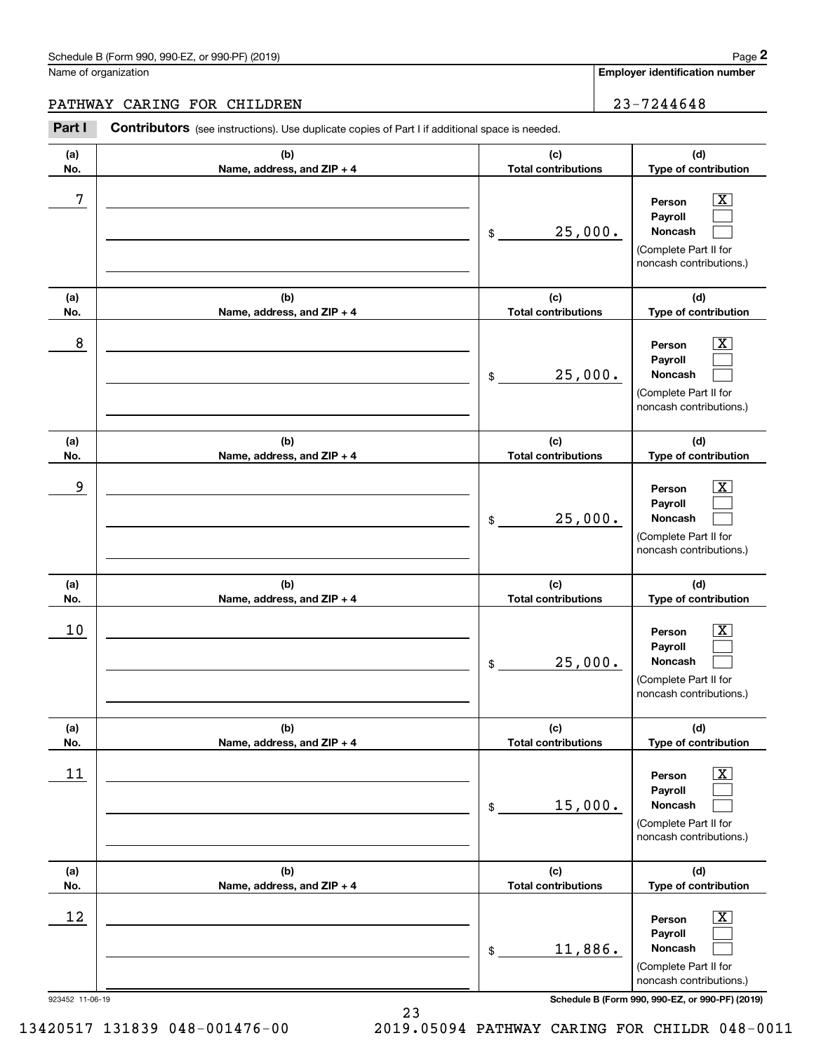Schedule B (Form 990, 990-EZ, or 990-PF) (2019)

Name of organization: PATHWAY CARING FOR CHILDREN

Employer identification number: 23-7244648

**Part I** **Contributors** (see instructions). Use duplicate copies of Part I if additional space is needed.

| (a) No. | (b) Name, address, and ZIP + 4 | (c) Total contributions | (d) Type of contribution |
|---|---|---|---|
| 7 | | $ 25,000. | Person [X] Payroll [ ] Noncash [ ] (Complete Part II for noncash contributions.) |
| 8 | | $ 25,000. | Person [X] Payroll [ ] Noncash [ ] (Complete Part II for noncash contributions.) |
| 9 | | $ 25,000. | Person [X] Payroll [ ] Noncash [ ] (Complete Part II for noncash contributions.) |
| 10 | | $ 25,000. | Person [X] Payroll [ ] Noncash [ ] (Complete Part II for noncash contributions.) |
| 11 | | $ 15,000. | Person [X] Payroll [ ] Noncash [ ] (Complete Part II for noncash contributions.) |
| 12 | | $ 11,886. | Person [X] Payroll [ ] Noncash [ ] (Complete Part II for noncash contributions.) |

923452 11-06-19

13420517 131839 048-001476-00 2019.05094 PATHWAY CARING FOR CHILDR 048-0011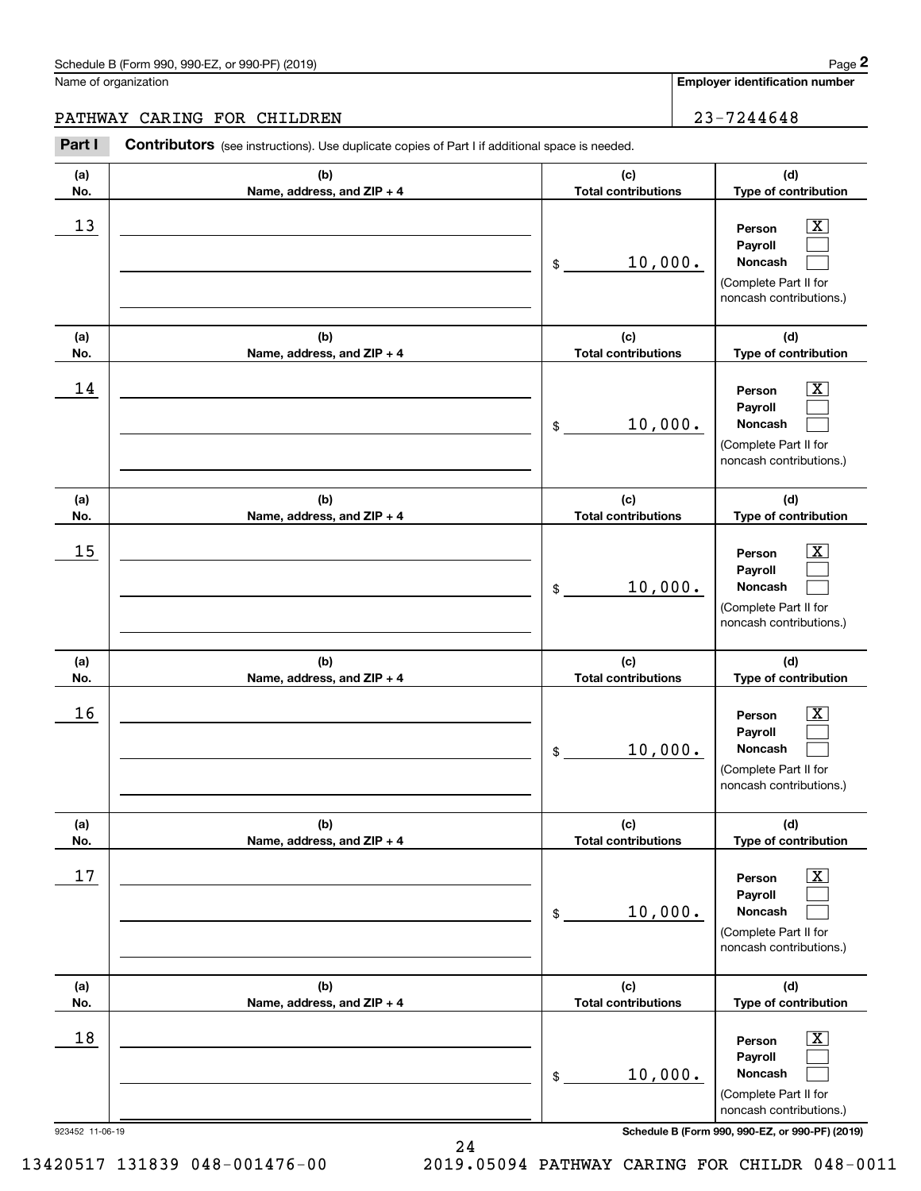Schedule B (Form 990, 990-EZ, or 990-PF) (2019) Page **2**

Name of organization: PATHWAY CARING FOR CHILDREN

**Employer identification number:** 23-7244648

**Part I** **Contributors** (see instructions). Use duplicate copies of Part I if additional space is needed.

| (a) No. | (b) Name, address, and ZIP + 4 | (c) Total contributions | (d) Type of contribution |
|---|---|---|---|
| 13 | | $ 10,000. | Person [X] Payroll [ ] Noncash [ ] (Complete Part II for noncash contributions.) |
| 14 | | $ 10,000. | Person [X] Payroll [ ] Noncash [ ] (Complete Part II for noncash contributions.) |
| 15 | | $ 10,000. | Person [X] Payroll [ ] Noncash [ ] (Complete Part II for noncash contributions.) |
| 16 | | $ 10,000. | Person [X] Payroll [ ] Noncash [ ] (Complete Part II for noncash contributions.) |
| 17 | | $ 10,000. | Person [X] Payroll [ ] Noncash [ ] (Complete Part II for noncash contributions.) |
| 18 | | $ 10,000. | Person [X] Payroll [ ] Noncash [ ] (Complete Part II for noncash contributions.) |

923452 11-06-19 **Schedule B (Form 990, 990-EZ, or 990-PF) (2019)**

13420517 131839 048-001476-00 2019.05094 PATHWAY CARING FOR CHILDR 048-0011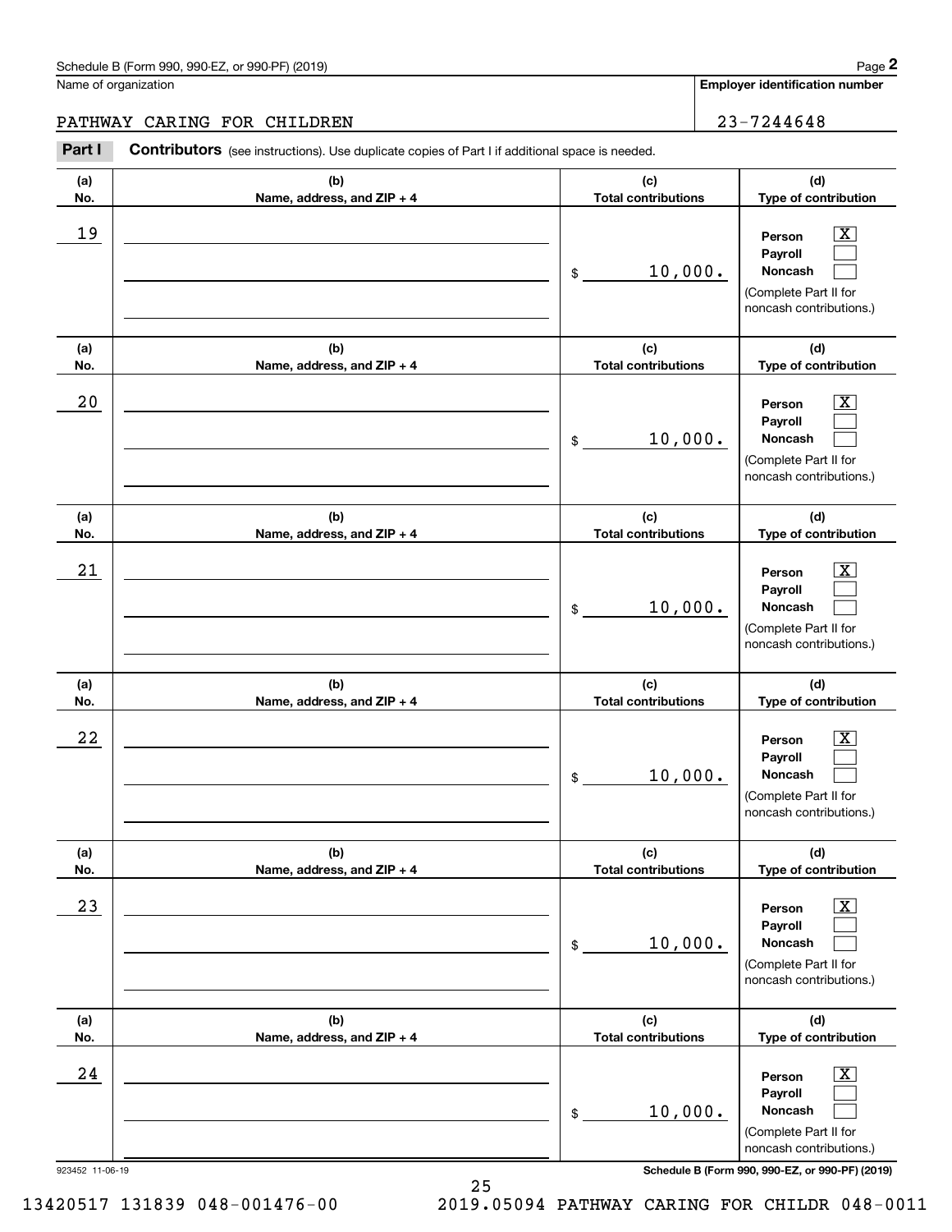Schedule B (Form 990, 990-EZ, or 990-PF) (2019) Page **2**

Name of organization: PATHWAY CARING FOR CHILDREN

**Employer identification number:** 23-7244648

**Part I** **Contributors** (see instructions). Use duplicate copies of Part I if additional space is needed.

| (a) No. | (b) Name, address, and ZIP + 4 | (c) Total contributions | (d) Type of contribution |
|---|---|---|---|
| 19 | | $ 10,000. | Person [X] Payroll [ ] Noncash [ ] (Complete Part II for noncash contributions.) |
| 20 | | $ 10,000. | Person [X] Payroll [ ] Noncash [ ] (Complete Part II for noncash contributions.) |
| 21 | | $ 10,000. | Person [X] Payroll [ ] Noncash [ ] (Complete Part II for noncash contributions.) |
| 22 | | $ 10,000. | Person [X] Payroll [ ] Noncash [ ] (Complete Part II for noncash contributions.) |
| 23 | | $ 10,000. | Person [X] Payroll [ ] Noncash [ ] (Complete Part II for noncash contributions.) |
| 24 | | $ 10,000. | Person [X] Payroll [ ] Noncash [ ] (Complete Part II for noncash contributions.) |

923452 11-06-19 **Schedule B (Form 990, 990-EZ, or 990-PF) (2019)**

13420517 131839 048-001476-00 2019.05094 PATHWAY CARING FOR CHILDR 048-0011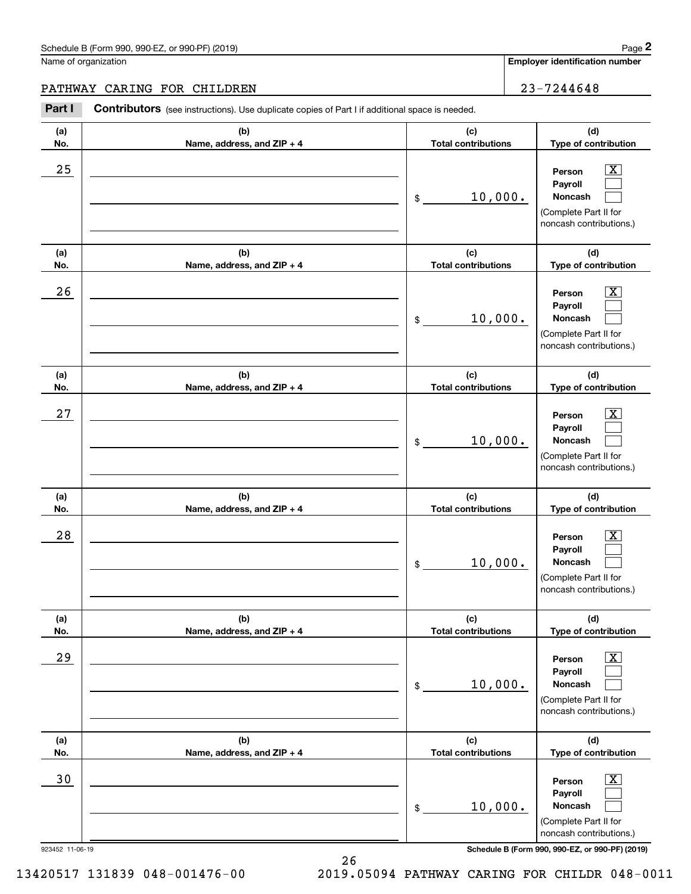Schedule B (Form 990, 990-EZ, or 990-PF) (2019)

Name of organization: PATHWAY CARING FOR CHILDREN

Employer identification number: 23-7244648

**Part I** **Contributors** (see instructions). Use duplicate copies of Part I if additional space is needed.

| (a) No. | (b) Name, address, and ZIP + 4 | (c) Total contributions | (d) Type of contribution |
|---|---|---|---|
| 25 | | $ 10,000. | Person [X] Payroll [ ] Noncash [ ] (Complete Part II for noncash contributions.) |
| 26 | | $ 10,000. | Person [X] Payroll [ ] Noncash [ ] (Complete Part II for noncash contributions.) |
| 27 | | $ 10,000. | Person [X] Payroll [ ] Noncash [ ] (Complete Part II for noncash contributions.) |
| 28 | | $ 10,000. | Person [X] Payroll [ ] Noncash [ ] (Complete Part II for noncash contributions.) |
| 29 | | $ 10,000. | Person [X] Payroll [ ] Noncash [ ] (Complete Part II for noncash contributions.) |
| 30 | | $ 10,000. | Person [X] Payroll [ ] Noncash [ ] (Complete Part II for noncash contributions.) |

923452 11-06-19

Schedule B (Form 990, 990-EZ, or 990-PF) (2019)

13420517 131839 048-001476-00 2019.05094 PATHWAY CARING FOR CHILDR 048-0011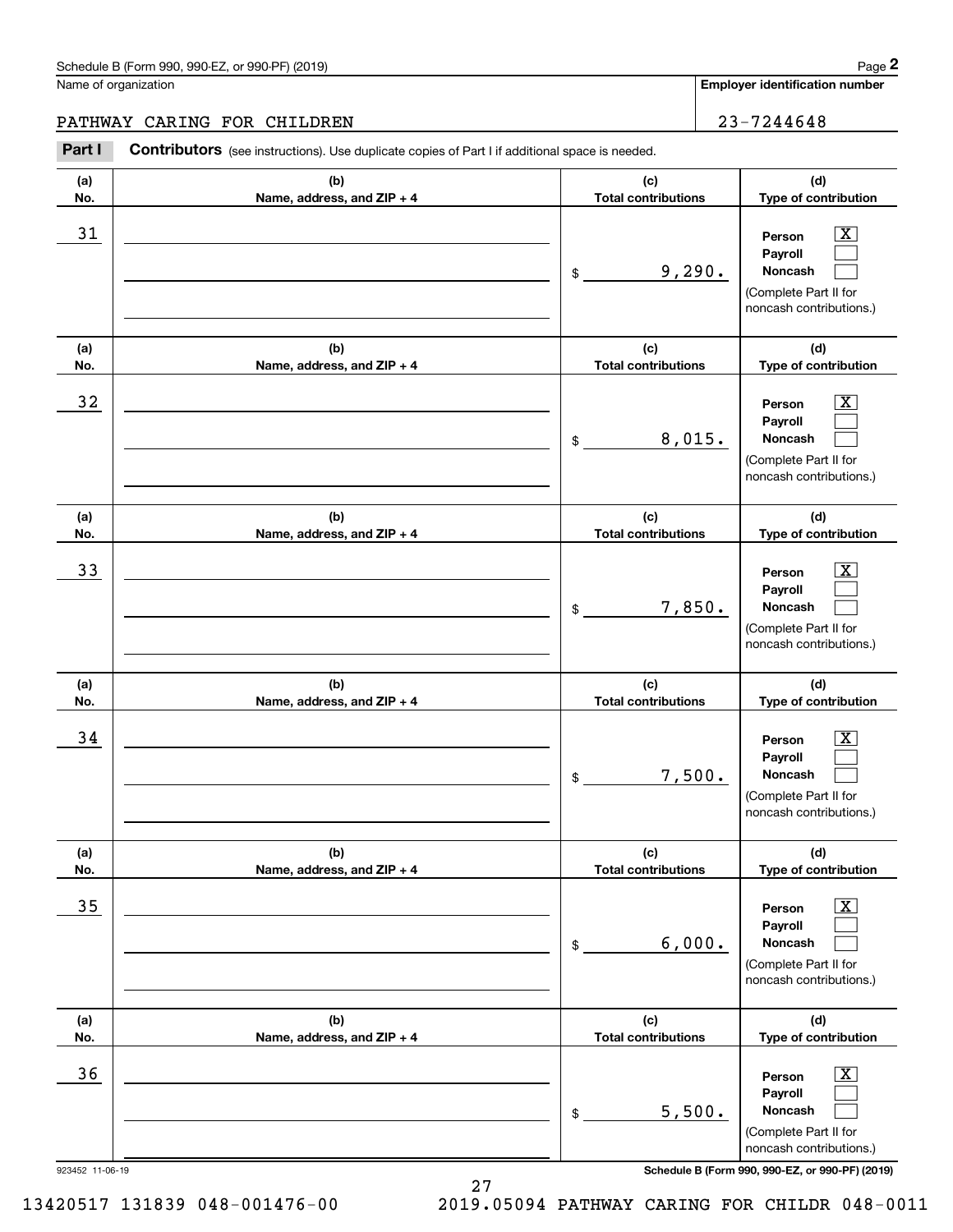Schedule B (Form 990, 990-EZ, or 990-PF) (2019)

Name of organization: PATHWAY CARING FOR CHILDREN

Employer identification number: 23-7244648

**Part I** **Contributors** (see instructions). Use duplicate copies of Part I if additional space is needed.

| (a) No. | (b) Name, address, and ZIP + 4 | (c) Total contributions | (d) Type of contribution |
|---|---|---|---|
| 31 | | $ 9,290. | Person [X] Payroll [ ] Noncash [ ] (Complete Part II for noncash contributions.) |
| 32 | | $ 8,015. | Person [X] Payroll [ ] Noncash [ ] (Complete Part II for noncash contributions.) |
| 33 | | $ 7,850. | Person [X] Payroll [ ] Noncash [ ] (Complete Part II for noncash contributions.) |
| 34 | | $ 7,500. | Person [X] Payroll [ ] Noncash [ ] (Complete Part II for noncash contributions.) |
| 35 | | $ 6,000. | Person [X] Payroll [ ] Noncash [ ] (Complete Part II for noncash contributions.) |
| 36 | | $ 5,500. | Person [X] Payroll [ ] Noncash [ ] (Complete Part II for noncash contributions.) |

923452 11-06-19

Schedule B (Form 990, 990-EZ, or 990-PF) (2019)

13420517 131839 048-001476-00 2019.05094 PATHWAY CARING FOR CHILDR 048-0011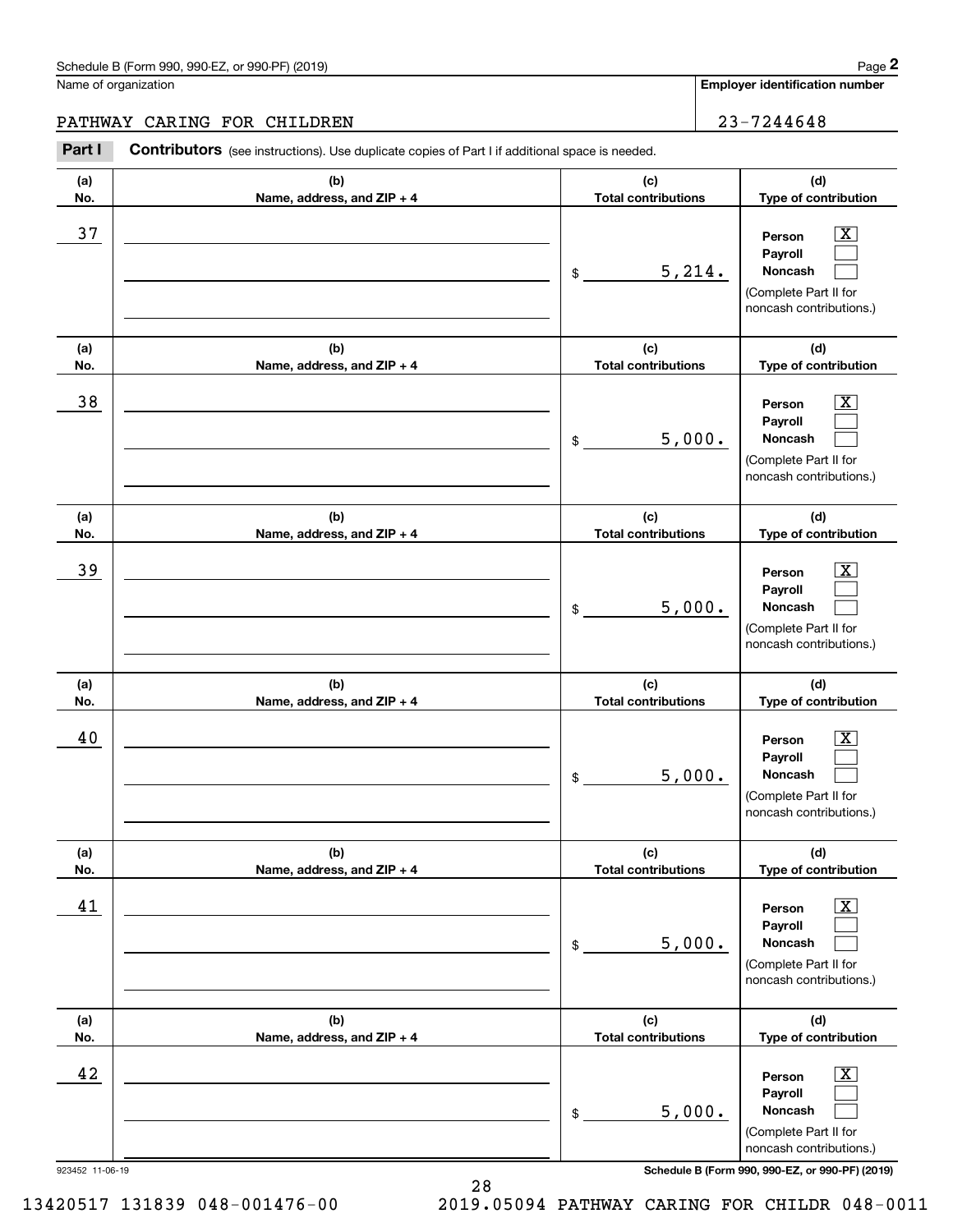Schedule B (Form 990, 990-EZ, or 990-PF) (2019)

Name of organization: PATHWAY CARING FOR CHILDREN

Employer identification number: 23-7244648

**Part I** **Contributors** (see instructions). Use duplicate copies of Part I if additional space is needed.

| (a) No. | (b) Name, address, and ZIP + 4 | (c) Total contributions | (d) Type of contribution |
|---|---|---|---|
| 37 | | $ 5,214. | Person [X] Payroll [ ] Noncash [ ] (Complete Part II for noncash contributions.) |
| 38 | | $ 5,000. | Person [X] Payroll [ ] Noncash [ ] (Complete Part II for noncash contributions.) |
| 39 | | $ 5,000. | Person [X] Payroll [ ] Noncash [ ] (Complete Part II for noncash contributions.) |
| 40 | | $ 5,000. | Person [X] Payroll [ ] Noncash [ ] (Complete Part II for noncash contributions.) |
| 41 | | $ 5,000. | Person [X] Payroll [ ] Noncash [ ] (Complete Part II for noncash contributions.) |
| 42 | | $ 5,000. | Person [X] Payroll [ ] Noncash [ ] (Complete Part II for noncash contributions.) |

923452 11-06-19

Schedule B (Form 990, 990-EZ, or 990-PF) (2019)

13420517 131839 048-001476-00    2019.05094 PATHWAY CARING FOR CHILDR 048-0011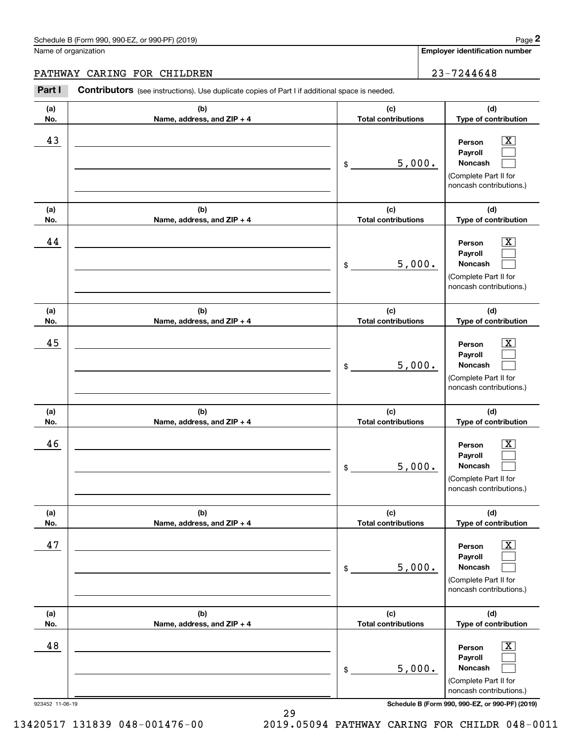Name of organization

PATHWAY CARING FOR CHILDREN

**Employer identification number**

23-7244648

**Part I** **Contributors** (see instructions). Use duplicate copies of Part I if additional space is needed.

| (a) No. | (b) Name, address, and ZIP + 4 | (c) Total contributions | (d) Type of contribution |
|---|---|---|---|
| 43 | | $ 5,000. | Person [X] Payroll [ ] Noncash [ ] (Complete Part II for noncash contributions.) |
| 44 | | $ 5,000. | Person [X] Payroll [ ] Noncash [ ] (Complete Part II for noncash contributions.) |
| 45 | | $ 5,000. | Person [X] Payroll [ ] Noncash [ ] (Complete Part II for noncash contributions.) |
| 46 | | $ 5,000. | Person [X] Payroll [ ] Noncash [ ] (Complete Part II for noncash contributions.) |
| 47 | | $ 5,000. | Person [X] Payroll [ ] Noncash [ ] (Complete Part II for noncash contributions.) |
| 48 | | $ 5,000. | Person [X] Payroll [ ] Noncash [ ] (Complete Part II for noncash contributions.) |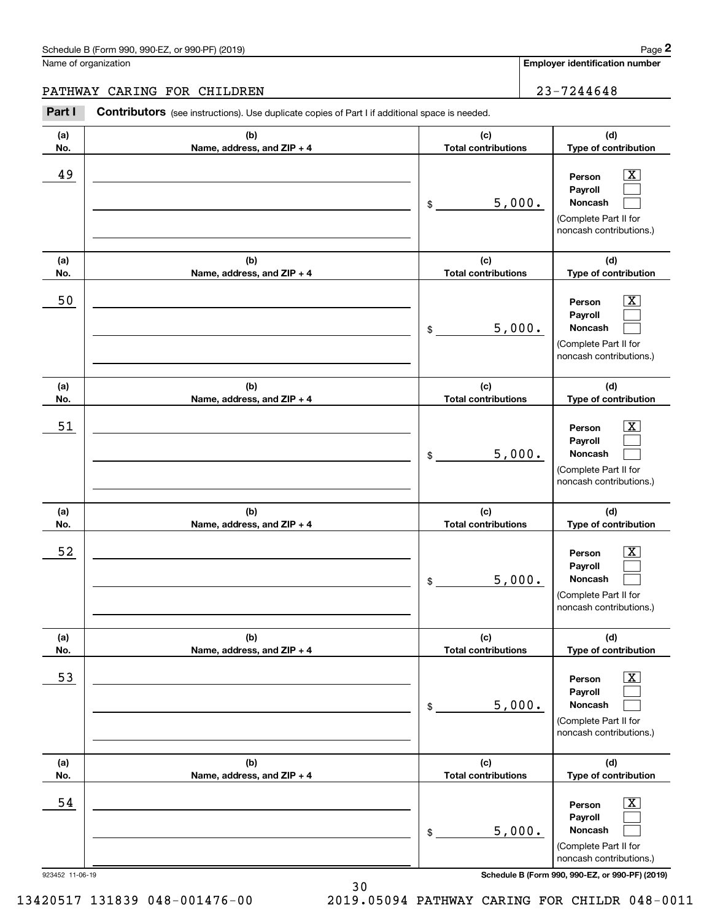Schedule B (Form 990, 990-EZ, or 990-PF) (2019)

Name of organization: PATHWAY CARING FOR CHILDREN

Employer identification number: 23-7244648

**Part I** **Contributors** (see instructions). Use duplicate copies of Part I if additional space is needed.

| (a) No. | (b) Name, address, and ZIP + 4 | (c) Total contributions | (d) Type of contribution |
|---|---|---|---|
| 49 | | $ 5,000. | Person [X] Payroll [ ] Noncash [ ] (Complete Part II for noncash contributions.) |
| 50 | | $ 5,000. | Person [X] Payroll [ ] Noncash [ ] (Complete Part II for noncash contributions.) |
| 51 | | $ 5,000. | Person [X] Payroll [ ] Noncash [ ] (Complete Part II for noncash contributions.) |
| 52 | | $ 5,000. | Person [X] Payroll [ ] Noncash [ ] (Complete Part II for noncash contributions.) |
| 53 | | $ 5,000. | Person [X] Payroll [ ] Noncash [ ] (Complete Part II for noncash contributions.) |
| 54 | | $ 5,000. | Person [X] Payroll [ ] Noncash [ ] (Complete Part II for noncash contributions.) |

923452 11-06-19

Schedule B (Form 990, 990-EZ, or 990-PF) (2019)

13420517 131839 048-001476-00 2019.05094 PATHWAY CARING FOR CHILDR 048-0011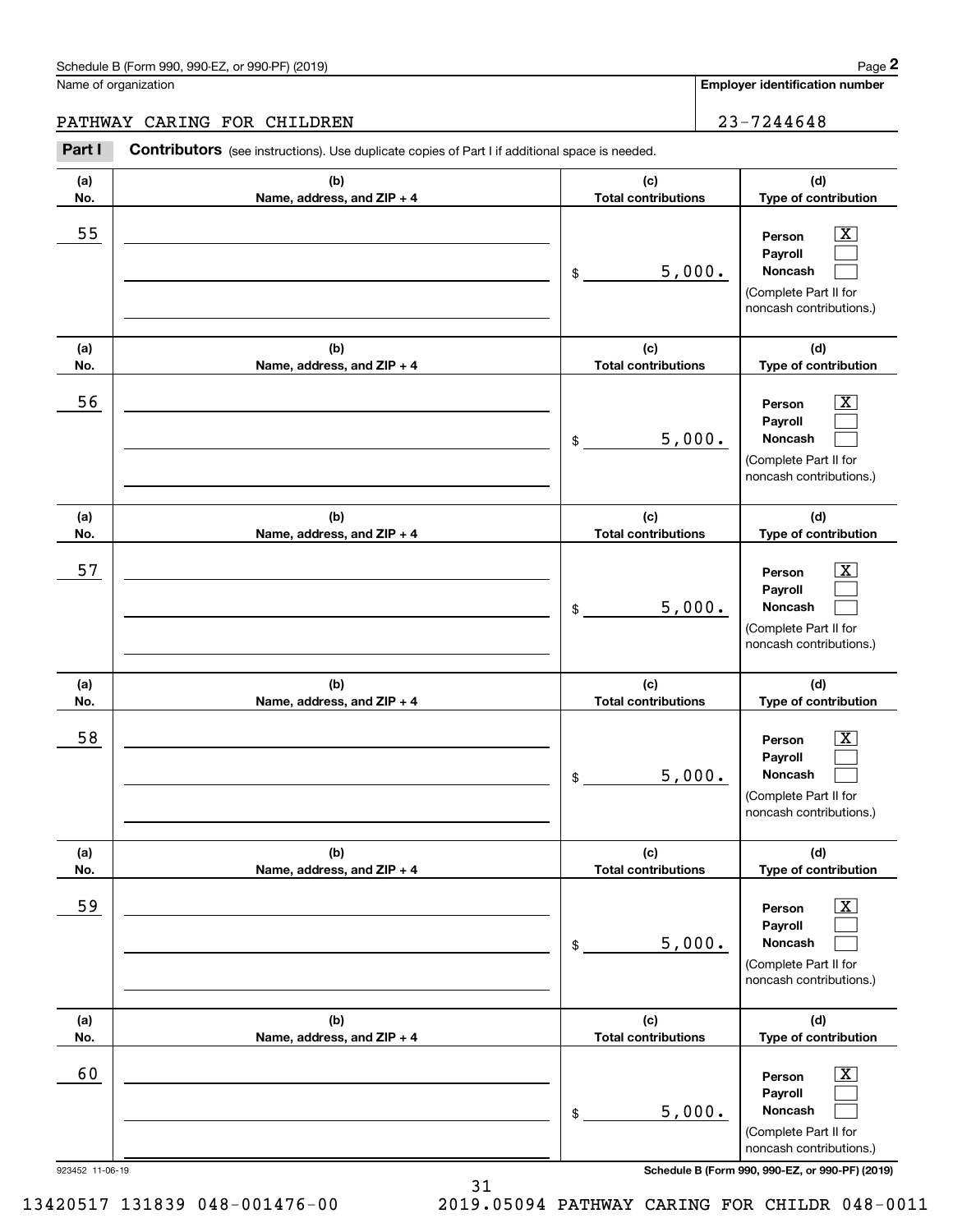Schedule B (Form 990, 990-EZ, or 990-PF) (2019)

Name of organization: PATHWAY CARING FOR CHILDREN

Employer identification number: 23-7244648

**Part I** **Contributors** (see instructions). Use duplicate copies of Part I if additional space is needed.

| (a) No. | (b) Name, address, and ZIP + 4 | (c) Total contributions | (d) Type of contribution |
|---|---|---|---|
| 55 | | $ 5,000. | Person [X] Payroll [ ] Noncash [ ] (Complete Part II for noncash contributions.) |
| 56 | | $ 5,000. | Person [X] Payroll [ ] Noncash [ ] (Complete Part II for noncash contributions.) |
| 57 | | $ 5,000. | Person [X] Payroll [ ] Noncash [ ] (Complete Part II for noncash contributions.) |
| 58 | | $ 5,000. | Person [X] Payroll [ ] Noncash [ ] (Complete Part II for noncash contributions.) |
| 59 | | $ 5,000. | Person [X] Payroll [ ] Noncash [ ] (Complete Part II for noncash contributions.) |
| 60 | | $ 5,000. | Person [X] Payroll [ ] Noncash [ ] (Complete Part II for noncash contributions.) |

923452 11-06-19

13420517 131839 048-001476-00 2019.05094 PATHWAY CARING FOR CHILDR 048-0011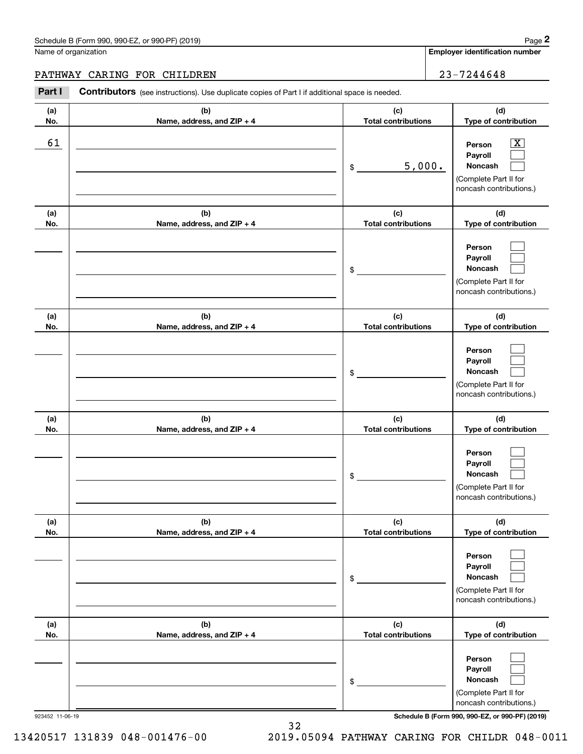Schedule B (Form 990, 990-EZ, or 990-PF) (2019)

Name of organization: PATHWAY CARING FOR CHILDREN

**Employer identification number**: 23-7244648

**Part I** **Contributors** (see instructions). Use duplicate copies of Part I if additional space is needed.

| (a) No. | (b) Name, address, and ZIP + 4 | (c) Total contributions | (d) Type of contribution |
|---|---|---|---|
| 61 | | $ 5,000. | Person [X] Payroll [ ] Noncash [ ] (Complete Part II for noncash contributions.) |
| | | $ | Person [ ] Payroll [ ] Noncash [ ] (Complete Part II for noncash contributions.) |
| | | $ | Person [ ] Payroll [ ] Noncash [ ] (Complete Part II for noncash contributions.) |
| | | $ | Person [ ] Payroll [ ] Noncash [ ] (Complete Part II for noncash contributions.) |
| | | $ | Person [ ] Payroll [ ] Noncash [ ] (Complete Part II for noncash contributions.) |
| | | $ | Person [ ] Payroll [ ] Noncash [ ] (Complete Part II for noncash contributions.) |

923452 11-06-19

**Schedule B (Form 990, 990-EZ, or 990-PF) (2019)**

13420517 131839 048-001476-00 2019.05094 PATHWAY CARING FOR CHILDR 048-0011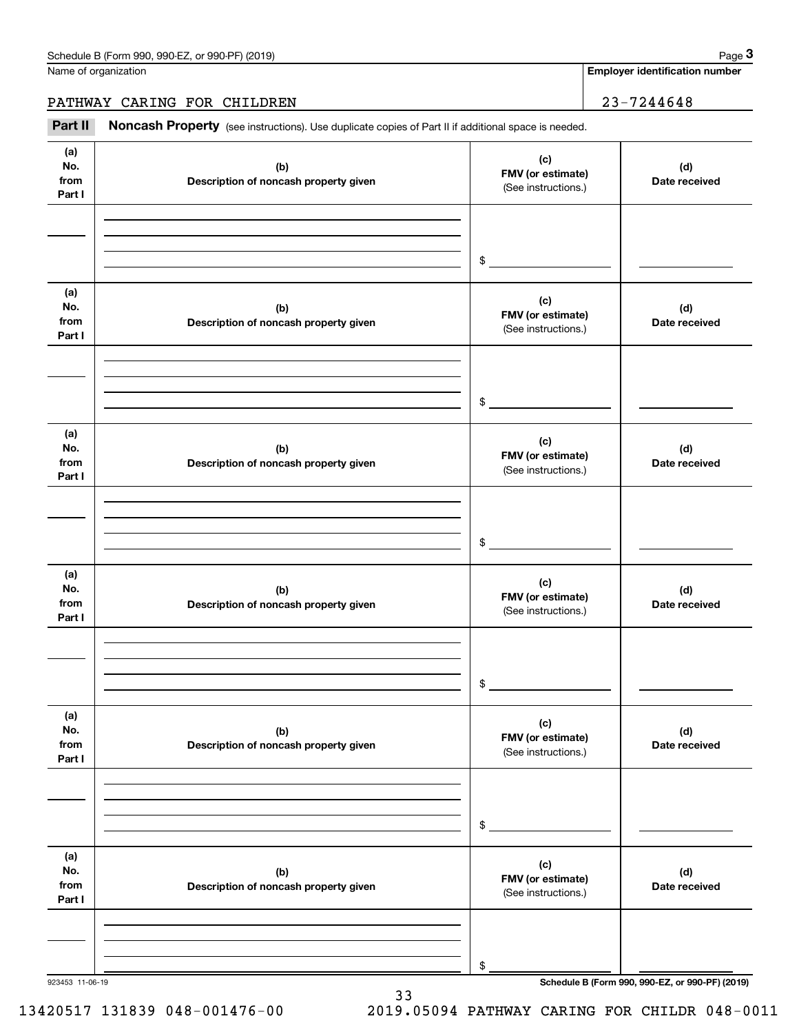Name of organization

PATHWAY CARING FOR CHILDREN

**Employer identification number**

23-7244648

## Part II Noncash Property

(see instructions). Use duplicate copies of Part II if additional space is needed.

| (a) No. from Part I | (b) Description of noncash property given | (c) FMV (or estimate) (See instructions.) | (d) Date received |
|---|---|---|---|
| | | $ | |

| (a) No. from Part I | (b) Description of noncash property given | (c) FMV (or estimate) (See instructions.) | (d) Date received |
|---|---|---|---|
| | | $ | |

| (a) No. from Part I | (b) Description of noncash property given | (c) FMV (or estimate) (See instructions.) | (d) Date received |
|---|---|---|---|
| | | $ | |

| (a) No. from Part I | (b) Description of noncash property given | (c) FMV (or estimate) (See instructions.) | (d) Date received |
|---|---|---|---|
| | | $ | |

| (a) No. from Part I | (b) Description of noncash property given | (c) FMV (or estimate) (See instructions.) | (d) Date received |
|---|---|---|---|
| | | $ | |

| (a) No. from Part I | (b) Description of noncash property given | (c) FMV (or estimate) (See instructions.) | (d) Date received |
|---|---|---|---|
| | | $ | |

923453 11-06-19

13420517 131839 048-001476-00 2019.05094 PATHWAY CARING FOR CHILDR 048-0011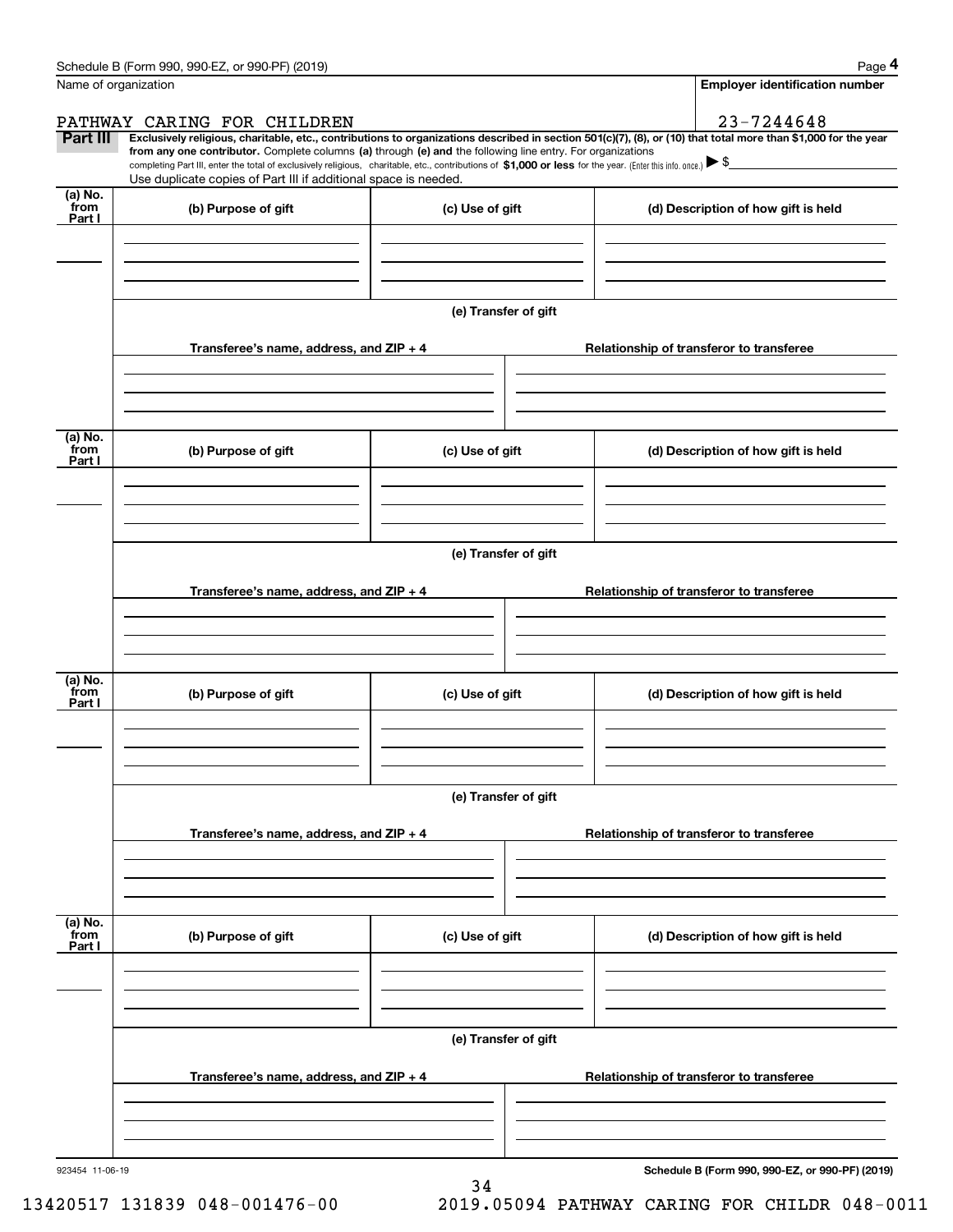Name of organization

PATHWAY CARING FOR CHILDREN

**Employer identification number**

23-7244648

**Part III** **Exclusively religious, charitable, etc., contributions to organizations described in section 501(c)(7), (8), or (10) that total more than $1,000 for the year from any one contributor.** Complete columns **(a)** through **(e)** and the following line entry. For organizations completing Part III, enter the total of exclusively religious, charitable, etc., contributions of **$1,000 or less** for the year. (Enter this info. once.) ▶ $

Use duplicate copies of Part III if additional space is needed.

| (a) No. from Part I | (b) Purpose of gift | (c) Use of gift | (d) Description of how gift is held |
|---|---|---|---|
| | | | |

**(e) Transfer of gift**

| Transferee's name, address, and ZIP + 4 | Relationship of transferor to transferee |
|---|---|
| | |

| (a) No. from Part I | (b) Purpose of gift | (c) Use of gift | (d) Description of how gift is held |
|---|---|---|---|
| | | | |

**(e) Transfer of gift**

| Transferee's name, address, and ZIP + 4 | Relationship of transferor to transferee |
|---|---|
| | |

| (a) No. from Part I | (b) Purpose of gift | (c) Use of gift | (d) Description of how gift is held |
|---|---|---|---|
| | | | |

**(e) Transfer of gift**

| Transferee's name, address, and ZIP + 4 | Relationship of transferor to transferee |
|---|---|
| | |

| (a) No. from Part I | (b) Purpose of gift | (c) Use of gift | (d) Description of how gift is held |
|---|---|---|---|
| | | | |

**(e) Transfer of gift**

| Transferee's name, address, and ZIP + 4 | Relationship of transferor to transferee |
|---|---|
| | |

923454 11-06-19

**Schedule B (Form 990, 990-EZ, or 990-PF) (2019)**

13420517 131839 048-001476-00 2019.05094 PATHWAY CARING FOR CHILDR 048-0011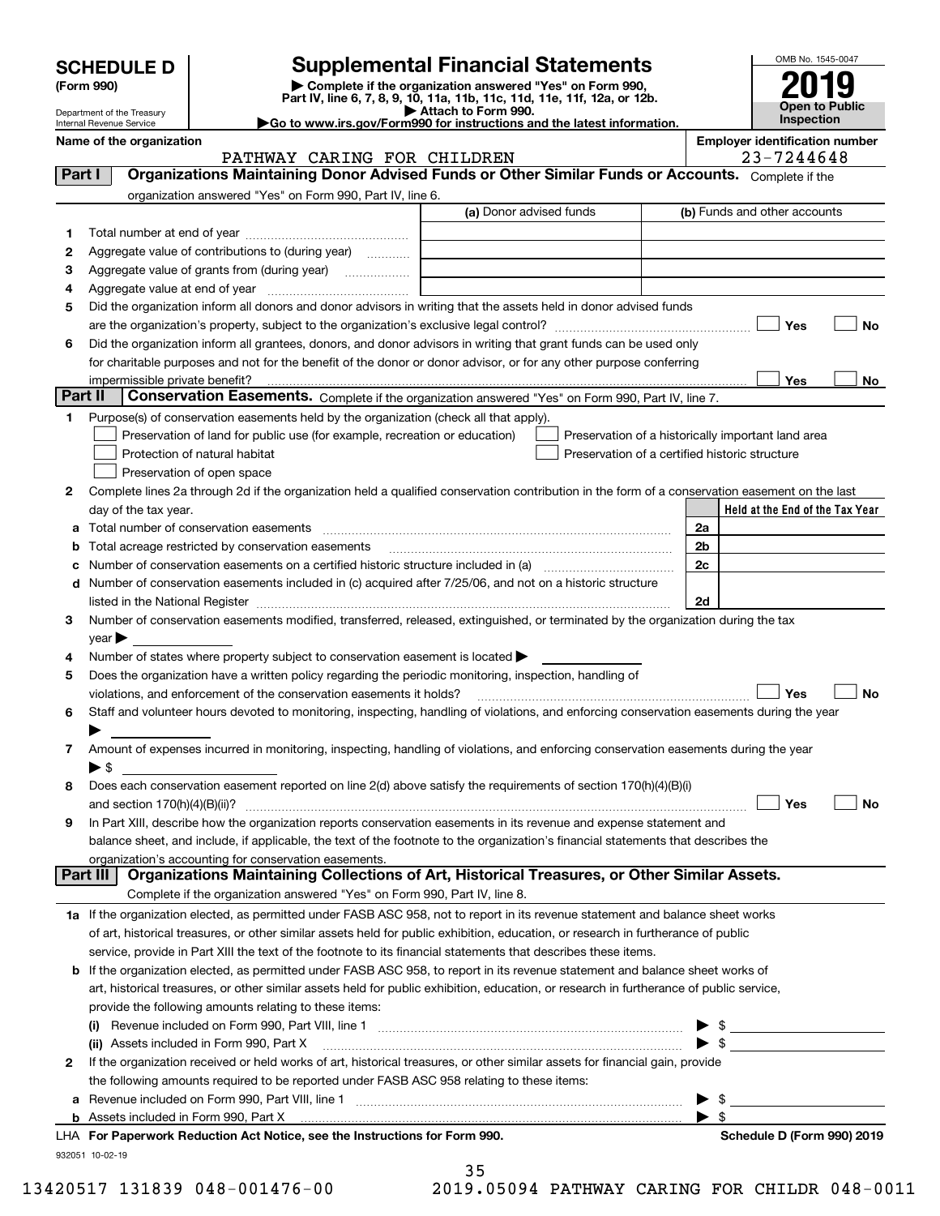**SCHEDULE D (Form 990)**

Department of the Treasury
Internal Revenue Service

# Supplemental Financial Statements

▶ Complete if the organization answered "Yes" on Form 990, Part IV, line 6, 7, 8, 9, 10, 11a, 11b, 11c, 11d, 11e, 11f, 12a, or 12b.
▶ Attach to Form 990.
▶Go to www.irs.gov/Form990 for instructions and the latest information.

OMB No. 1545-0047

**2019**

**Open to Public Inspection**

**Name of the organization:** PATHWAY CARING FOR CHILDREN

**Employer identification number:** 23-7244648

## Part I Organizations Maintaining Donor Advised Funds or Other Similar Funds or Accounts.

Complete if the organization answered "Yes" on Form 990, Part IV, line 6.

| | | (a) Donor advised funds | (b) Funds and other accounts |
|---|---|---|---|
| 1 | Total number at end of year | | |
| 2 | Aggregate value of contributions to (during year) | | |
| 3 | Aggregate value of grants from (during year) | | |
| 4 | Aggregate value at end of year | | |

5 Did the organization inform all donors and donor advisors in writing that the assets held in donor advised funds are the organization's property, subject to the organization's exclusive legal control? ☐ Yes ☐ No

6 Did the organization inform all grantees, donors, and donor advisors in writing that grant funds can be used only for charitable purposes and not for the benefit of the donor or donor advisor, or for any other purpose conferring impermissible private benefit? ☐ Yes ☐ No

## Part II Conservation Easements.

Complete if the organization answered "Yes" on Form 990, Part IV, line 7.

1 Purpose(s) of conservation easements held by the organization (check all that apply).

- ☐ Preservation of land for public use (for example, recreation or education)
- ☐ Protection of natural habitat
- ☐ Preservation of open space
- ☐ Preservation of a historically important land area
- ☐ Preservation of a certified historic structure

2 Complete lines 2a through 2d if the organization held a qualified conservation contribution in the form of a conservation easement on the last day of the tax year.

| | | | Held at the End of the Tax Year |
|---|---|---|---|
| a | Total number of conservation easements | 2a | |
| b | Total acreage restricted by conservation easements | 2b | |
| c | Number of conservation easements on a certified historic structure included in (a) | 2c | |
| d | Number of conservation easements included in (c) acquired after 7/25/06, and not on a historic structure listed in the National Register | 2d | |

3 Number of conservation easements modified, transferred, released, extinguished, or terminated by the organization during the tax year ▶

4 Number of states where property subject to conservation easement is located ▶

5 Does the organization have a written policy regarding the periodic monitoring, inspection, handling of violations, and enforcement of the conservation easements it holds? ☐ Yes ☐ No

6 Staff and volunteer hours devoted to monitoring, inspecting, handling of violations, and enforcing conservation easements during the year ▶

7 Amount of expenses incurred in monitoring, inspecting, handling of violations, and enforcing conservation easements during the year ▶ $

8 Does each conservation easement reported on line 2(d) above satisfy the requirements of section 170(h)(4)(B)(i) and section 170(h)(4)(B)(ii)? ☐ Yes ☐ No

9 In Part XIII, describe how the organization reports conservation easements in its revenue and expense statement and balance sheet, and include, if applicable, the text of the footnote to the organization's financial statements that describes the organization's accounting for conservation easements.

## Part III Organizations Maintaining Collections of Art, Historical Treasures, or Other Similar Assets.

Complete if the organization answered "Yes" on Form 990, Part IV, line 8.

1a If the organization elected, as permitted under FASB ASC 958, not to report in its revenue statement and balance sheet works of art, historical treasures, or other similar assets held for public exhibition, education, or research in furtherance of public service, provide in Part XIII the text of the footnote to its financial statements that describes these items.

b If the organization elected, as permitted under FASB ASC 958, to report in its revenue statement and balance sheet works of art, historical treasures, or other similar assets held for public exhibition, education, or research in furtherance of public service, provide the following amounts relating to these items:

(i) Revenue included on Form 990, Part VIII, line 1 ▶ $

(ii) Assets included in Form 990, Part X ▶ $

2 If the organization received or held works of art, historical treasures, or other similar assets for financial gain, provide the following amounts required to be reported under FASB ASC 958 relating to these items:

a Revenue included on Form 990, Part VIII, line 1 ▶ $

b Assets included in Form 990, Part X ▶ $

LHA For Paperwork Reduction Act Notice, see the Instructions for Form 990. **Schedule D (Form 990) 2019**

932051 10-02-19

13420517 131839 048-001476-00 2019.05094 PATHWAY CARING FOR CHILDR 048-0011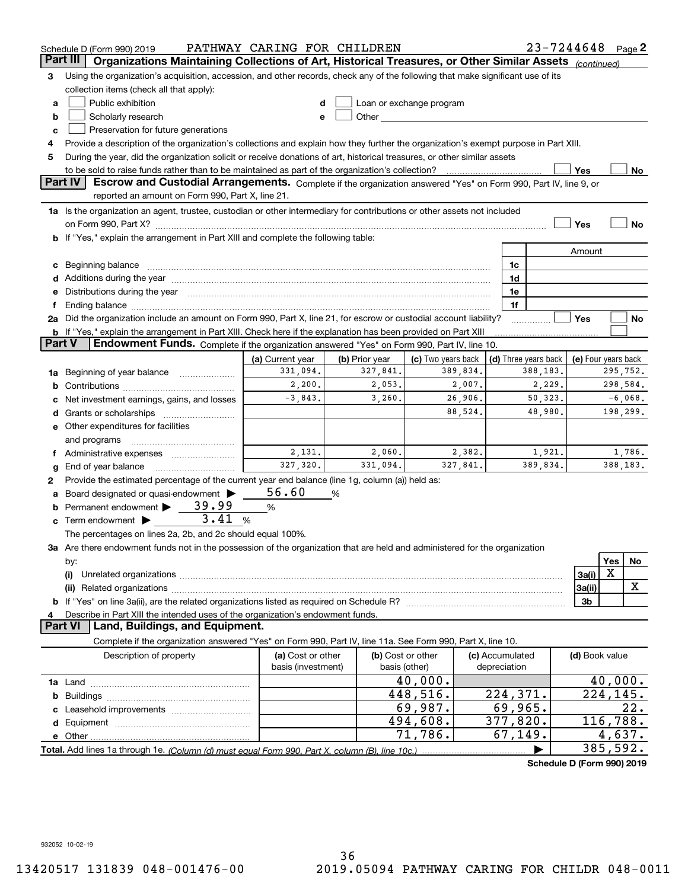Schedule D (Form 990) 2019 PATHWAY CARING FOR CHILDREN 23-7244648 Page 2

## Part III Organizations Maintaining Collections of Art, Historical Treasures, or Other Similar Assets *(continued)*

**3** Using the organization's acquisition, accession, and other records, check any of the following that make significant use of its collection items (check all that apply):

- **a** ☐ Public exhibition
- **b** ☐ Scholarly research
- **c** ☐ Preservation for future generations
- **d** ☐ Loan or exchange program
- **e** ☐ Other

**4** Provide a description of the organization's collections and explain how they further the organization's exempt purpose in Part XIII.

**5** During the year, did the organization solicit or receive donations of art, historical treasures, or other similar assets to be sold to raise funds rather than to be maintained as part of the organization's collection? ☐ Yes ☐ No

## Part IV Escrow and Custodial Arrangements.

Complete if the organization answered "Yes" on Form 990, Part IV, line 9, or reported an amount on Form 990, Part X, line 21.

**1a** Is the organization an agent, trustee, custodian or other intermediary for contributions or other assets not included on Form 990, Part X? ☐ Yes ☐ No

**b** If "Yes," explain the arrangement in Part XIII and complete the following table:

| | | Amount |
|---|---|---|
| **c** Beginning balance | 1c | |
| **d** Additions during the year | 1d | |
| **e** Distributions during the year | 1e | |
| **f** Ending balance | 1f | |

**2a** Did the organization include an amount on Form 990, Part X, line 21, for escrow or custodial account liability? ☐ Yes ☐ No

**b** If "Yes," explain the arrangement in Part XIII. Check here if the explanation has been provided on Part XIII ☐

## Part V Endowment Funds.

Complete if the organization answered "Yes" on Form 990, Part IV, line 10.

| | (a) Current year | (b) Prior year | (c) Two years back | (d) Three years back | (e) Four years back |
|---|---|---|---|---|---|
| **1a** Beginning of year balance | 331,094. | 327,841. | 389,834. | 388,183. | 295,752. |
| **b** Contributions | 2,200. | 2,053. | 2,007. | 2,229. | 298,584. |
| **c** Net investment earnings, gains, and losses | -3,843. | 3,260. | 26,906. | 50,323. | -6,068. |
| **d** Grants or scholarships | | | 88,524. | 48,980. | 198,299. |
| **e** Other expenditures for facilities and programs | | | | | |
| **f** Administrative expenses | 2,131. | 2,060. | 2,382. | 1,921. | 1,786. |
| **g** End of year balance | 327,320. | 331,094. | 327,841. | 389,834. | 388,183. |

**2** Provide the estimated percentage of the current year end balance (line 1g, column (a)) held as:

- **a** Board designated or quasi-endowment ▶ 56.60 %
- **b** Permanent endowment ▶ 39.99 %
- **c** Term endowment ▶ 3.41 %

The percentages on lines 2a, 2b, and 2c should equal 100%.

**3a** Are there endowment funds not in the possession of the organization that are held and administered for the organization by:

| | | Yes | No |
|---|---|---|---|
| **(i)** Unrelated organizations | 3a(i) | X | |
| **(ii)** Related organizations | 3a(ii) | | X |
| **b** If "Yes" on line 3a(ii), are the related organizations listed as required on Schedule R? | 3b | | |

**4** Describe in Part XIII the intended uses of the organization's endowment funds.

## Part VI Land, Buildings, and Equipment.

Complete if the organization answered "Yes" on Form 990, Part IV, line 11a. See Form 990, Part X, line 10.

| Description of property | (a) Cost or other basis (investment) | (b) Cost or other basis (other) | (c) Accumulated depreciation | (d) Book value |
|---|---|---|---|---|
| **1a** Land | | 40,000. | | 40,000. |
| **b** Buildings | | 448,516. | 224,371. | 224,145. |
| **c** Leasehold improvements | | 69,987. | 69,965. | 22. |
| **d** Equipment | | 494,608. | 377,820. | 116,788. |
| **e** Other | | 71,786. | 67,149. | 4,637. |
| **Total.** Add lines 1a through 1e. *(Column (d) must equal Form 990, Part X, column (B), line 10c.)* | | | ▶ | 385,592. |

Schedule D (Form 990) 2019

932052 10-02-19

13420517 131839 048-001476-00 2019.05094 PATHWAY CARING FOR CHILDR 048-0011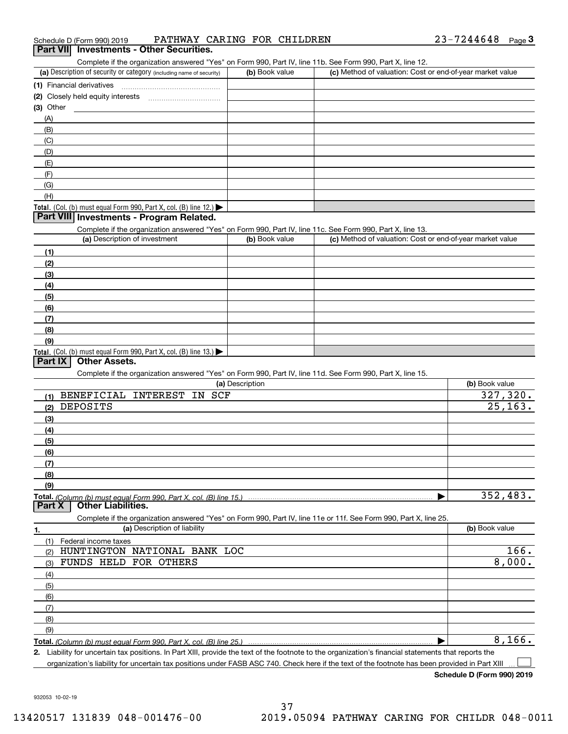Schedule D (Form 990) 2019 PATHWAY CARING FOR CHILDREN 23-7244648 Page 3

## Part VII Investments - Other Securities.

Complete if the organization answered "Yes" on Form 990, Part IV, line 11b. See Form 990, Part X, line 12.

| (a) Description of security or category (including name of security) | (b) Book value | (c) Method of valuation: Cost or end-of-year market value |
|---|---|---|
| (1) Financial derivatives | | |
| (2) Closely held equity interests | | |
| (3) Other | | |
| (A) | | |
| (B) | | |
| (C) | | |
| (D) | | |
| (E) | | |
| (F) | | |
| (G) | | |
| (H) | | |
| Total. (Col. (b) must equal Form 990, Part X, col. (B) line 12.) ▶ | | |

## Part VIII Investments - Program Related.

Complete if the organization answered "Yes" on Form 990, Part IV, line 11c. See Form 990, Part X, line 13.

| (a) Description of investment | (b) Book value | (c) Method of valuation: Cost or end-of-year market value |
|---|---|---|
| (1) | | |
| (2) | | |
| (3) | | |
| (4) | | |
| (5) | | |
| (6) | | |
| (7) | | |
| (8) | | |
| (9) | | |
| Total. (Col. (b) must equal Form 990, Part X, col. (B) line 13.) ▶ | | |

## Part IX Other Assets.

Complete if the organization answered "Yes" on Form 990, Part IV, line 11d. See Form 990, Part X, line 15.

| (a) Description | (b) Book value |
|---|---|
| (1) BENEFICIAL INTEREST IN SCF | 327,320. |
| (2) DEPOSITS | 25,163. |
| (3) | |
| (4) | |
| (5) | |
| (6) | |
| (7) | |
| (8) | |
| (9) | |
| Total. (Column (b) must equal Form 990, Part X, col. (B) line 15.) ▶ | 352,483. |

## Part X Other Liabilities.

Complete if the organization answered "Yes" on Form 990, Part IV, line 11e or 11f. See Form 990, Part X, line 25.

| 1. (a) Description of liability | (b) Book value |
|---|---|
| (1) Federal income taxes | |
| (2) HUNTINGTON NATIONAL BANK LOC | 166. |
| (3) FUNDS HELD FOR OTHERS | 8,000. |
| (4) | |
| (5) | |
| (6) | |
| (7) | |
| (8) | |
| (9) | |
| Total. (Column (b) must equal Form 990, Part X, col. (B) line 25.) ▶ | 8,166. |

**2.** Liability for uncertain tax positions. In Part XIII, provide the text of the footnote to the organization's financial statements that reports the organization's liability for uncertain tax positions under FASB ASC 740. Check here if the text of the footnote has been provided in Part XIII ☐

**Schedule D (Form 990) 2019**

932053 10-02-19

13420517 131839 048-001476-00 2019.05094 PATHWAY CARING FOR CHILDR 048-0011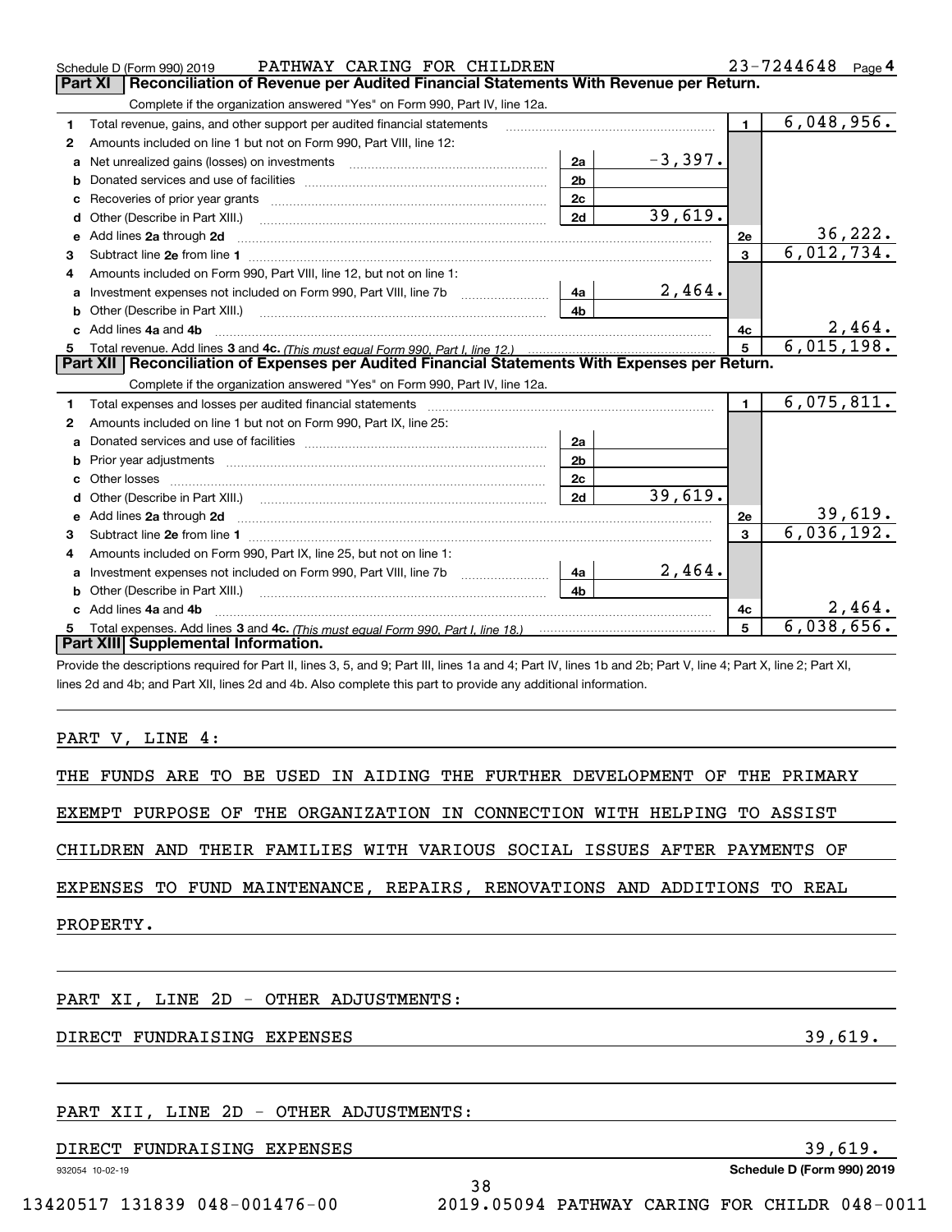Schedule D (Form 990) 2019 PATHWAY CARING FOR CHILDREN 23-7244648 Page 4

## Part XI Reconciliation of Revenue per Audited Financial Statements With Revenue per Return.

Complete if the organization answered "Yes" on Form 990, Part IV, line 12a.

| | | | | | |
|---|---|---|---|---|---|
| **1** | Total revenue, gains, and other support per audited financial statements | | | 1 | 6,048,956. |
| **2** | Amounts included on line 1 but not on Form 990, Part VIII, line 12: | | | | |
| **a** | Net unrealized gains (losses) on investments | 2a | -3,397. | | |
| **b** | Donated services and use of facilities | 2b | | | |
| **c** | Recoveries of prior year grants | 2c | | | |
| **d** | Other (Describe in Part XIII.) | 2d | 39,619. | | |
| **e** | Add lines **2a** through **2d** | | | 2e | 36,222. |
| **3** | Subtract line **2e** from line **1** | | | 3 | 6,012,734. |
| **4** | Amounts included on Form 990, Part VIII, line 12, but not on line 1: | | | | |
| **a** | Investment expenses not included on Form 990, Part VIII, line 7b | 4a | 2,464. | | |
| **b** | Other (Describe in Part XIII.) | 4b | | | |
| **c** | Add lines **4a** and **4b** | | | 4c | 2,464. |
| **5** | Total revenue. Add lines **3** and **4c.** *(This must equal Form 990, Part I, line 12.)* | | | 5 | 6,015,198. |

## Part XII Reconciliation of Expenses per Audited Financial Statements With Expenses per Return.

Complete if the organization answered "Yes" on Form 990, Part IV, line 12a.

| | | | | | |
|---|---|---|---|---|---|
| **1** | Total expenses and losses per audited financial statements | | | 1 | 6,075,811. |
| **2** | Amounts included on line 1 but not on Form 990, Part IX, line 25: | | | | |
| **a** | Donated services and use of facilities | 2a | | | |
| **b** | Prior year adjustments | 2b | | | |
| **c** | Other losses | 2c | | | |
| **d** | Other (Describe in Part XIII.) | 2d | 39,619. | | |
| **e** | Add lines **2a** through **2d** | | | 2e | 39,619. |
| **3** | Subtract line **2e** from line **1** | | | 3 | 6,036,192. |
| **4** | Amounts included on Form 990, Part IX, line 25, but not on line 1: | | | | |
| **a** | Investment expenses not included on Form 990, Part VIII, line 7b | 4a | 2,464. | | |
| **b** | Other (Describe in Part XIII.) | 4b | | | |
| **c** | Add lines **4a** and **4b** | | | 4c | 2,464. |
| **5** | Total expenses. Add lines **3** and **4c.** *(This must equal Form 990, Part I, line 18.)* | | | 5 | 6,038,656. |

## Part XIII Supplemental Information.

Provide the descriptions required for Part II, lines 3, 5, and 9; Part III, lines 1a and 4; Part IV, lines 1b and 2b; Part V, line 4; Part X, line 2; Part XI, lines 2d and 4b; and Part XII, lines 2d and 4b. Also complete this part to provide any additional information.

PART V, LINE 4:

THE FUNDS ARE TO BE USED IN AIDING THE FURTHER DEVELOPMENT OF THE PRIMARY EXEMPT PURPOSE OF THE ORGANIZATION IN CONNECTION WITH HELPING TO ASSIST CHILDREN AND THEIR FAMILIES WITH VARIOUS SOCIAL ISSUES AFTER PAYMENTS OF EXPENSES TO FUND MAINTENANCE, REPAIRS, RENOVATIONS AND ADDITIONS TO REAL PROPERTY.

PART XI, LINE 2D - OTHER ADJUSTMENTS:

DIRECT FUNDRAISING EXPENSES 39,619.

PART XII, LINE 2D - OTHER ADJUSTMENTS:

DIRECT FUNDRAISING EXPENSES 39,619.

932054 10-02-19 **Schedule D (Form 990) 2019**

13420517 131839 048-001476-00 2019.05094 PATHWAY CARING FOR CHILDR 048-0011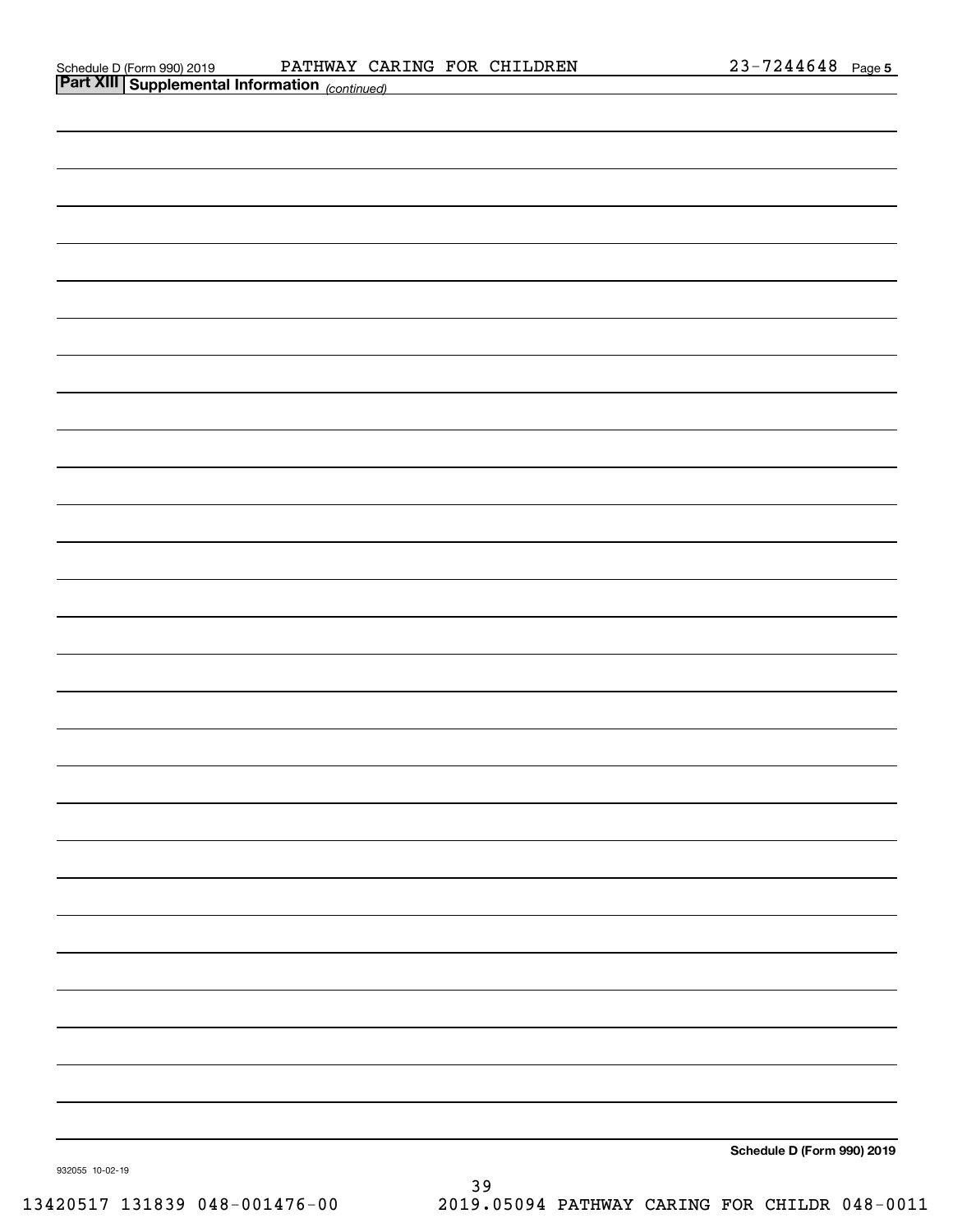Schedule D (Form 990) 2019 PATHWAY CARING FOR CHILDREN 23-7244648 Page 5

**Part XIII Supplemental Information** *(continued)*

**Schedule D (Form 990) 2019**

932055 10-02-19

13420517 131839 048-001476-00 2019.05094 PATHWAY CARING FOR CHILDR 048-0011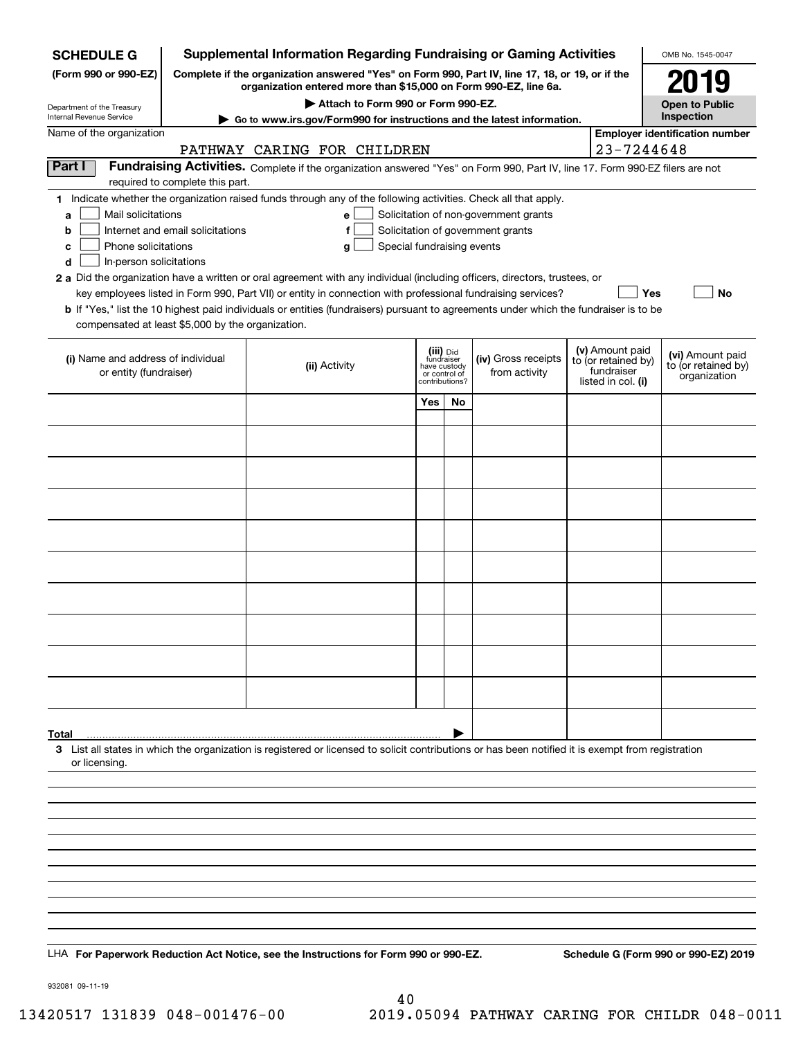**SCHEDULE G**
**(Form 990 or 990-EZ)**

Department of the Treasury
Internal Revenue Service

# Supplemental Information Regarding Fundraising or Gaming Activities

**Complete if the organization answered "Yes" on Form 990, Part IV, line 17, 18, or 19, or if the organization entered more than $15,000 on Form 990-EZ, line 6a.**

**▶ Attach to Form 990 or Form 990-EZ.**

**▶ Go to www.irs.gov/Form990 for instructions and the latest information.**

OMB No. 1545-0047

**2019**

**Open to Public Inspection**

Name of the organization: PATHWAY CARING FOR CHILDREN

**Employer identification number:** 23-7244648

**Part I** **Fundraising Activities.** Complete if the organization answered "Yes" on Form 990, Part IV, line 17. Form 990-EZ filers are not required to complete this part.

**1** Indicate whether the organization raised funds through any of the following activities. Check all that apply.

- **a** ☐ Mail solicitations
- **b** ☐ Internet and email solicitations
- **c** ☐ Phone solicitations
- **d** ☐ In-person solicitations
- **e** ☐ Solicitation of non-government grants
- **f** ☐ Solicitation of government grants
- **g** ☐ Special fundraising events

**2 a** Did the organization have a written or oral agreement with any individual (including officers, directors, trustees, or key employees listed in Form 990, Part VII) or entity in connection with professional fundraising services? ☐ **Yes** ☐ **No**

**b** If "Yes," list the 10 highest paid individuals or entities (fundraisers) pursuant to agreements under which the fundraiser is to be compensated at least $5,000 by the organization.

| (i) Name and address of individual or entity (fundraiser) | (ii) Activity | (iii) Did fundraiser have custody or control of contributions? | | (iv) Gross receipts from activity | (v) Amount paid to (or retained by) fundraiser listed in col. (i) | (vi) Amount paid to (or retained by) organization |
|---|---|---|---|---|---|---|
| | | Yes | No | | | |
| | | | | | | |
| | | | | | | |
| | | | | | | |
| | | | | | | |
| | | | | | | |
| | | | | | | |
| | | | | | | |
| | | | | | | |
| | | | | | | |
| | | | | | | |
| **Total** ▶ | | | | | | |

**3** List all states in which the organization is registered or licensed to solicit contributions or has been notified it is exempt from registration or licensing.

LHA **For Paperwork Reduction Act Notice, see the Instructions for Form 990 or 990-EZ.** **Schedule G (Form 990 or 990-EZ) 2019**

932081 09-11-19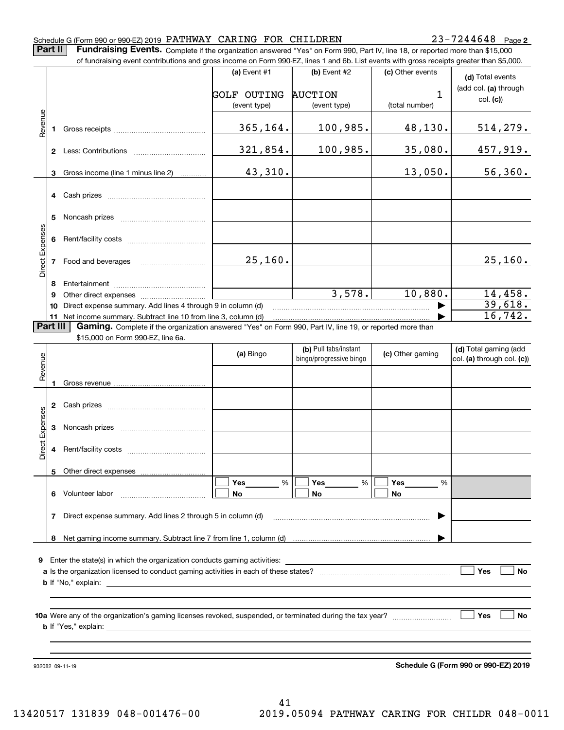Schedule G (Form 990 or 990-EZ) 2019 PATHWAY CARING FOR CHILDREN 23-7244648 Page 2

**Part II** **Fundraising Events.** Complete if the organization answered "Yes" on Form 990, Part IV, line 18, or reported more than $15,000 of fundraising event contributions and gross income on Form 990-EZ, lines 1 and 6b. List events with gross receipts greater than $5,000.

| | | (a) Event #1 | (b) Event #2 | (c) Other events | (d) Total events (add col. (a) through col. (c)) |
|---|---|---|---|---|---|
| | | GOLF OUTING | AUCTION | 1 | |
| | | (event type) | (event type) | (total number) | |
| Revenue | 1 Gross receipts | 365,164. | 100,985. | 48,130. | 514,279. |
| | 2 Less: Contributions | 321,854. | 100,985. | 35,080. | 457,919. |
| | 3 Gross income (line 1 minus line 2) | 43,310. | | 13,050. | 56,360. |
| Direct Expenses | 4 Cash prizes | | | | |
| | 5 Noncash prizes | | | | |
| | 6 Rent/facility costs | | | | |
| | 7 Food and beverages | 25,160. | | | 25,160. |
| | 8 Entertainment | | | | |
| | 9 Other direct expenses | | 3,578. | 10,880. | 14,458. |
| | 10 Direct expense summary. Add lines 4 through 9 in column (d) | | | | 39,618. |
| | 11 Net income summary. Subtract line 10 from line 3, column (d) | | | | 16,742. |

**Part III** **Gaming.** Complete if the organization answered "Yes" on Form 990, Part IV, line 19, or reported more than $15,000 on Form 990-EZ, line 6a.

| | | (a) Bingo | (b) Pull tabs/instant bingo/progressive bingo | (c) Other gaming | (d) Total gaming (add col. (a) through col. (c)) |
|---|---|---|---|---|---|
| Revenue | 1 Gross revenue | | | | |
| Direct Expenses | 2 Cash prizes | | | | |
| | 3 Noncash prizes | | | | |
| | 4 Rent/facility costs | | | | |
| | 5 Other direct expenses | | | | |
| | 6 Volunteer labor | ☐ Yes ____ % ☐ No | ☐ Yes ____ % ☐ No | ☐ Yes ____ % ☐ No | |
| | 7 Direct expense summary. Add lines 2 through 5 in column (d) | | | | |
| | 8 Net gaming income summary. Subtract line 7 from line 1, column (d) | | | | |

**9** Enter the state(s) in which the organization conducts gaming activities:

**a** Is the organization licensed to conduct gaming activities in each of these states? ☐ Yes ☐ No

**b** If "No," explain:

**10a** Were any of the organization's gaming licenses revoked, suspended, or terminated during the tax year? ☐ Yes ☐ No

**b** If "Yes," explain:

932082 09-11-19 **Schedule G (Form 990 or 990-EZ) 2019**

13420517 131839 048-001476-00 2019.05094 PATHWAY CARING FOR CHILDR 048-0011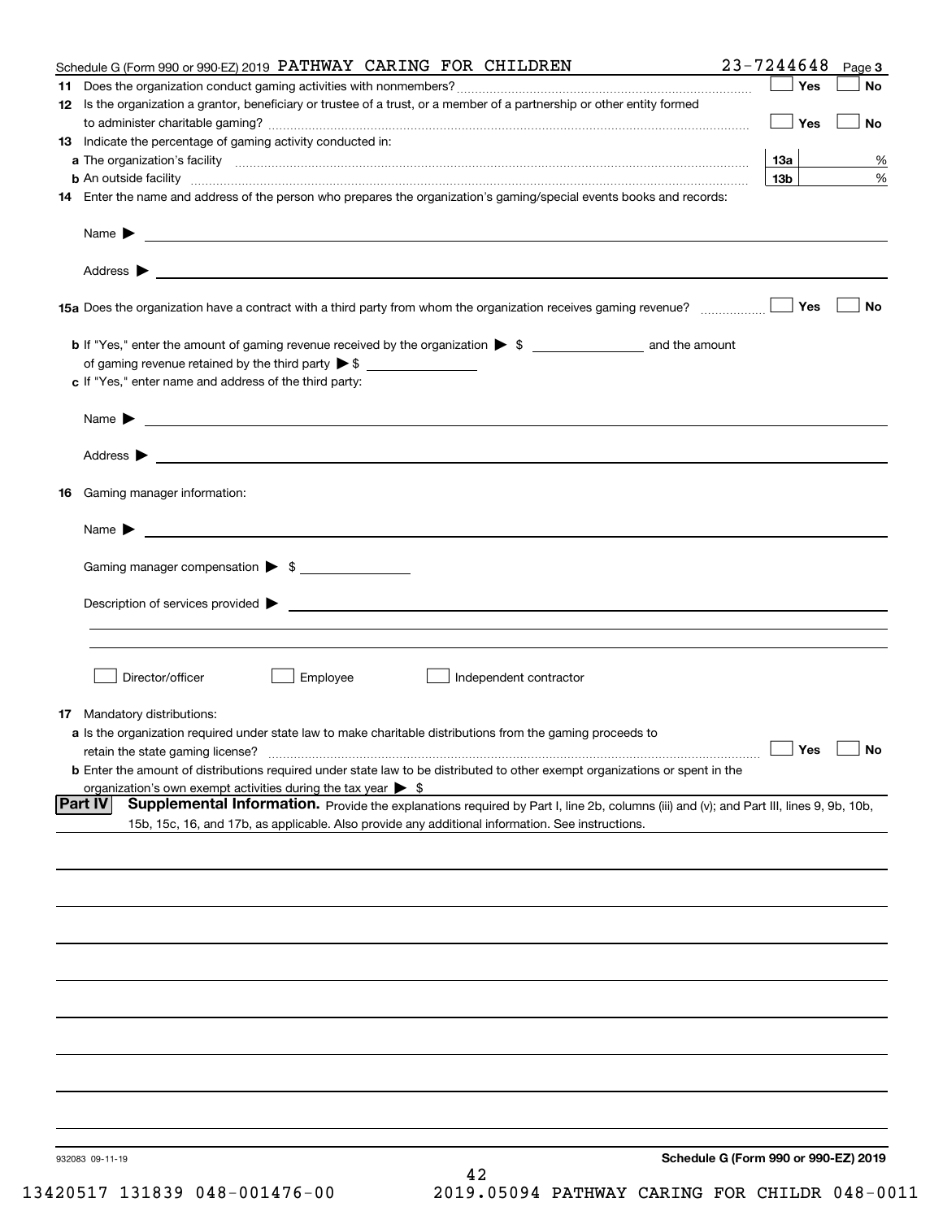Schedule G (Form 990 or 990-EZ) 2019 PATHWAY CARING FOR CHILDREN 23-7244648 Page 3

**11** Does the organization conduct gaming activities with nonmembers? ☐ Yes ☐ No

**12** Is the organization a grantor, beneficiary or trustee of a trust, or a member of a partnership or other entity formed to administer charitable gaming? ☐ Yes ☐ No

**13** Indicate the percentage of gaming activity conducted in:

**a** The organization's facility **13a** %

**b** An outside facility **13b** %

**14** Enter the name and address of the person who prepares the organization's gaming/special events books and records:

Name ▶

Address ▶

**15a** Does the organization have a contract with a third party from whom the organization receives gaming revenue? ☐ Yes ☐ No

**b** If "Yes," enter the amount of gaming revenue received by the organization ▶ $ ______ and the amount of gaming revenue retained by the third party ▶ $ ______

**c** If "Yes," enter name and address of the third party:

Name ▶

Address ▶

**16** Gaming manager information:

Name ▶

Gaming manager compensation ▶ $

Description of services provided ▶

☐ Director/officer ☐ Employee ☐ Independent contractor

**17** Mandatory distributions:

**a** Is the organization required under state law to make charitable distributions from the gaming proceeds to retain the state gaming license? ☐ Yes ☐ No

**b** Enter the amount of distributions required under state law to be distributed to other exempt organizations or spent in the organization's own exempt activities during the tax year ▶ $

**Part IV** **Supplemental Information.** Provide the explanations required by Part I, line 2b, columns (iii) and (v); and Part III, lines 9, 9b, 10b, 15b, 15c, 16, and 17b, as applicable. Also provide any additional information. See instructions.

932083 09-11-19

**Schedule G (Form 990 or 990-EZ) 2019**

13420517 131839 048-001476-00 2019.05094 PATHWAY CARING FOR CHILDR 048-0011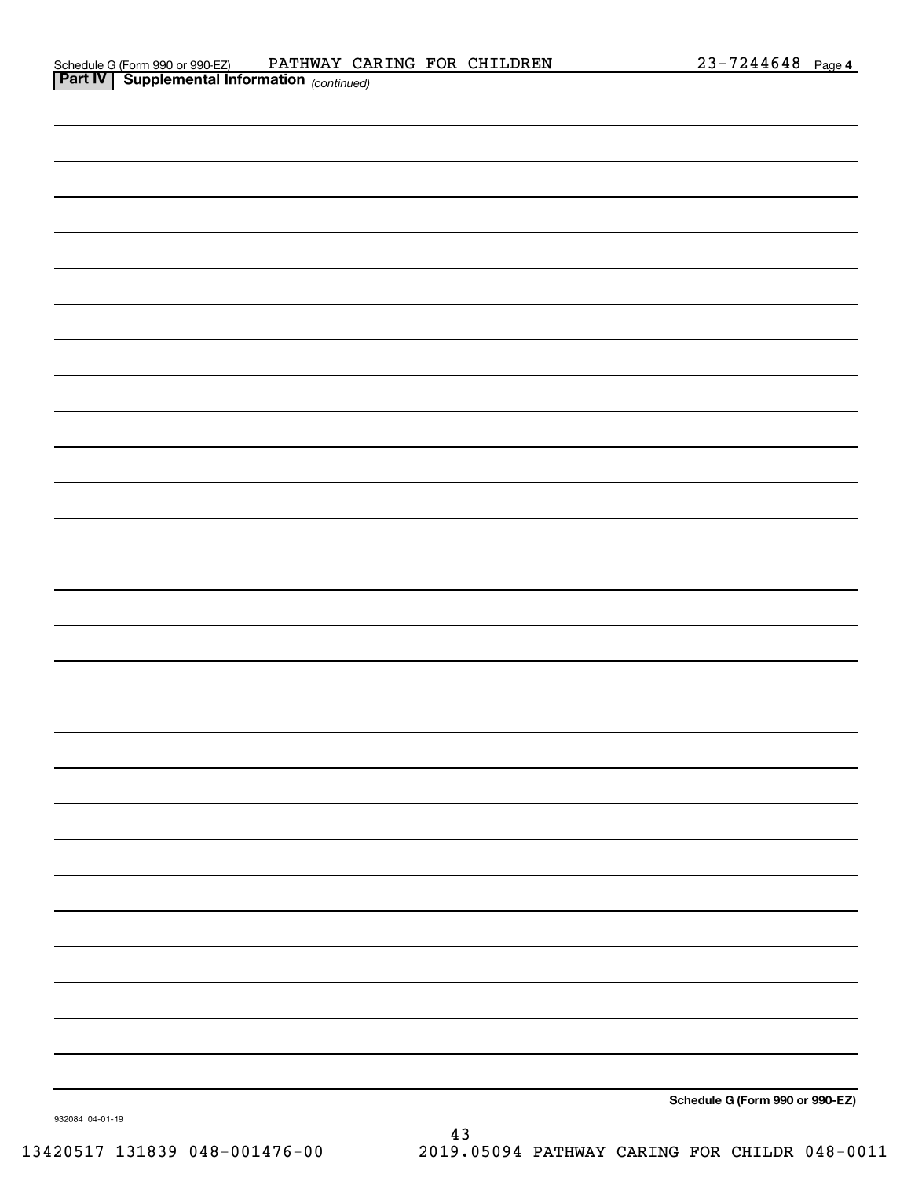Schedule G (Form 990 or 990-EZ) PATHWAY CARING FOR CHILDREN 23-7244648 Page 4

**Part IV | Supplemental Information** *(continued)*

**Schedule G (Form 990 or 990-EZ)**

932084 04-01-19

13420517 131839 048-001476-00 2019.05094 PATHWAY CARING FOR CHILDR 048-0011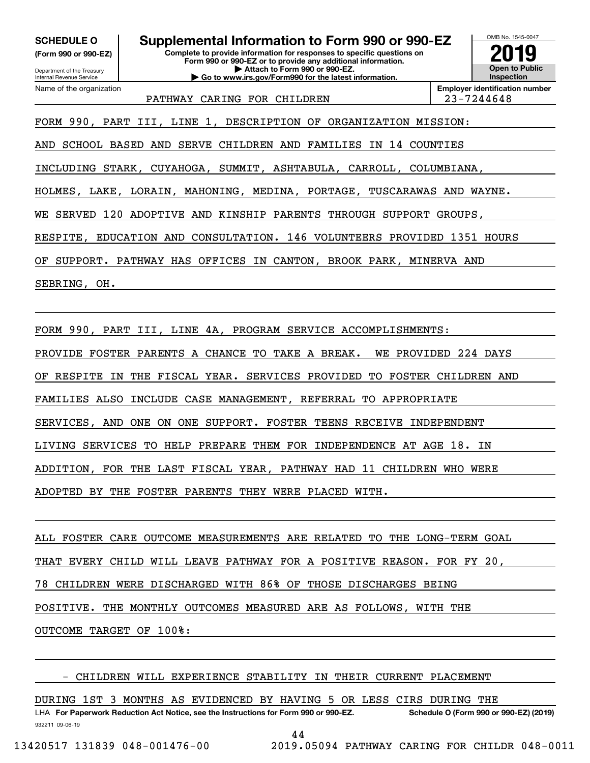**SCHEDULE O**
**(Form 990 or 990-EZ)**

Department of the Treasury
Internal Revenue Service

# Supplemental Information to Form 990 or 990-EZ

**Complete to provide information for responses to specific questions on Form 990 or 990-EZ or to provide any additional information.**
**▶ Attach to Form 990 or 990-EZ.**
**▶ Go to www.irs.gov/Form990 for the latest information.**

OMB No. 1545-0047
**2019**
**Open to Public Inspection**

Name of the organization: PATHWAY CARING FOR CHILDREN

**Employer identification number:** 23-7244648

FORM 990, PART III, LINE 1, DESCRIPTION OF ORGANIZATION MISSION:

AND SCHOOL BASED AND SERVE CHILDREN AND FAMILIES IN 14 COUNTIES INCLUDING STARK, CUYAHOGA, SUMMIT, ASHTABULA, CARROLL, COLUMBIANA, HOLMES, LAKE, LORAIN, MAHONING, MEDINA, PORTAGE, TUSCARAWAS AND WAYNE. WE SERVED 120 ADOPTIVE AND KINSHIP PARENTS THROUGH SUPPORT GROUPS, RESPITE, EDUCATION AND CONSULTATION. 146 VOLUNTEERS PROVIDED 1351 HOURS OF SUPPORT. PATHWAY HAS OFFICES IN CANTON, BROOK PARK, MINERVA AND SEBRING, OH.

FORM 990, PART III, LINE 4A, PROGRAM SERVICE ACCOMPLISHMENTS:

PROVIDE FOSTER PARENTS A CHANCE TO TAKE A BREAK. WE PROVIDED 224 DAYS OF RESPITE IN THE FISCAL YEAR. SERVICES PROVIDED TO FOSTER CHILDREN AND FAMILIES ALSO INCLUDE CASE MANAGEMENT, REFERRAL TO APPROPRIATE SERVICES, AND ONE ON ONE SUPPORT. FOSTER TEENS RECEIVE INDEPENDENT LIVING SERVICES TO HELP PREPARE THEM FOR INDEPENDENCE AT AGE 18. IN ADDITION, FOR THE LAST FISCAL YEAR, PATHWAY HAD 11 CHILDREN WHO WERE ADOPTED BY THE FOSTER PARENTS THEY WERE PLACED WITH.

ALL FOSTER CARE OUTCOME MEASUREMENTS ARE RELATED TO THE LONG-TERM GOAL THAT EVERY CHILD WILL LEAVE PATHWAY FOR A POSITIVE REASON. FOR FY 20, 78 CHILDREN WERE DISCHARGED WITH 86% OF THOSE DISCHARGES BEING POSITIVE. THE MONTHLY OUTCOMES MEASURED ARE AS FOLLOWS, WITH THE OUTCOME TARGET OF 100%:

- CHILDREN WILL EXPERIENCE STABILITY IN THEIR CURRENT PLACEMENT DURING 1ST 3 MONTHS AS EVIDENCED BY HAVING 5 OR LESS CIRS DURING THE

LHA **For Paperwork Reduction Act Notice, see the Instructions for Form 990 or 990-EZ.** **Schedule O (Form 990 or 990-EZ) (2019)**

932211 09-06-19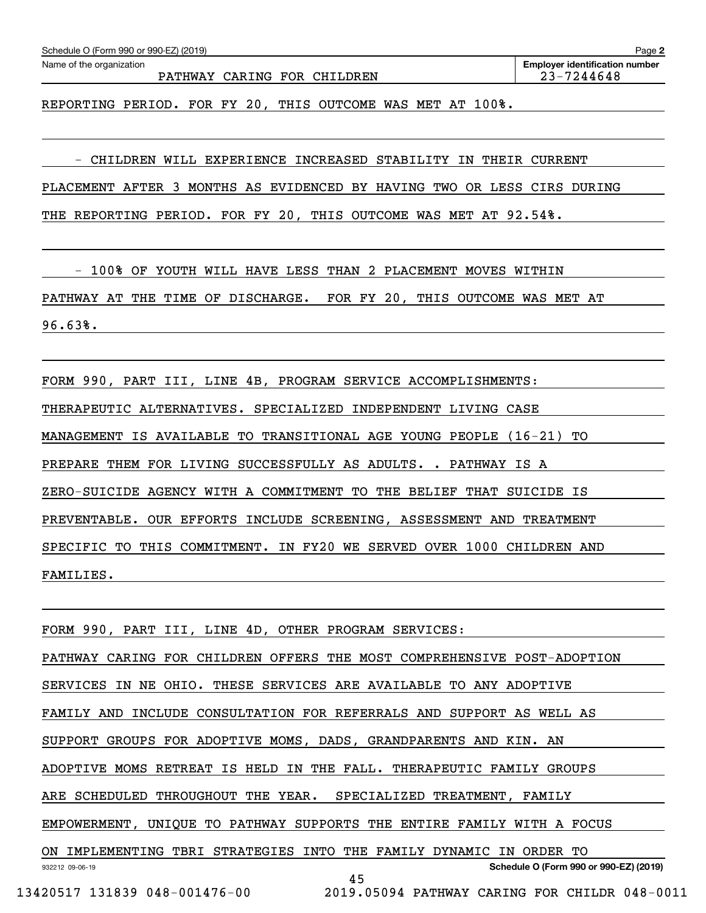Schedule O (Form 990 or 990-EZ) (2019)

Name of the organization: PATHWAY CARING FOR CHILDREN

Employer identification number: 23-7244648

REPORTING PERIOD. FOR FY 20, THIS OUTCOME WAS MET AT 100%.

- CHILDREN WILL EXPERIENCE INCREASED STABILITY IN THEIR CURRENT PLACEMENT AFTER 3 MONTHS AS EVIDENCED BY HAVING TWO OR LESS CIRS DURING THE REPORTING PERIOD. FOR FY 20, THIS OUTCOME WAS MET AT 92.54%.

- 100% OF YOUTH WILL HAVE LESS THAN 2 PLACEMENT MOVES WITHIN PATHWAY AT THE TIME OF DISCHARGE. FOR FY 20, THIS OUTCOME WAS MET AT 96.63%.

FORM 990, PART III, LINE 4B, PROGRAM SERVICE ACCOMPLISHMENTS:

THERAPEUTIC ALTERNATIVES. SPECIALIZED INDEPENDENT LIVING CASE MANAGEMENT IS AVAILABLE TO TRANSITIONAL AGE YOUNG PEOPLE (16-21) TO PREPARE THEM FOR LIVING SUCCESSFULLY AS ADULTS. . PATHWAY IS A ZERO-SUICIDE AGENCY WITH A COMMITMENT TO THE BELIEF THAT SUICIDE IS PREVENTABLE. OUR EFFORTS INCLUDE SCREENING, ASSESSMENT AND TREATMENT SPECIFIC TO THIS COMMITMENT. IN FY20 WE SERVED OVER 1000 CHILDREN AND FAMILIES.

FORM 990, PART III, LINE 4D, OTHER PROGRAM SERVICES:

PATHWAY CARING FOR CHILDREN OFFERS THE MOST COMPREHENSIVE POST-ADOPTION SERVICES IN NE OHIO. THESE SERVICES ARE AVAILABLE TO ANY ADOPTIVE FAMILY AND INCLUDE CONSULTATION FOR REFERRALS AND SUPPORT AS WELL AS SUPPORT GROUPS FOR ADOPTIVE MOMS, DADS, GRANDPARENTS AND KIN. AN ADOPTIVE MOMS RETREAT IS HELD IN THE FALL. THERAPEUTIC FAMILY GROUPS ARE SCHEDULED THROUGHOUT THE YEAR. SPECIALIZED TREATMENT, FAMILY EMPOWERMENT, UNIQUE TO PATHWAY SUPPORTS THE ENTIRE FAMILY WITH A FOCUS ON IMPLEMENTING TBRI STRATEGIES INTO THE FAMILY DYNAMIC IN ORDER TO

Schedule O (Form 990 or 990-EZ) (2019)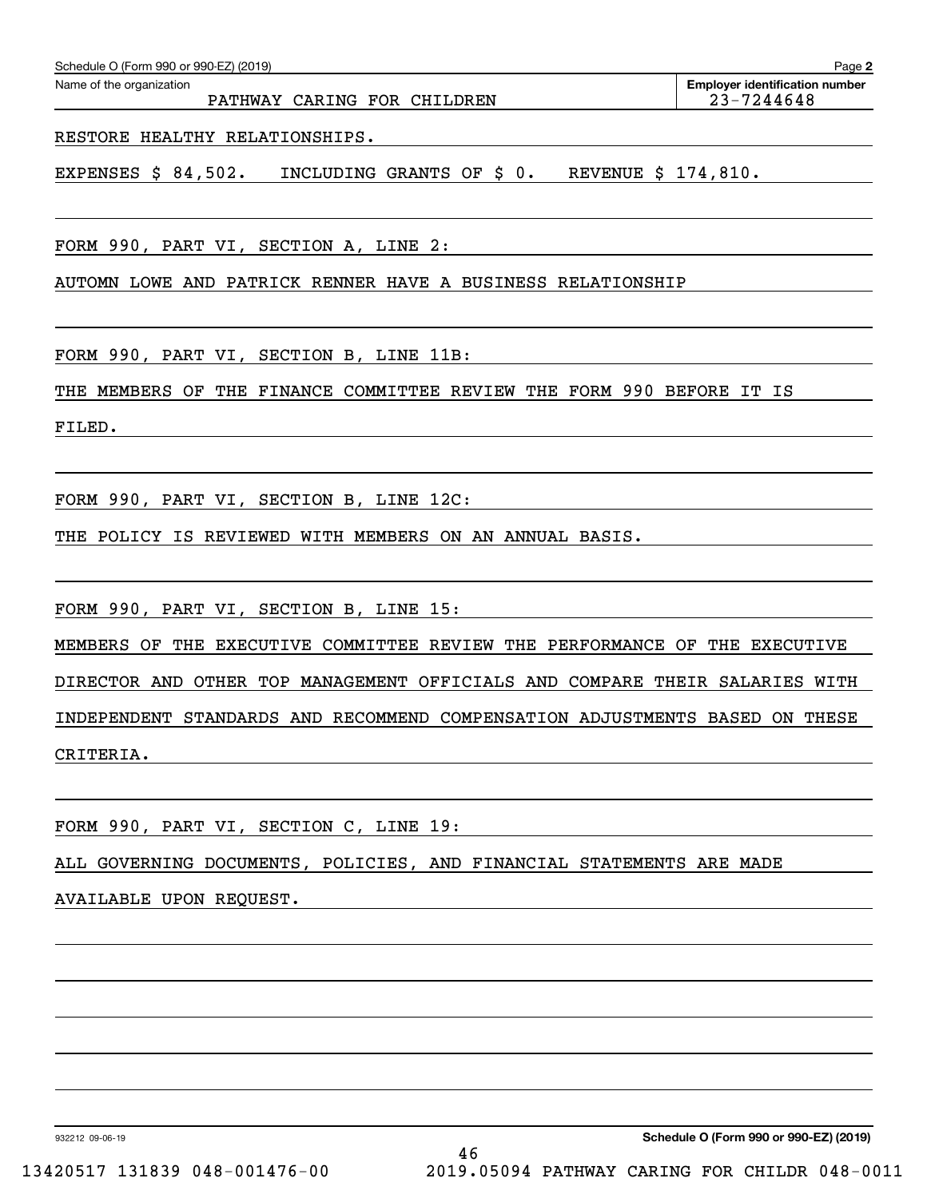Schedule O (Form 990 or 990-EZ) (2019)

Name of the organization: PATHWAY CARING FOR CHILDREN

Employer identification number: 23-7244648

RESTORE HEALTHY RELATIONSHIPS.

EXPENSES $ 84,502. INCLUDING GRANTS OF $ 0. REVENUE $ 174,810.

FORM 990, PART VI, SECTION A, LINE 2:

AUTOMN LOWE AND PATRICK RENNER HAVE A BUSINESS RELATIONSHIP

FORM 990, PART VI, SECTION B, LINE 11B:

THE MEMBERS OF THE FINANCE COMMITTEE REVIEW THE FORM 990 BEFORE IT IS FILED.

FORM 990, PART VI, SECTION B, LINE 12C:

THE POLICY IS REVIEWED WITH MEMBERS ON AN ANNUAL BASIS.

FORM 990, PART VI, SECTION B, LINE 15:

MEMBERS OF THE EXECUTIVE COMMITTEE REVIEW THE PERFORMANCE OF THE EXECUTIVE DIRECTOR AND OTHER TOP MANAGEMENT OFFICIALS AND COMPARE THEIR SALARIES WITH INDEPENDENT STANDARDS AND RECOMMEND COMPENSATION ADJUSTMENTS BASED ON THESE CRITERIA.

FORM 990, PART VI, SECTION C, LINE 19:

ALL GOVERNING DOCUMENTS, POLICIES, AND FINANCIAL STATEMENTS ARE MADE AVAILABLE UPON REQUEST.

932212 09-06-19

Schedule O (Form 990 or 990-EZ) (2019)

13420517 131839 048-001476-00 2019.05094 PATHWAY CARING FOR CHILDR 048-0011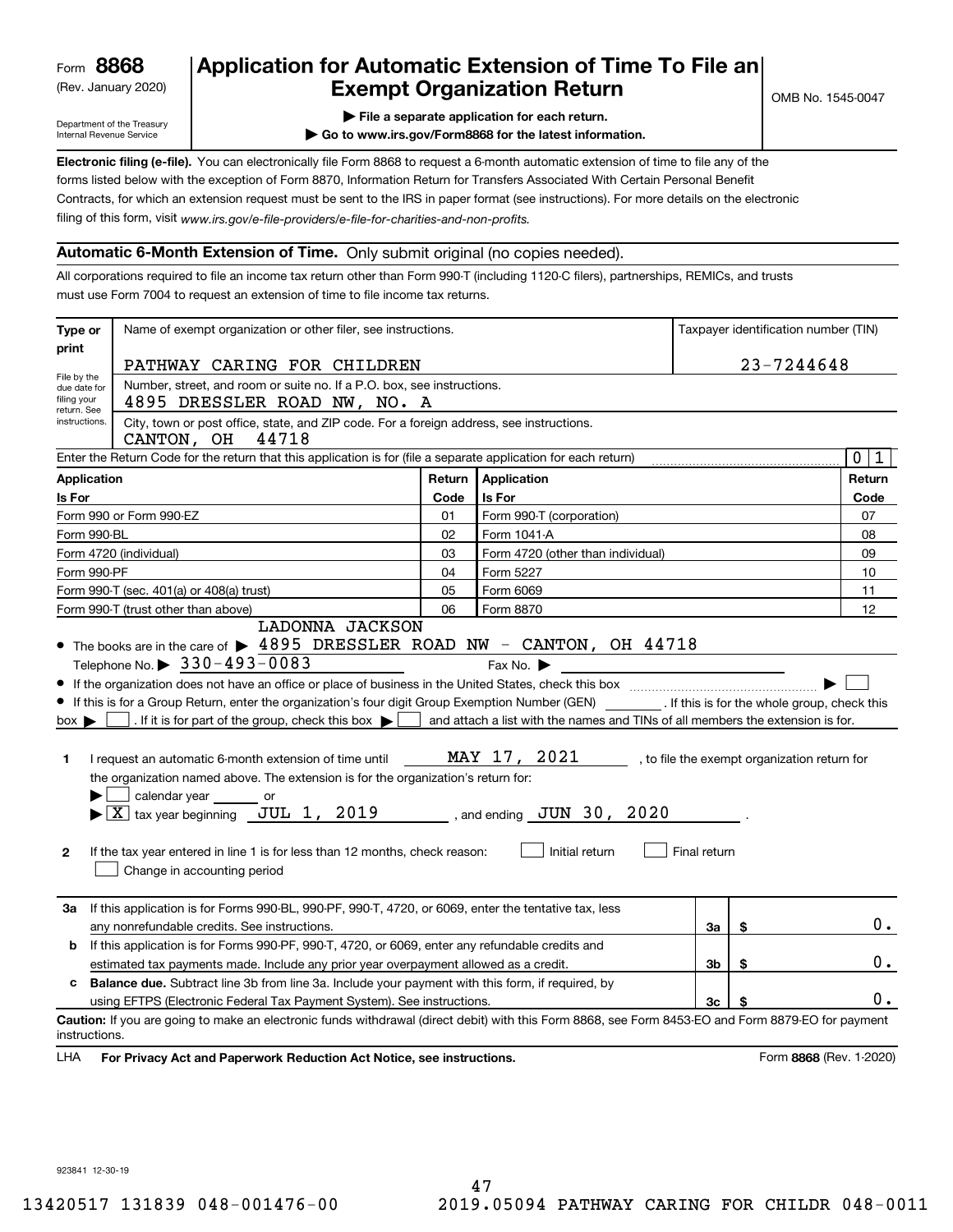Form **8868**
(Rev. January 2020)
Department of the Treasury
Internal Revenue Service

# Application for Automatic Extension of Time To File an Exempt Organization Return

OMB No. 1545-0047

▶ File a separate application for each return.
▶ Go to www.irs.gov/Form8868 for the latest information.

**Electronic filing (e-file).** You can electronically file Form 8868 to request a 6-month automatic extension of time to file any of the forms listed below with the exception of Form 8870, Information Return for Transfers Associated With Certain Personal Benefit Contracts, for which an extension request must be sent to the IRS in paper format (see instructions). For more details on the electronic filing of this form, visit *www.irs.gov/e-file-providers/e-file-for-charities-and-non-profits.*

## Automatic 6-Month Extension of Time. Only submit original (no copies needed).

All corporations required to file an income tax return other than Form 990-T (including 1120-C filers), partnerships, REMICs, and trusts must use Form 7004 to request an extension of time to file income tax returns.

| Type or print | Name of exempt organization or other filer, see instructions. | Taxpayer identification number (TIN) |
|---|---|---|
| File by the due date for filing your return. See instructions. | PATHWAY CARING FOR CHILDREN | 23-7244648 |
| | Number, street, and room or suite no. If a P.O. box, see instructions. 4895 DRESSLER ROAD NW, NO. A | |
| | City, town or post office, state, and ZIP code. For a foreign address, see instructions. CANTON, OH 44718 | |

Enter the Return Code for the return that this application is for (file a separate application for each return) ........ 0 1

| Application Is For | Return Code | Application Is For | Return Code |
|---|---|---|---|
| Form 990 or Form 990-EZ | 01 | Form 990-T (corporation) | 07 |
| Form 990-BL | 02 | Form 1041-A | 08 |
| Form 4720 (individual) | 03 | Form 4720 (other than individual) | 09 |
| Form 990-PF | 04 | Form 5227 | 10 |
| Form 990-T (sec. 401(a) or 408(a) trust) | 05 | Form 6069 | 11 |
| Form 990-T (trust other than above) | 06 | Form 8870 | 12 |

- The books are in the care of ▶ LADONNA JACKSON 4895 DRESSLER ROAD NW - CANTON, OH 44718
  Telephone No. ▶ 330-493-0083 Fax No. ▶
- If the organization does not have an office or place of business in the United States, check this box ........ ▶ ☐
- If this is for a Group Return, enter the organization's four digit Group Exemption Number (GEN) ______ . If this is for the whole group, check this box ▶ ☐ . If it is for part of the group, check this box ▶ ☐ and attach a list with the names and TINs of all members the extension is for.

**1** I request an automatic 6-month extension of time until MAY 17, 2021 , to file the exempt organization return for the organization named above. The extension is for the organization's return for:
▶ ☐ calendar year ______ or
▶ ☒ tax year beginning JUL 1, 2019 , and ending JUN 30, 2020 .

**2** If the tax year entered in line 1 is for less than 12 months, check reason: ☐ Initial return ☐ Final return
☐ Change in accounting period

| | | | |
|---|---|---|---|
| **3a** | If this application is for Forms 990-BL, 990-PF, 990-T, 4720, or 6069, enter the tentative tax, less any nonrefundable credits. See instructions. | 3a | $ 0. |
| **b** | If this application is for Forms 990-PF, 990-T, 4720, or 6069, enter any refundable credits and estimated tax payments made. Include any prior year overpayment allowed as a credit. | 3b | $ 0. |
| **c** | **Balance due.** Subtract line 3b from line 3a. Include your payment with this form, if required, by using EFTPS (Electronic Federal Tax Payment System). See instructions. | 3c | $ 0. |

**Caution:** If you are going to make an electronic funds withdrawal (direct debit) with this Form 8868, see Form 8453-EO and Form 8879-EO for payment instructions.

LHA **For Privacy Act and Paperwork Reduction Act Notice, see instructions.** Form **8868** (Rev. 1-2020)

923841 12-30-19

13420517 131839 048-001476-00 2019.05094 PATHWAY CARING FOR CHILDR 048-0011